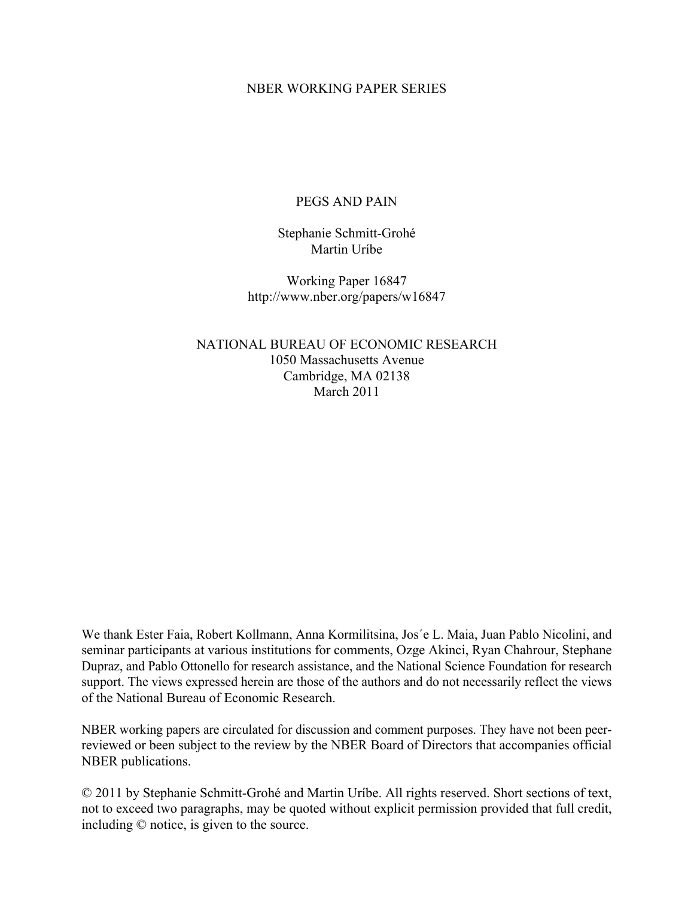NBER WORKING PAPER SERIES

# PEGS AND PAIN

Stephanie Schmitt-Grohé
Martin Uríbe

Working Paper 16847
http://www.nber.org/papers/w16847

NATIONAL BUREAU OF ECONOMIC RESEARCH
1050 Massachusetts Avenue
Cambridge, MA 02138
March 2011

We thank Ester Faia, Robert Kollmann, Anna Kormilitsina, Jos´e L. Maia, Juan Pablo Nicolini, and seminar participants at various institutions for comments, Ozge Akinci, Ryan Chahrour, Stephane Dupraz, and Pablo Ottonello for research assistance, and the National Science Foundation for research support. The views expressed herein are those of the authors and do not necessarily reflect the views of the National Bureau of Economic Research.

NBER working papers are circulated for discussion and comment purposes. They have not been peer-reviewed or been subject to the review by the NBER Board of Directors that accompanies official NBER publications.

© 2011 by Stephanie Schmitt-Grohé and Martin Uríbe. All rights reserved. Short sections of text, not to exceed two paragraphs, may be quoted without explicit permission provided that full credit, including © notice, is given to the source.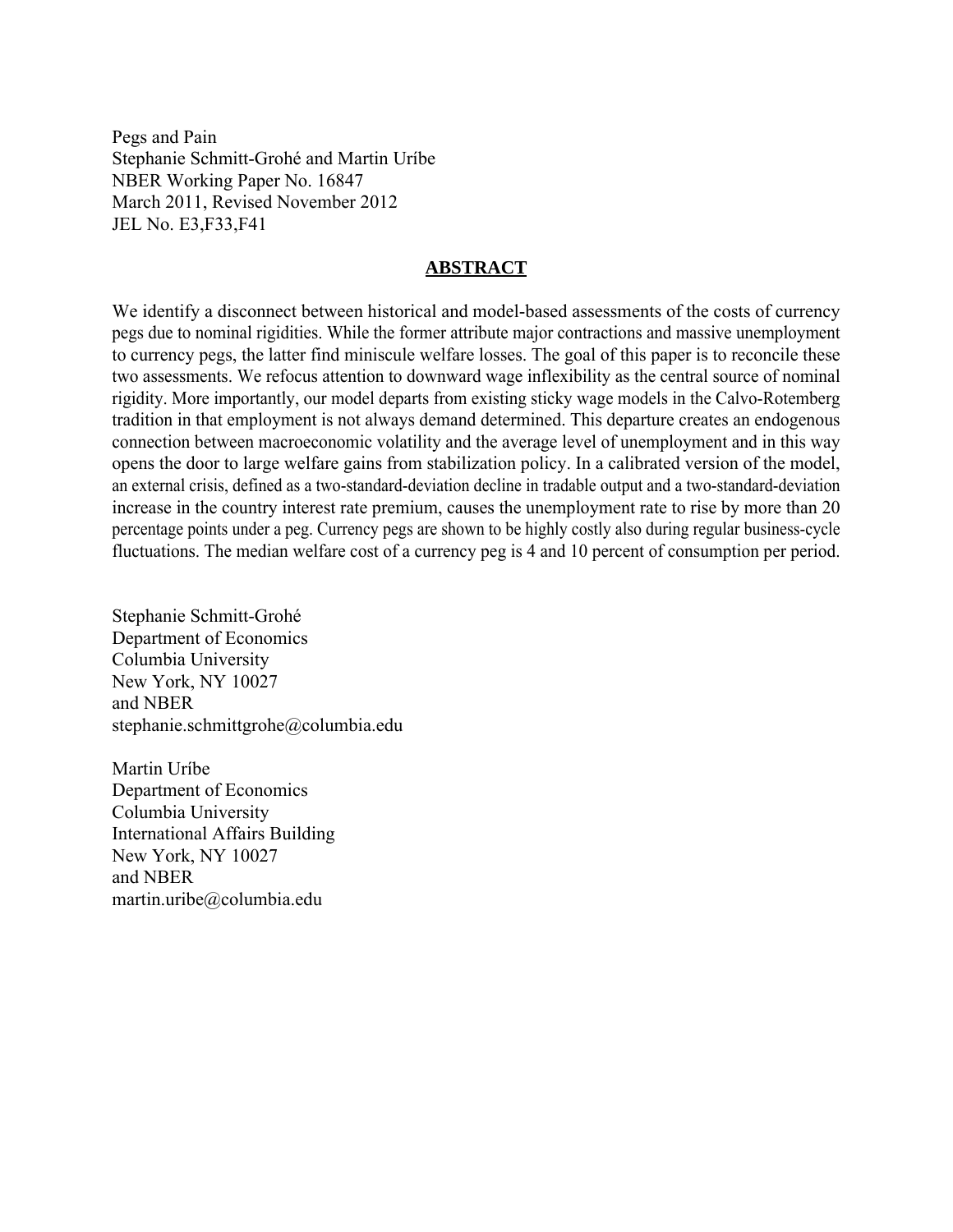Pegs and Pain
Stephanie Schmitt-Grohé and Martin Uríbe
NBER Working Paper No. 16847
March 2011, Revised November 2012
JEL No. E3,F33,F41

## **ABSTRACT**

We identify a disconnect between historical and model-based assessments of the costs of currency pegs due to nominal rigidities. While the former attribute major contractions and massive unemployment to currency pegs, the latter find miniscule welfare losses. The goal of this paper is to reconcile these two assessments. We refocus attention to downward wage inflexibility as the central source of nominal rigidity. More importantly, our model departs from existing sticky wage models in the Calvo-Rotemberg tradition in that employment is not always demand determined. This departure creates an endogenous connection between macroeconomic volatility and the average level of unemployment and in this way opens the door to large welfare gains from stabilization policy. In a calibrated version of the model, an external crisis, defined as a two-standard-deviation decline in tradable output and a two-standard-deviation increase in the country interest rate premium, causes the unemployment rate to rise by more than 20 percentage points under a peg. Currency pegs are shown to be highly costly also during regular business-cycle fluctuations. The median welfare cost of a currency peg is 4 and 10 percent of consumption per period.

Stephanie Schmitt-Grohé
Department of Economics
Columbia University
New York, NY 10027
and NBER
stephanie.schmittgrohe@columbia.edu

Martin Uríbe
Department of Economics
Columbia University
International Affairs Building
New York, NY 10027
and NBER
martin.uribe@columbia.edu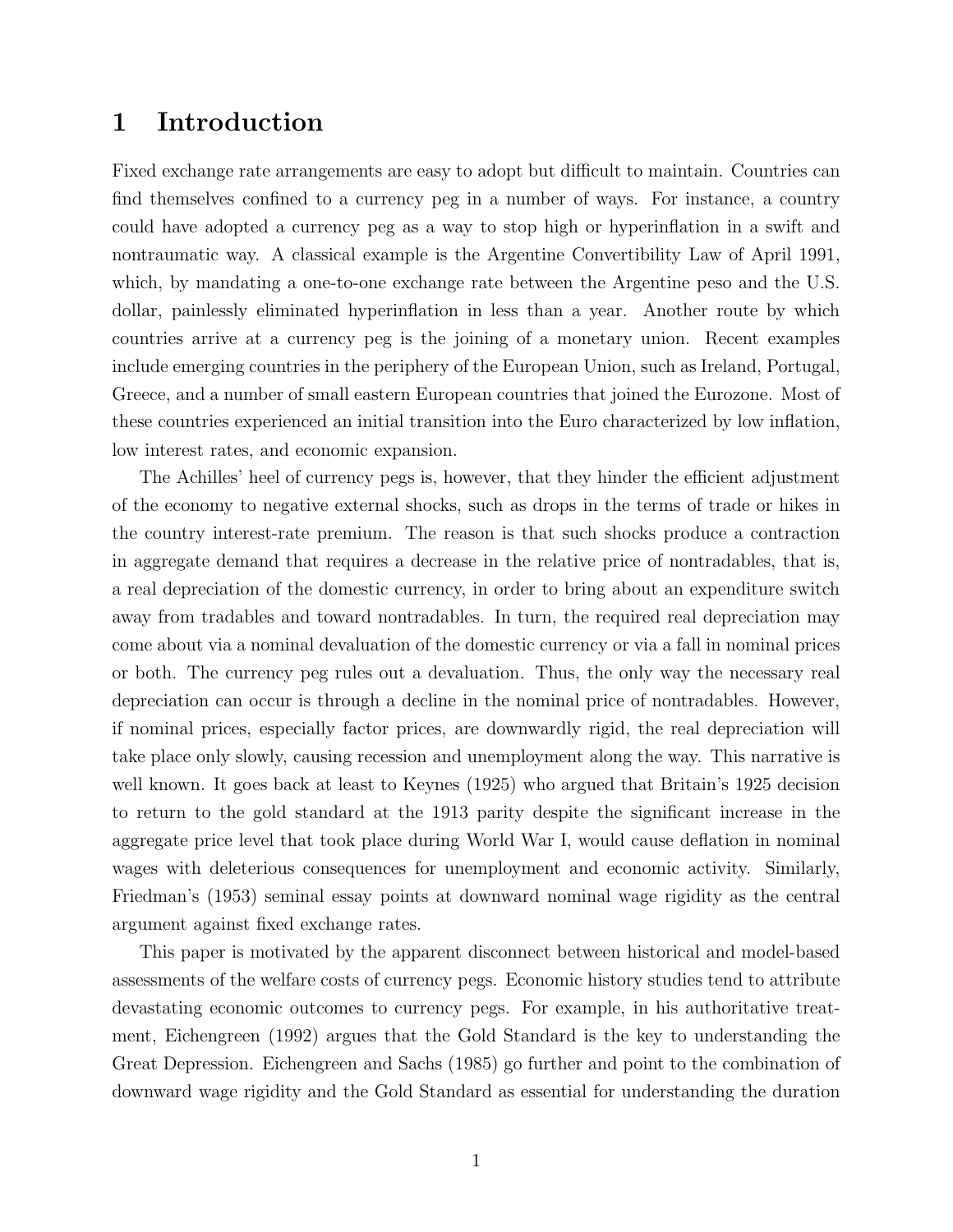# 1 Introduction

Fixed exchange rate arrangements are easy to adopt but difficult to maintain. Countries can find themselves confined to a currency peg in a number of ways. For instance, a country could have adopted a currency peg as a way to stop high or hyperinflation in a swift and nontraumatic way. A classical example is the Argentine Convertibility Law of April 1991, which, by mandating a one-to-one exchange rate between the Argentine peso and the U.S. dollar, painlessly eliminated hyperinflation in less than a year. Another route by which countries arrive at a currency peg is the joining of a monetary union. Recent examples include emerging countries in the periphery of the European Union, such as Ireland, Portugal, Greece, and a number of small eastern European countries that joined the Eurozone. Most of these countries experienced an initial transition into the Euro characterized by low inflation, low interest rates, and economic expansion.

The Achilles' heel of currency pegs is, however, that they hinder the efficient adjustment of the economy to negative external shocks, such as drops in the terms of trade or hikes in the country interest-rate premium. The reason is that such shocks produce a contraction in aggregate demand that requires a decrease in the relative price of nontradables, that is, a real depreciation of the domestic currency, in order to bring about an expenditure switch away from tradables and toward nontradables. In turn, the required real depreciation may come about via a nominal devaluation of the domestic currency or via a fall in nominal prices or both. The currency peg rules out a devaluation. Thus, the only way the necessary real depreciation can occur is through a decline in the nominal price of nontradables. However, if nominal prices, especially factor prices, are downwardly rigid, the real depreciation will take place only slowly, causing recession and unemployment along the way. This narrative is well known. It goes back at least to Keynes (1925) who argued that Britain's 1925 decision to return to the gold standard at the 1913 parity despite the significant increase in the aggregate price level that took place during World War I, would cause deflation in nominal wages with deleterious consequences for unemployment and economic activity. Similarly, Friedman's (1953) seminal essay points at downward nominal wage rigidity as the central argument against fixed exchange rates.

This paper is motivated by the apparent disconnect between historical and model-based assessments of the welfare costs of currency pegs. Economic history studies tend to attribute devastating economic outcomes to currency pegs. For example, in his authoritative treatment, Eichengreen (1992) argues that the Gold Standard is the key to understanding the Great Depression. Eichengreen and Sachs (1985) go further and point to the combination of downward wage rigidity and the Gold Standard as essential for understanding the duration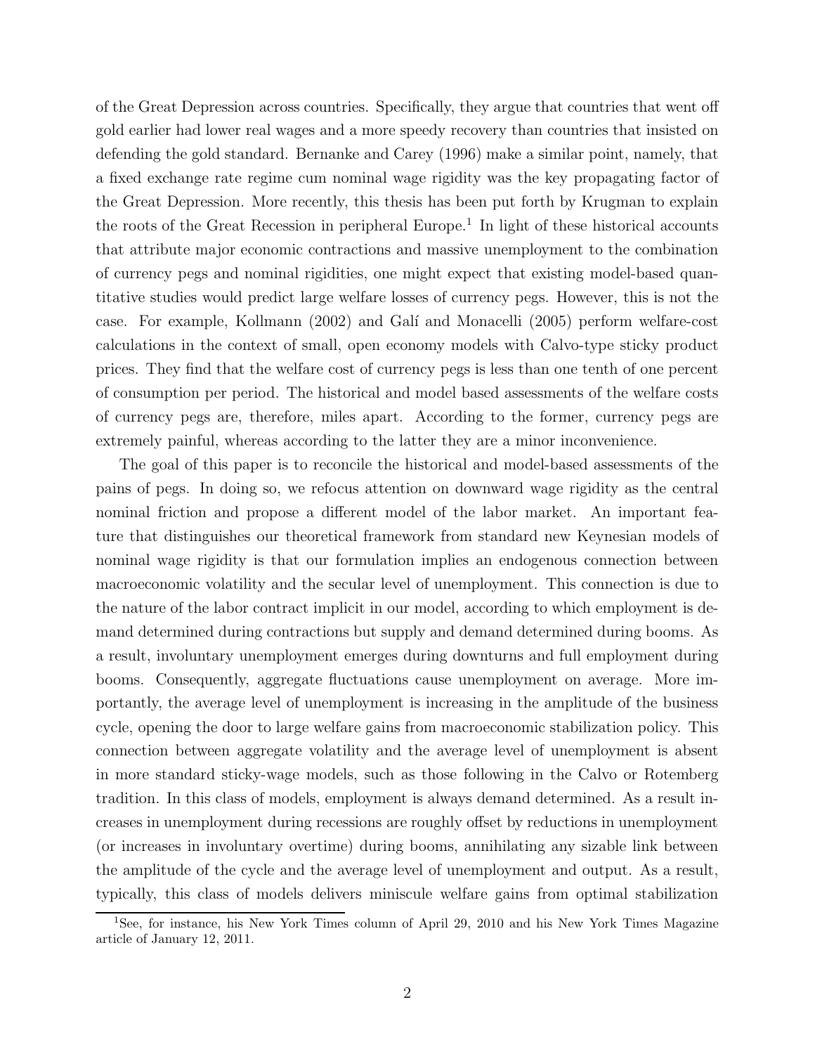of the Great Depression across countries. Specifically, they argue that countries that went off gold earlier had lower real wages and a more speedy recovery than countries that insisted on defending the gold standard. Bernanke and Carey (1996) make a similar point, namely, that a fixed exchange rate regime cum nominal wage rigidity was the key propagating factor of the Great Depression. More recently, this thesis has been put forth by Krugman to explain the roots of the Great Recession in peripheral Europe.[1] In light of these historical accounts that attribute major economic contractions and massive unemployment to the combination of currency pegs and nominal rigidities, one might expect that existing model-based quantitative studies would predict large welfare losses of currency pegs. However, this is not the case. For example, Kollmann (2002) and Galí and Monacelli (2005) perform welfare-cost calculations in the context of small, open economy models with Calvo-type sticky product prices. They find that the welfare cost of currency pegs is less than one tenth of one percent of consumption per period. The historical and model based assessments of the welfare costs of currency pegs are, therefore, miles apart. According to the former, currency pegs are extremely painful, whereas according to the latter they are a minor inconvenience.

The goal of this paper is to reconcile the historical and model-based assessments of the pains of pegs. In doing so, we refocus attention on downward wage rigidity as the central nominal friction and propose a different model of the labor market. An important feature that distinguishes our theoretical framework from standard new Keynesian models of nominal wage rigidity is that our formulation implies an endogenous connection between macroeconomic volatility and the secular level of unemployment. This connection is due to the nature of the labor contract implicit in our model, according to which employment is demand determined during contractions but supply and demand determined during booms. As a result, involuntary unemployment emerges during downturns and full employment during booms. Consequently, aggregate fluctuations cause unemployment on average. More importantly, the average level of unemployment is increasing in the amplitude of the business cycle, opening the door to large welfare gains from macroeconomic stabilization policy. This connection between aggregate volatility and the average level of unemployment is absent in more standard sticky-wage models, such as those following in the Calvo or Rotemberg tradition. In this class of models, employment is always demand determined. As a result increases in unemployment during recessions are roughly offset by reductions in unemployment (or increases in involuntary overtime) during booms, annihilating any sizable link between the amplitude of the cycle and the average level of unemployment and output. As a result, typically, this class of models delivers miniscule welfare gains from optimal stabilization

[1] See, for instance, his New York Times column of April 29, 2010 and his New York Times Magazine article of January 12, 2011.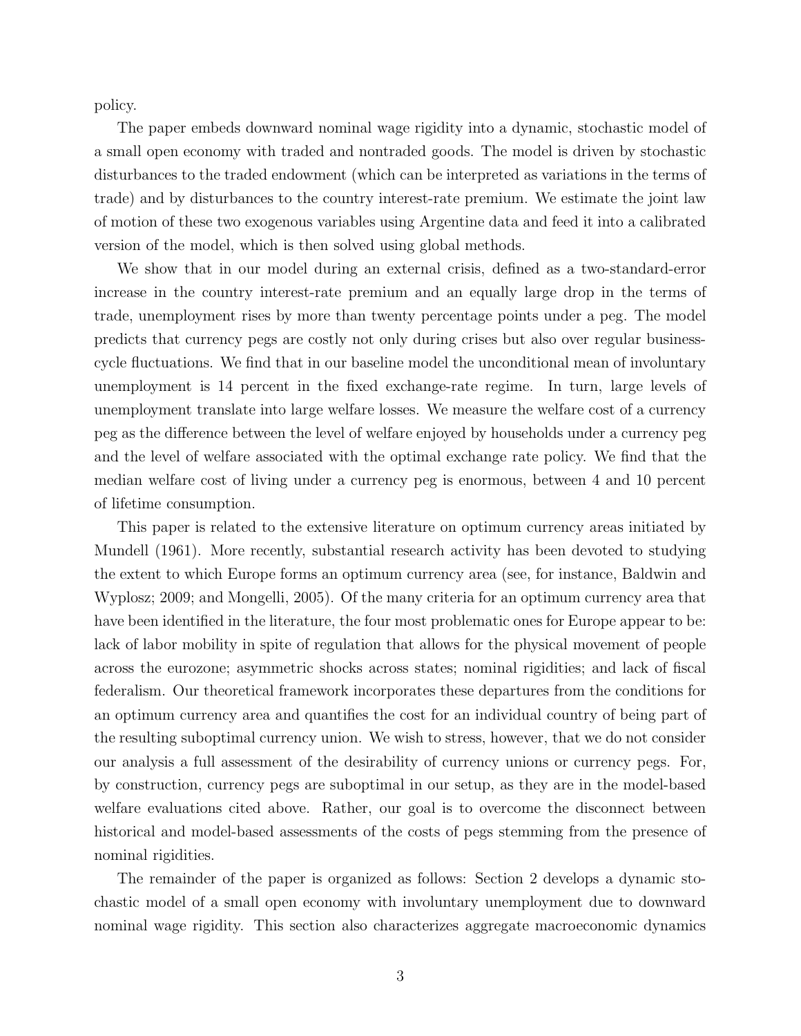policy.

The paper embeds downward nominal wage rigidity into a dynamic, stochastic model of a small open economy with traded and nontraded goods. The model is driven by stochastic disturbances to the traded endowment (which can be interpreted as variations in the terms of trade) and by disturbances to the country interest-rate premium. We estimate the joint law of motion of these two exogenous variables using Argentine data and feed it into a calibrated version of the model, which is then solved using global methods.

We show that in our model during an external crisis, defined as a two-standard-error increase in the country interest-rate premium and an equally large drop in the terms of trade, unemployment rises by more than twenty percentage points under a peg. The model predicts that currency pegs are costly not only during crises but also over regular business-cycle fluctuations. We find that in our baseline model the unconditional mean of involuntary unemployment is 14 percent in the fixed exchange-rate regime. In turn, large levels of unemployment translate into large welfare losses. We measure the welfare cost of a currency peg as the difference between the level of welfare enjoyed by households under a currency peg and the level of welfare associated with the optimal exchange rate policy. We find that the median welfare cost of living under a currency peg is enormous, between 4 and 10 percent of lifetime consumption.

This paper is related to the extensive literature on optimum currency areas initiated by Mundell (1961). More recently, substantial research activity has been devoted to studying the extent to which Europe forms an optimum currency area (see, for instance, Baldwin and Wyplosz; 2009; and Mongelli, 2005). Of the many criteria for an optimum currency area that have been identified in the literature, the four most problematic ones for Europe appear to be: lack of labor mobility in spite of regulation that allows for the physical movement of people across the eurozone; asymmetric shocks across states; nominal rigidities; and lack of fiscal federalism. Our theoretical framework incorporates these departures from the conditions for an optimum currency area and quantifies the cost for an individual country of being part of the resulting suboptimal currency union. We wish to stress, however, that we do not consider our analysis a full assessment of the desirability of currency unions or currency pegs. For, by construction, currency pegs are suboptimal in our setup, as they are in the model-based welfare evaluations cited above. Rather, our goal is to overcome the disconnect between historical and model-based assessments of the costs of pegs stemming from the presence of nominal rigidities.

The remainder of the paper is organized as follows: Section 2 develops a dynamic stochastic model of a small open economy with involuntary unemployment due to downward nominal wage rigidity. This section also characterizes aggregate macroeconomic dynamics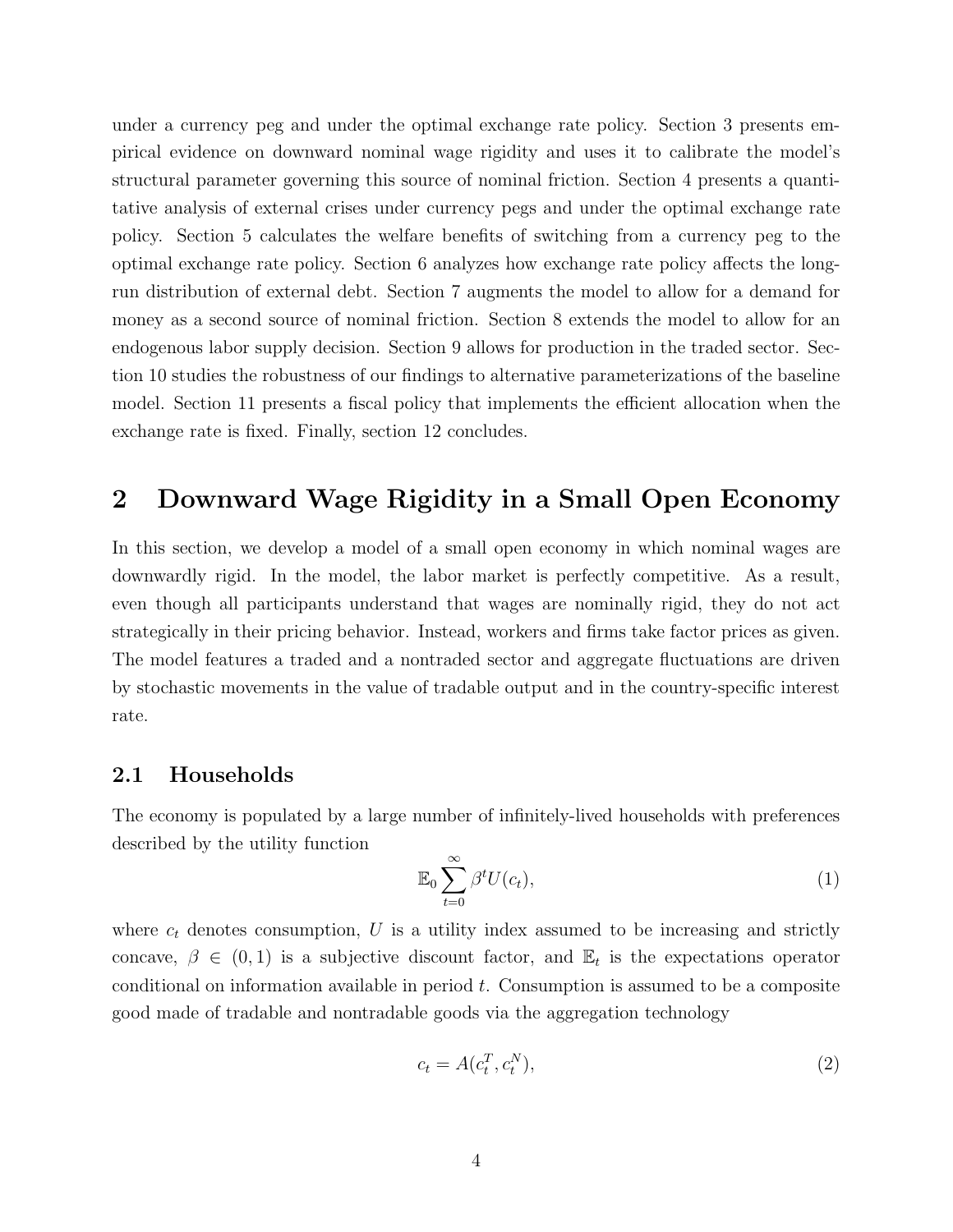under a currency peg and under the optimal exchange rate policy. Section 3 presents empirical evidence on downward nominal wage rigidity and uses it to calibrate the model's structural parameter governing this source of nominal friction. Section 4 presents a quantitative analysis of external crises under currency pegs and under the optimal exchange rate policy. Section 5 calculates the welfare benefits of switching from a currency peg to the optimal exchange rate policy. Section 6 analyzes how exchange rate policy affects the long-run distribution of external debt. Section 7 augments the model to allow for a demand for money as a second source of nominal friction. Section 8 extends the model to allow for an endogenous labor supply decision. Section 9 allows for production in the traded sector. Section 10 studies the robustness of our findings to alternative parameterizations of the baseline model. Section 11 presents a fiscal policy that implements the efficient allocation when the exchange rate is fixed. Finally, section 12 concludes.

# 2 Downward Wage Rigidity in a Small Open Economy

In this section, we develop a model of a small open economy in which nominal wages are downwardly rigid. In the model, the labor market is perfectly competitive. As a result, even though all participants understand that wages are nominally rigid, they do not act strategically in their pricing behavior. Instead, workers and firms take factor prices as given. The model features a traded and a nontraded sector and aggregate fluctuations are driven by stochastic movements in the value of tradable output and in the country-specific interest rate.

## 2.1 Households

The economy is populated by a large number of infinitely-lived households with preferences described by the utility function

$$\mathbb{E}_0 \sum_{t=0}^{\infty} \beta^t U(c_t), \tag{1}$$

where $c_t$ denotes consumption, $U$ is a utility index assumed to be increasing and strictly concave, $\beta \in (0, 1)$ is a subjective discount factor, and $\mathbb{E}_t$ is the expectations operator conditional on information available in period $t$. Consumption is assumed to be a composite good made of tradable and nontradable goods via the aggregation technology

$$c_t = A(c_t^T, c_t^N), \tag{2}$$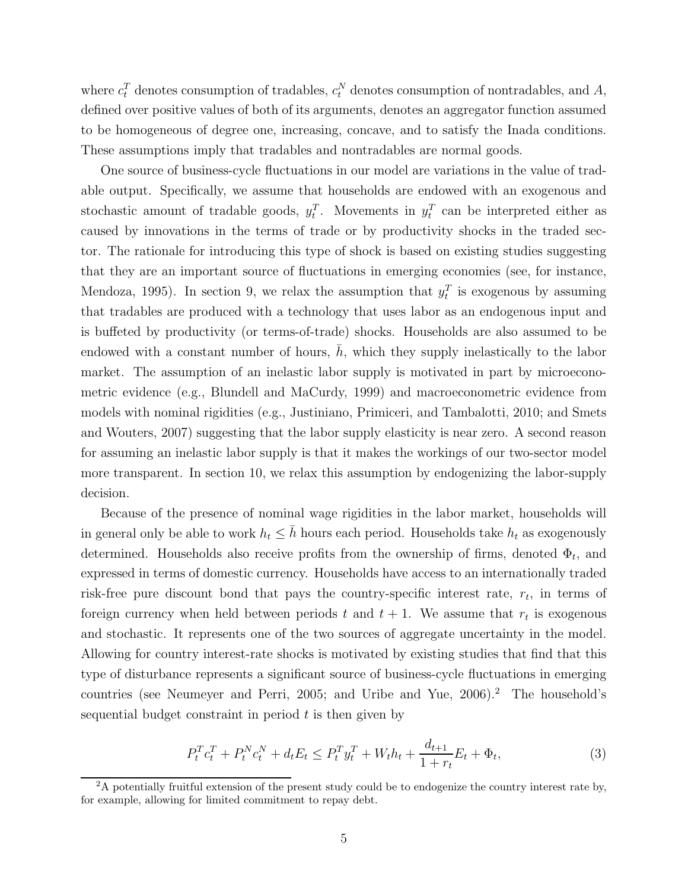where $c_t^T$ denotes consumption of tradables, $c_t^N$ denotes consumption of nontradables, and $A$, defined over positive values of both of its arguments, denotes an aggregator function assumed to be homogeneous of degree one, increasing, concave, and to satisfy the Inada conditions. These assumptions imply that tradables and nontradables are normal goods.

One source of business-cycle fluctuations in our model are variations in the value of tradable output. Specifically, we assume that households are endowed with an exogenous and stochastic amount of tradable goods, $y_t^T$. Movements in $y_t^T$ can be interpreted either as caused by innovations in the terms of trade or by productivity shocks in the traded sector. The rationale for introducing this type of shock is based on existing studies suggesting that they are an important source of fluctuations in emerging economies (see, for instance, Mendoza, 1995). In section 9, we relax the assumption that $y_t^T$ is exogenous by assuming that tradables are produced with a technology that uses labor as an endogenous input and is buffeted by productivity (or terms-of-trade) shocks. Households are also assumed to be endowed with a constant number of hours, $\bar{h}$, which they supply inelastically to the labor market. The assumption of an inelastic labor supply is motivated in part by microeconometric evidence (e.g., Blundell and MaCurdy, 1999) and macroeconometric evidence from models with nominal rigidities (e.g., Justiniano, Primiceri, and Tambalotti, 2010; and Smets and Wouters, 2007) suggesting that the labor supply elasticity is near zero. A second reason for assuming an inelastic labor supply is that it makes the workings of our two-sector model more transparent. In section 10, we relax this assumption by endogenizing the labor-supply decision.

Because of the presence of nominal wage rigidities in the labor market, households will in general only be able to work $h_t \leq \bar{h}$ hours each period. Households take $h_t$ as exogenously determined. Households also receive profits from the ownership of firms, denoted $\Phi_t$, and expressed in terms of domestic currency. Households have access to an internationally traded risk-free pure discount bond that pays the country-specific interest rate, $r_t$, in terms of foreign currency when held between periods $t$ and $t+1$. We assume that $r_t$ is exogenous and stochastic. It represents one of the two sources of aggregate uncertainty in the model. Allowing for country interest-rate shocks is motivated by existing studies that find that this type of disturbance represents a significant source of business-cycle fluctuations in emerging countries (see Neumeyer and Perri, 2005; and Uribe and Yue, 2006).[2] The household's sequential budget constraint in period $t$ is then given by

$$P_t^T c_t^T + P_t^N c_t^N + d_t E_t \leq P_t^T y_t^T + W_t h_t + \frac{d_{t+1}}{1+r_t} E_t + \Phi_t, \tag{3}$$

[2] A potentially fruitful extension of the present study could be to endogenize the country interest rate by, for example, allowing for limited commitment to repay debt.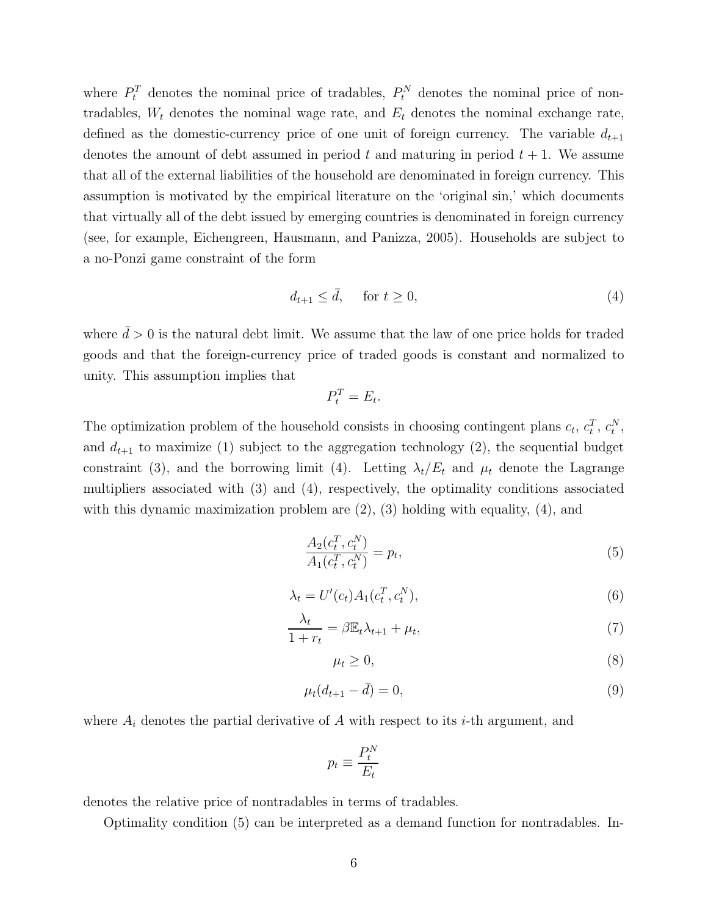where $P_t^T$ denotes the nominal price of tradables, $P_t^N$ denotes the nominal price of nontradables, $W_t$ denotes the nominal wage rate, and $E_t$ denotes the nominal exchange rate, defined as the domestic-currency price of one unit of foreign currency. The variable $d_{t+1}$ denotes the amount of debt assumed in period $t$ and maturing in period $t+1$. We assume that all of the external liabilities of the household are denominated in foreign currency. This assumption is motivated by the empirical literature on the 'original sin,' which documents that virtually all of the debt issued by emerging countries is denominated in foreign currency (see, for example, Eichengreen, Hausmann, and Panizza, 2005). Households are subject to a no-Ponzi game constraint of the form

$$d_{t+1} \leq \bar{d}, \quad \text{for } t \geq 0, \tag{4}$$

where $\bar{d} > 0$ is the natural debt limit. We assume that the law of one price holds for traded goods and that the foreign-currency price of traded goods is constant and normalized to unity. This assumption implies that

$$P_t^T = E_t.$$

The optimization problem of the household consists in choosing contingent plans $c_t$, $c_t^T$, $c_t^N$, and $d_{t+1}$ to maximize (1) subject to the aggregation technology (2), the sequential budget constraint (3), and the borrowing limit (4). Letting $\lambda_t/E_t$ and $\mu_t$ denote the Lagrange multipliers associated with (3) and (4), respectively, the optimality conditions associated with this dynamic maximization problem are (2), (3) holding with equality, (4), and

$$\frac{A_2(c_t^T, c_t^N)}{A_1(c_t^T, c_t^N)} = p_t, \tag{5}$$

$$\lambda_t = U'(c_t) A_1(c_t^T, c_t^N), \tag{6}$$

$$\frac{\lambda_t}{1+r_t} = \beta \mathbb{E}_t \lambda_{t+1} + \mu_t, \tag{7}$$

$$\mu_t \geq 0, \tag{8}$$

$$\mu_t (d_{t+1} - \bar{d}) = 0, \tag{9}$$

where $A_i$ denotes the partial derivative of $A$ with respect to its $i$-th argument, and

$$p_t \equiv \frac{P_t^N}{E_t}$$

denotes the relative price of nontradables in terms of tradables.

Optimality condition (5) can be interpreted as a demand function for nontradables. In-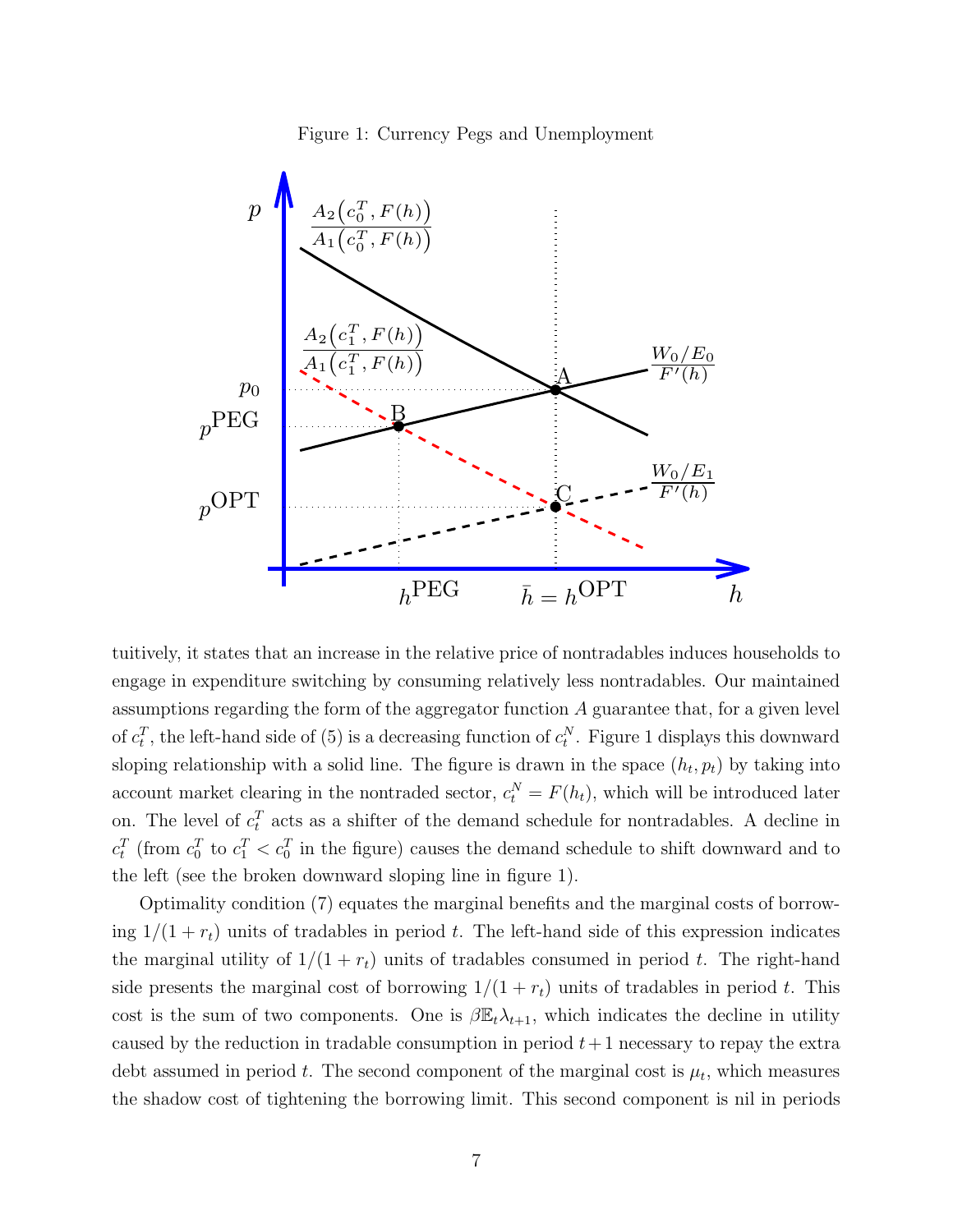Figure 1: Currency Pegs and Unemployment

tuitively, it states that an increase in the relative price of nontradables induces households to engage in expenditure switching by consuming relatively less nontradables. Our maintained assumptions regarding the form of the aggregator function $A$ guarantee that, for a given level of $c_t^T$, the left-hand side of (5) is a decreasing function of $c_t^N$. Figure 1 displays this downward sloping relationship with a solid line. The figure is drawn in the space $(h_t, p_t)$ by taking into account market clearing in the nontraded sector, $c_t^N = F(h_t)$, which will be introduced later on. The level of $c_t^T$ acts as a shifter of the demand schedule for nontradables. A decline in $c_t^T$ (from $c_0^T$ to $c_1^T < c_0^T$ in the figure) causes the demand schedule to shift downward and to the left (see the broken downward sloping line in figure 1).

Optimality condition (7) equates the marginal benefits and the marginal costs of borrowing $1/(1+r_t)$ units of tradables in period $t$. The left-hand side of this expression indicates the marginal utility of $1/(1+r_t)$ units of tradables consumed in period $t$. The right-hand side presents the marginal cost of borrowing $1/(1+r_t)$ units of tradables in period $t$. This cost is the sum of two components. One is $\beta \mathbb{E}_t \lambda_{t+1}$, which indicates the decline in utility caused by the reduction in tradable consumption in period $t+1$ necessary to repay the extra debt assumed in period $t$. The second component of the marginal cost is $\mu_t$, which measures the shadow cost of tightening the borrowing limit. This second component is nil in periods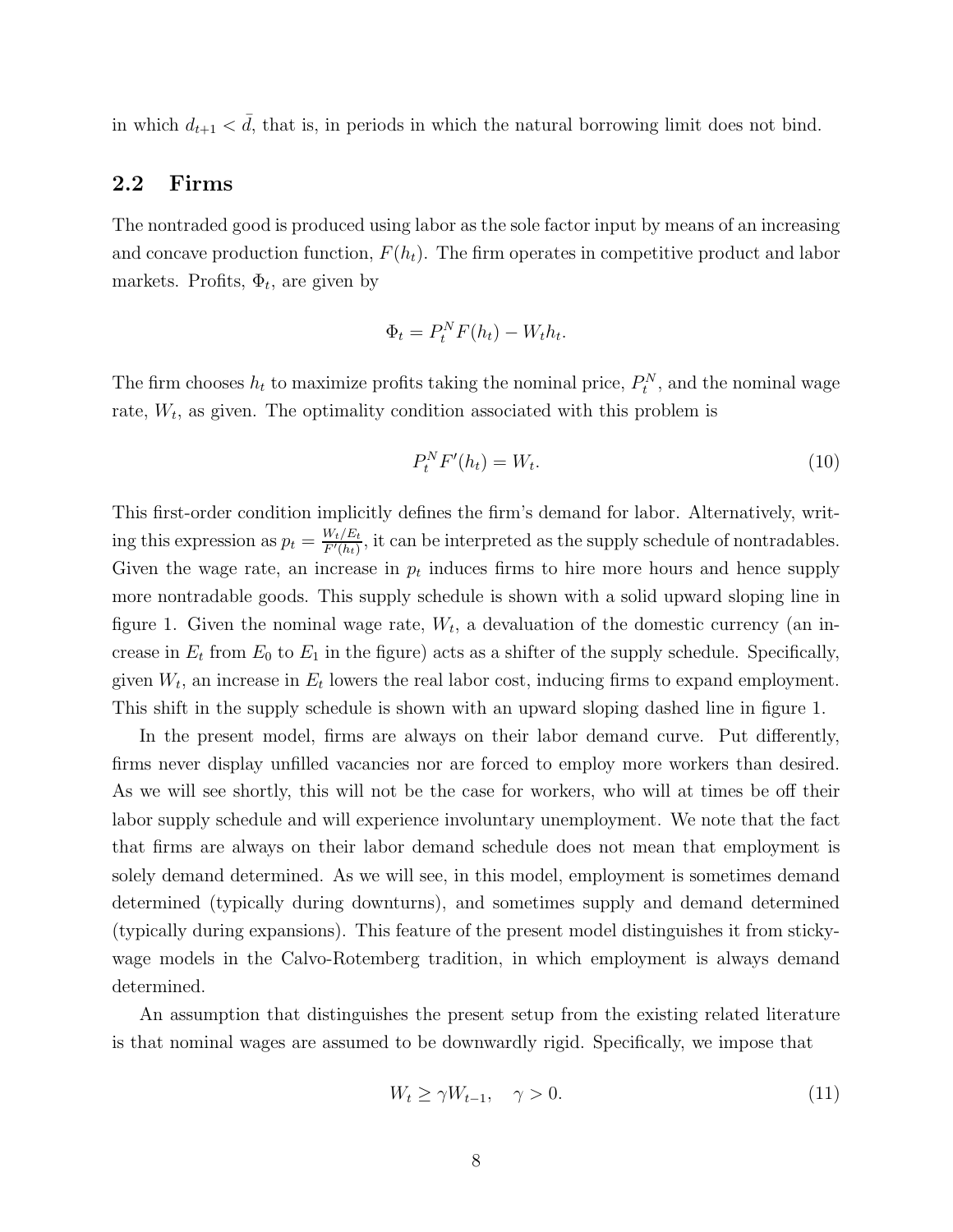in which $d_{t+1} < \bar{d}$, that is, in periods in which the natural borrowing limit does not bind.

## 2.2 Firms

The nontraded good is produced using labor as the sole factor input by means of an increasing and concave production function, $F(h_t)$. The firm operates in competitive product and labor markets. Profits, $\Phi_t$, are given by

$$\Phi_t = P_t^N F(h_t) - W_t h_t.$$

The firm chooses $h_t$ to maximize profits taking the nominal price, $P_t^N$, and the nominal wage rate, $W_t$, as given. The optimality condition associated with this problem is

$$P_t^N F'(h_t) = W_t. \tag{10}$$

This first-order condition implicitly defines the firm's demand for labor. Alternatively, writing this expression as $p_t = \frac{W_t/E_t}{F'(h_t)}$, it can be interpreted as the supply schedule of nontradables. Given the wage rate, an increase in $p_t$ induces firms to hire more hours and hence supply more nontradable goods. This supply schedule is shown with a solid upward sloping line in figure 1. Given the nominal wage rate, $W_t$, a devaluation of the domestic currency (an increase in $E_t$ from $E_0$ to $E_1$ in the figure) acts as a shifter of the supply schedule. Specifically, given $W_t$, an increase in $E_t$ lowers the real labor cost, inducing firms to expand employment. This shift in the supply schedule is shown with an upward sloping dashed line in figure 1.

In the present model, firms are always on their labor demand curve. Put differently, firms never display unfilled vacancies nor are forced to employ more workers than desired. As we will see shortly, this will not be the case for workers, who will at times be off their labor supply schedule and will experience involuntary unemployment. We note that the fact that firms are always on their labor demand schedule does not mean that employment is solely demand determined. As we will see, in this model, employment is sometimes demand determined (typically during downturns), and sometimes supply and demand determined (typically during expansions). This feature of the present model distinguishes it from sticky-wage models in the Calvo-Rotemberg tradition, in which employment is always demand determined.

An assumption that distinguishes the present setup from the existing related literature is that nominal wages are assumed to be downwardly rigid. Specifically, we impose that

$$W_t \geq \gamma W_{t-1}, \quad \gamma > 0. \tag{11}$$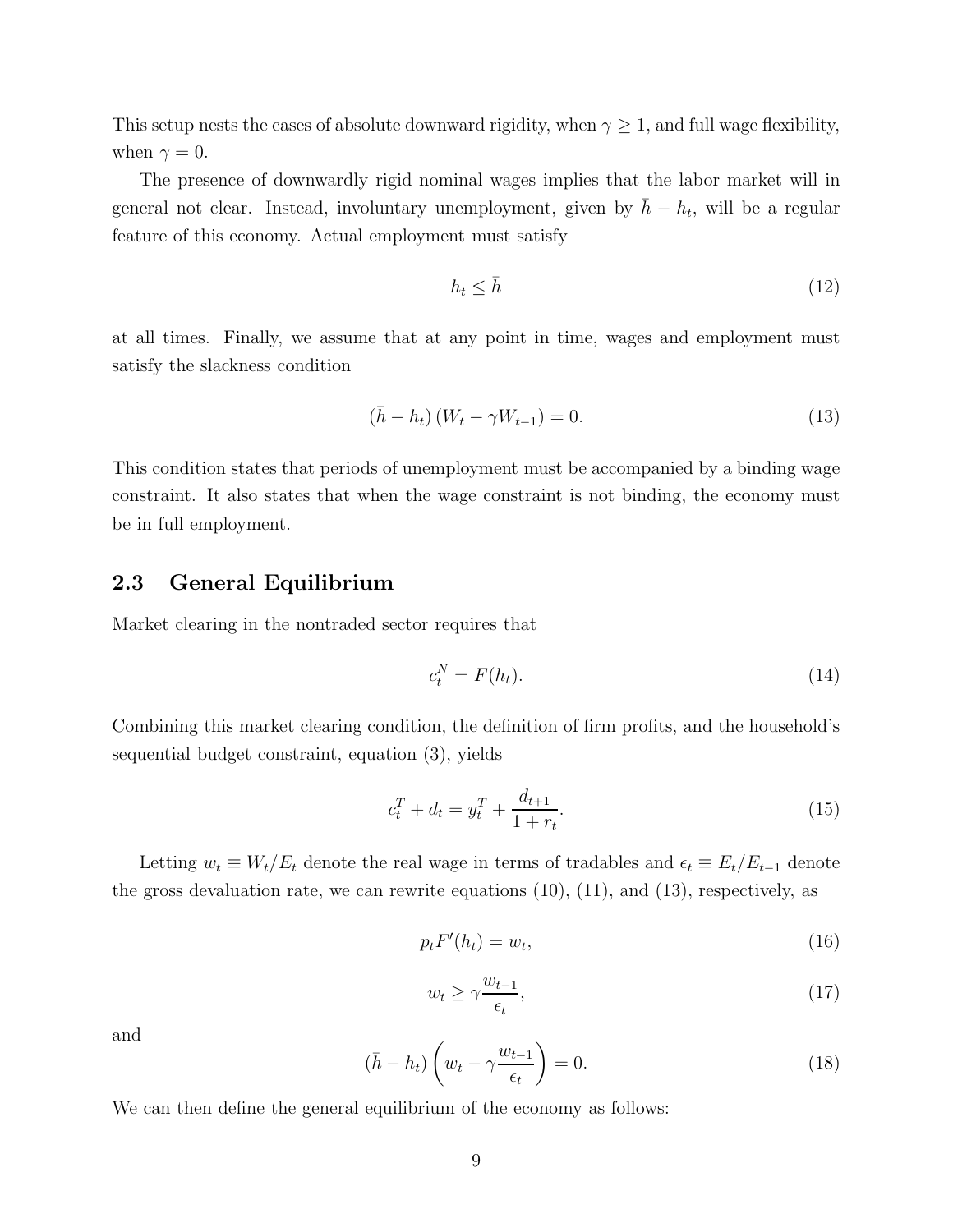This setup nests the cases of absolute downward rigidity, when $\gamma \geq 1$, and full wage flexibility, when $\gamma = 0$.

The presence of downwardly rigid nominal wages implies that the labor market will in general not clear. Instead, involuntary unemployment, given by $\bar{h} - h_t$, will be a regular feature of this economy. Actual employment must satisfy

$$h_t \leq \bar{h} \tag{12}$$

at all times. Finally, we assume that at any point in time, wages and employment must satisfy the slackness condition

$$(\bar{h} - h_t)(W_t - \gamma W_{t-1}) = 0. \tag{13}$$

This condition states that periods of unemployment must be accompanied by a binding wage constraint. It also states that when the wage constraint is not binding, the economy must be in full employment.

## 2.3 General Equilibrium

Market clearing in the nontraded sector requires that

$$c_t^N = F(h_t). \tag{14}$$

Combining this market clearing condition, the definition of firm profits, and the household's sequential budget constraint, equation (3), yields

$$c_t^T + d_t = y_t^T + \frac{d_{t+1}}{1 + r_t}. \tag{15}$$

Letting $w_t \equiv W_t/E_t$ denote the real wage in terms of tradables and $\epsilon_t \equiv E_t/E_{t-1}$ denote the gross devaluation rate, we can rewrite equations (10), (11), and (13), respectively, as

$$p_t F'(h_t) = w_t, \tag{16}$$

$$w_t \geq \gamma \frac{w_{t-1}}{\epsilon_t}, \tag{17}$$

and

$$(\bar{h} - h_t)\left(w_t - \gamma \frac{w_{t-1}}{\epsilon_t}\right) = 0. \tag{18}$$

We can then define the general equilibrium of the economy as follows: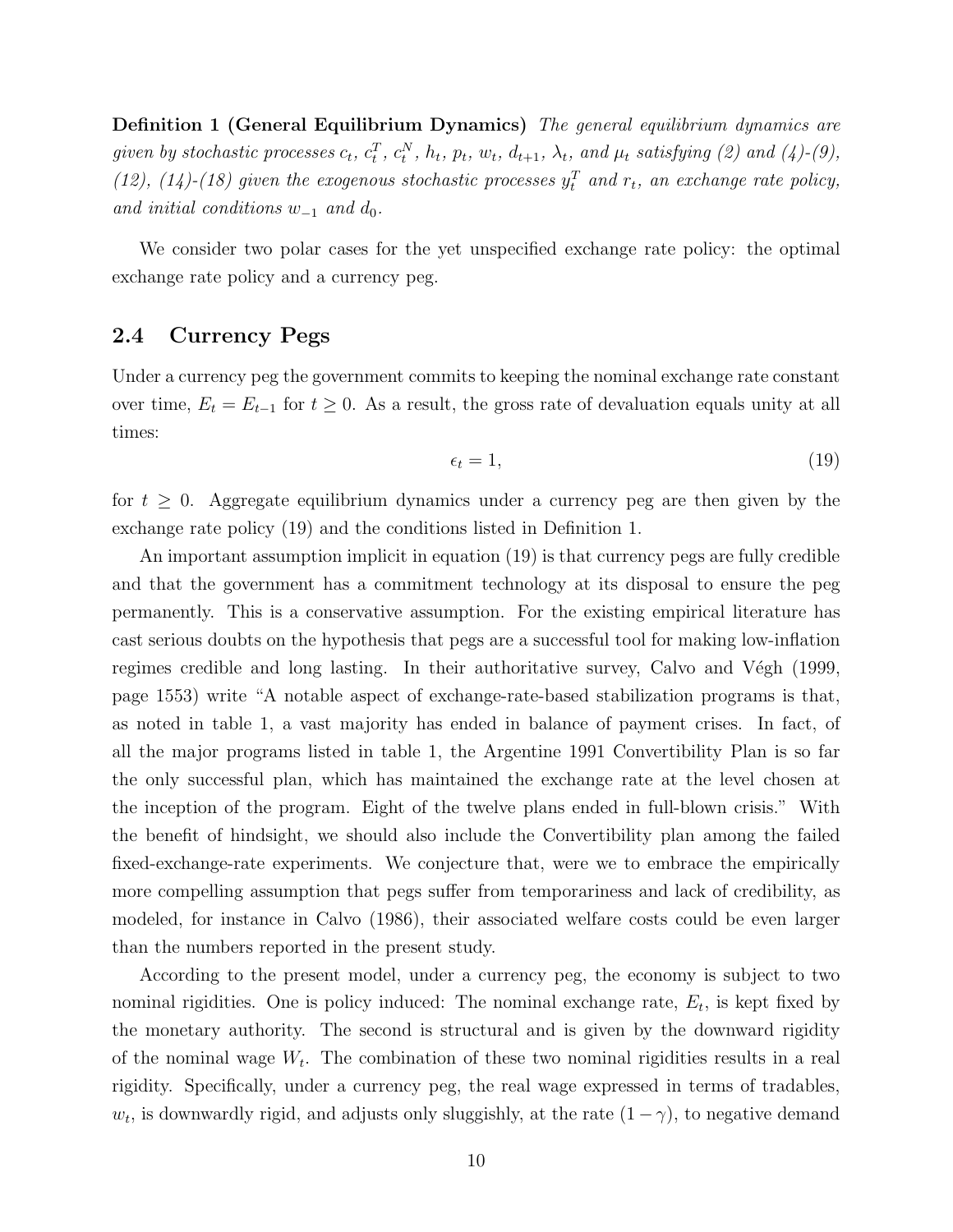**Definition 1 (General Equilibrium Dynamics)** *The general equilibrium dynamics are given by stochastic processes $c_t$, $c_t^T$, $c_t^N$, $h_t$, $p_t$, $w_t$, $d_{t+1}$, $\lambda_t$, and $\mu_t$ satisfying (2) and (4)-(9), (12), (14)-(18) given the exogenous stochastic processes $y_t^T$ and $r_t$, an exchange rate policy, and initial conditions $w_{-1}$ and $d_0$.*

We consider two polar cases for the yet unspecified exchange rate policy: the optimal exchange rate policy and a currency peg.

## 2.4 Currency Pegs

Under a currency peg the government commits to keeping the nominal exchange rate constant over time, $E_t = E_{t-1}$ for $t \geq 0$. As a result, the gross rate of devaluation equals unity at all times:

$$\epsilon_t = 1, \tag{19}$$

for $t \geq 0$. Aggregate equilibrium dynamics under a currency peg are then given by the exchange rate policy (19) and the conditions listed in Definition 1.

An important assumption implicit in equation (19) is that currency pegs are fully credible and that the government has a commitment technology at its disposal to ensure the peg permanently. This is a conservative assumption. For the existing empirical literature has cast serious doubts on the hypothesis that pegs are a successful tool for making low-inflation regimes credible and long lasting. In their authoritative survey, Calvo and Végh (1999, page 1553) write "A notable aspect of exchange-rate-based stabilization programs is that, as noted in table 1, a vast majority has ended in balance of payment crises. In fact, of all the major programs listed in table 1, the Argentine 1991 Convertibility Plan is so far the only successful plan, which has maintained the exchange rate at the level chosen at the inception of the program. Eight of the twelve plans ended in full-blown crisis." With the benefit of hindsight, we should also include the Convertibility plan among the failed fixed-exchange-rate experiments. We conjecture that, were we to embrace the empirically more compelling assumption that pegs suffer from temporariness and lack of credibility, as modeled, for instance in Calvo (1986), their associated welfare costs could be even larger than the numbers reported in the present study.

According to the present model, under a currency peg, the economy is subject to two nominal rigidities. One is policy induced: The nominal exchange rate, $E_t$, is kept fixed by the monetary authority. The second is structural and is given by the downward rigidity of the nominal wage $W_t$. The combination of these two nominal rigidities results in a real rigidity. Specifically, under a currency peg, the real wage expressed in terms of tradables, $w_t$, is downwardly rigid, and adjusts only sluggishly, at the rate $(1 - \gamma)$, to negative demand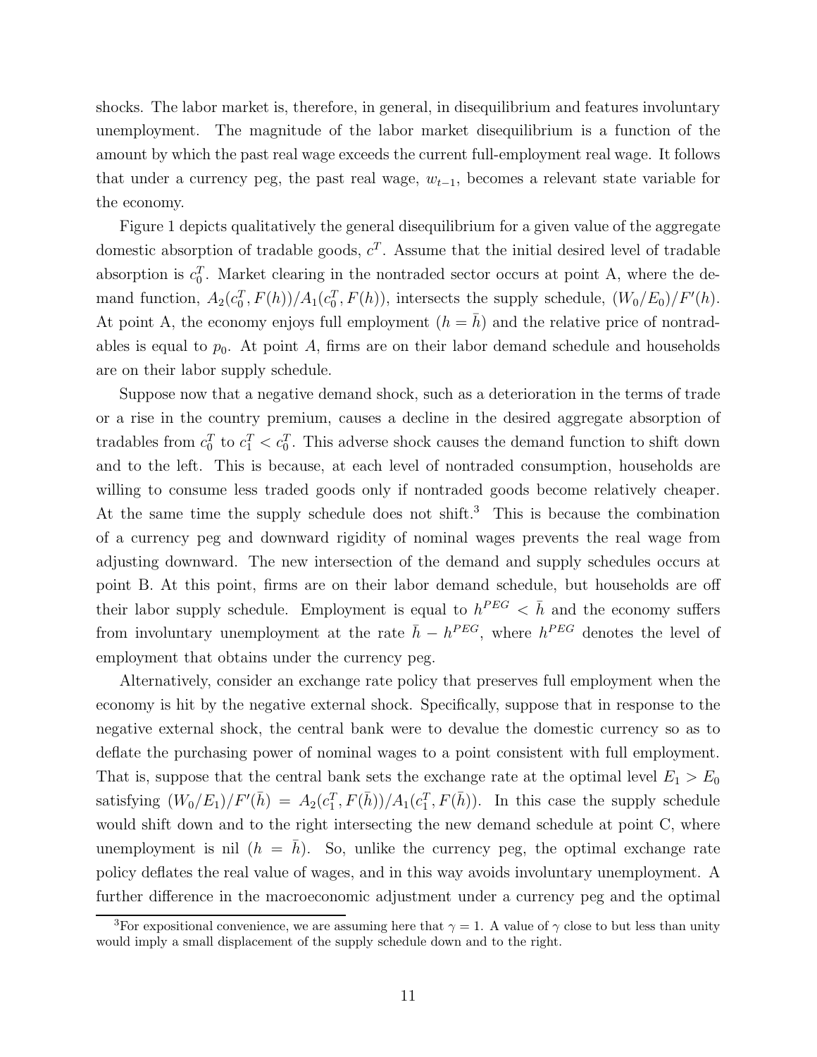shocks. The labor market is, therefore, in general, in disequilibrium and features involuntary unemployment. The magnitude of the labor market disequilibrium is a function of the amount by which the past real wage exceeds the current full-employment real wage. It follows that under a currency peg, the past real wage, $w_{t-1}$, becomes a relevant state variable for the economy.

Figure 1 depicts qualitatively the general disequilibrium for a given value of the aggregate domestic absorption of tradable goods, $c^T$. Assume that the initial desired level of tradable absorption is $c_0^T$. Market clearing in the nontraded sector occurs at point A, where the demand function, $A_2(c_0^T, F(h))/A_1(c_0^T, F(h))$, intersects the supply schedule, $(W_0/E_0)/F'(h)$. At point A, the economy enjoys full employment ($h = \bar{h}$) and the relative price of nontradables is equal to $p_0$. At point $A$, firms are on their labor demand schedule and households are on their labor supply schedule.

Suppose now that a negative demand shock, such as a deterioration in the terms of trade or a rise in the country premium, causes a decline in the desired aggregate absorption of tradables from $c_0^T$ to $c_1^T < c_0^T$. This adverse shock causes the demand function to shift down and to the left. This is because, at each level of nontraded consumption, households are willing to consume less traded goods only if nontraded goods become relatively cheaper. At the same time the supply schedule does not shift.[3] This is because the combination of a currency peg and downward rigidity of nominal wages prevents the real wage from adjusting downward. The new intersection of the demand and supply schedules occurs at point B. At this point, firms are on their labor demand schedule, but households are off their labor supply schedule. Employment is equal to $h^{PEG} < \bar{h}$ and the economy suffers from involuntary unemployment at the rate $\bar{h} - h^{PEG}$, where $h^{PEG}$ denotes the level of employment that obtains under the currency peg.

Alternatively, consider an exchange rate policy that preserves full employment when the economy is hit by the negative external shock. Specifically, suppose that in response to the negative external shock, the central bank were to devalue the domestic currency so as to deflate the purchasing power of nominal wages to a point consistent with full employment. That is, suppose that the central bank sets the exchange rate at the optimal level $E_1 > E_0$ satisfying $(W_0/E_1)/F'(\bar{h}) = A_2(c_1^T, F(\bar{h}))/A_1(c_1^T, F(\bar{h}))$. In this case the supply schedule would shift down and to the right intersecting the new demand schedule at point C, where unemployment is nil ($h = \bar{h}$). So, unlike the currency peg, the optimal exchange rate policy deflates the real value of wages, and in this way avoids involuntary unemployment. A further difference in the macroeconomic adjustment under a currency peg and the optimal

[3] For expositional convenience, we are assuming here that $\gamma = 1$. A value of $\gamma$ close to but less than unity would imply a small displacement of the supply schedule down and to the right.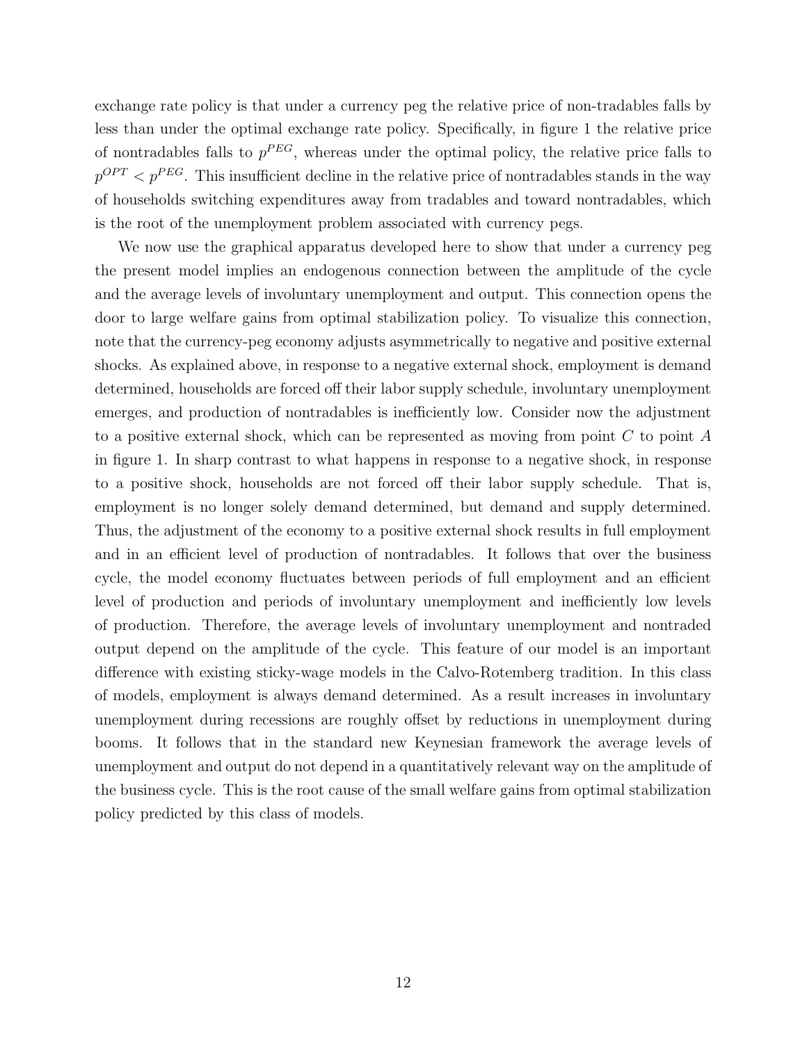exchange rate policy is that under a currency peg the relative price of non-tradables falls by less than under the optimal exchange rate policy. Specifically, in figure 1 the relative price of nontradables falls to $p^{PEG}$, whereas under the optimal policy, the relative price falls to $p^{OPT} < p^{PEG}$. This insufficient decline in the relative price of nontradables stands in the way of households switching expenditures away from tradables and toward nontradables, which is the root of the unemployment problem associated with currency pegs.

We now use the graphical apparatus developed here to show that under a currency peg the present model implies an endogenous connection between the amplitude of the cycle and the average levels of involuntary unemployment and output. This connection opens the door to large welfare gains from optimal stabilization policy. To visualize this connection, note that the currency-peg economy adjusts asymmetrically to negative and positive external shocks. As explained above, in response to a negative external shock, employment is demand determined, households are forced off their labor supply schedule, involuntary unemployment emerges, and production of nontradables is inefficiently low. Consider now the adjustment to a positive external shock, which can be represented as moving from point $C$ to point $A$ in figure 1. In sharp contrast to what happens in response to a negative shock, in response to a positive shock, households are not forced off their labor supply schedule. That is, employment is no longer solely demand determined, but demand and supply determined. Thus, the adjustment of the economy to a positive external shock results in full employment and in an efficient level of production of nontradables. It follows that over the business cycle, the model economy fluctuates between periods of full employment and an efficient level of production and periods of involuntary unemployment and inefficiently low levels of production. Therefore, the average levels of involuntary unemployment and nontraded output depend on the amplitude of the cycle. This feature of our model is an important difference with existing sticky-wage models in the Calvo-Rotemberg tradition. In this class of models, employment is always demand determined. As a result increases in involuntary unemployment during recessions are roughly offset by reductions in unemployment during booms. It follows that in the standard new Keynesian framework the average levels of unemployment and output do not depend in a quantitatively relevant way on the amplitude of the business cycle. This is the root cause of the small welfare gains from optimal stabilization policy predicted by this class of models.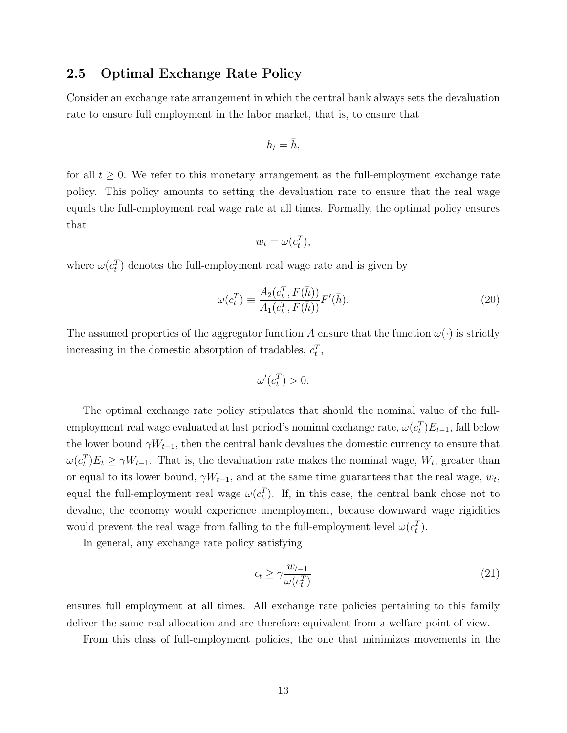### 2.5 Optimal Exchange Rate Policy

Consider an exchange rate arrangement in which the central bank always sets the devaluation rate to ensure full employment in the labor market, that is, to ensure that

$$h_t = \bar{h},$$

for all $t \geq 0$. We refer to this monetary arrangement as the full-employment exchange rate policy. This policy amounts to setting the devaluation rate to ensure that the real wage equals the full-employment real wage rate at all times. Formally, the optimal policy ensures that

$$w_t = \omega(c_t^T),$$

where $\omega(c_t^T)$ denotes the full-employment real wage rate and is given by

$$\omega(c_t^T) \equiv \frac{A_2(c_t^T, F(\bar{h}))}{A_1(c_t^T, F(\bar{h}))} F'(\bar{h}). \tag{20}$$

The assumed properties of the aggregator function $A$ ensure that the function $\omega(\cdot)$ is strictly increasing in the domestic absorption of tradables, $c_t^T$,

$$\omega'(c_t^T) > 0.$$

The optimal exchange rate policy stipulates that should the nominal value of the full-employment real wage evaluated at last period's nominal exchange rate, $\omega(c_t^T)E_{t-1}$, fall below the lower bound $\gamma W_{t-1}$, then the central bank devalues the domestic currency to ensure that $\omega(c_t^T)E_t \geq \gamma W_{t-1}$. That is, the devaluation rate makes the nominal wage, $W_t$, greater than or equal to its lower bound, $\gamma W_{t-1}$, and at the same time guarantees that the real wage, $w_t$, equal the full-employment real wage $\omega(c_t^T)$. If, in this case, the central bank chose not to devalue, the economy would experience unemployment, because downward wage rigidities would prevent the real wage from falling to the full-employment level $\omega(c_t^T)$.

In general, any exchange rate policy satisfying

$$\epsilon_t \geq \gamma \frac{w_{t-1}}{\omega(c_t^T)} \tag{21}$$

ensures full employment at all times. All exchange rate policies pertaining to this family deliver the same real allocation and are therefore equivalent from a welfare point of view.

From this class of full-employment policies, the one that minimizes movements in the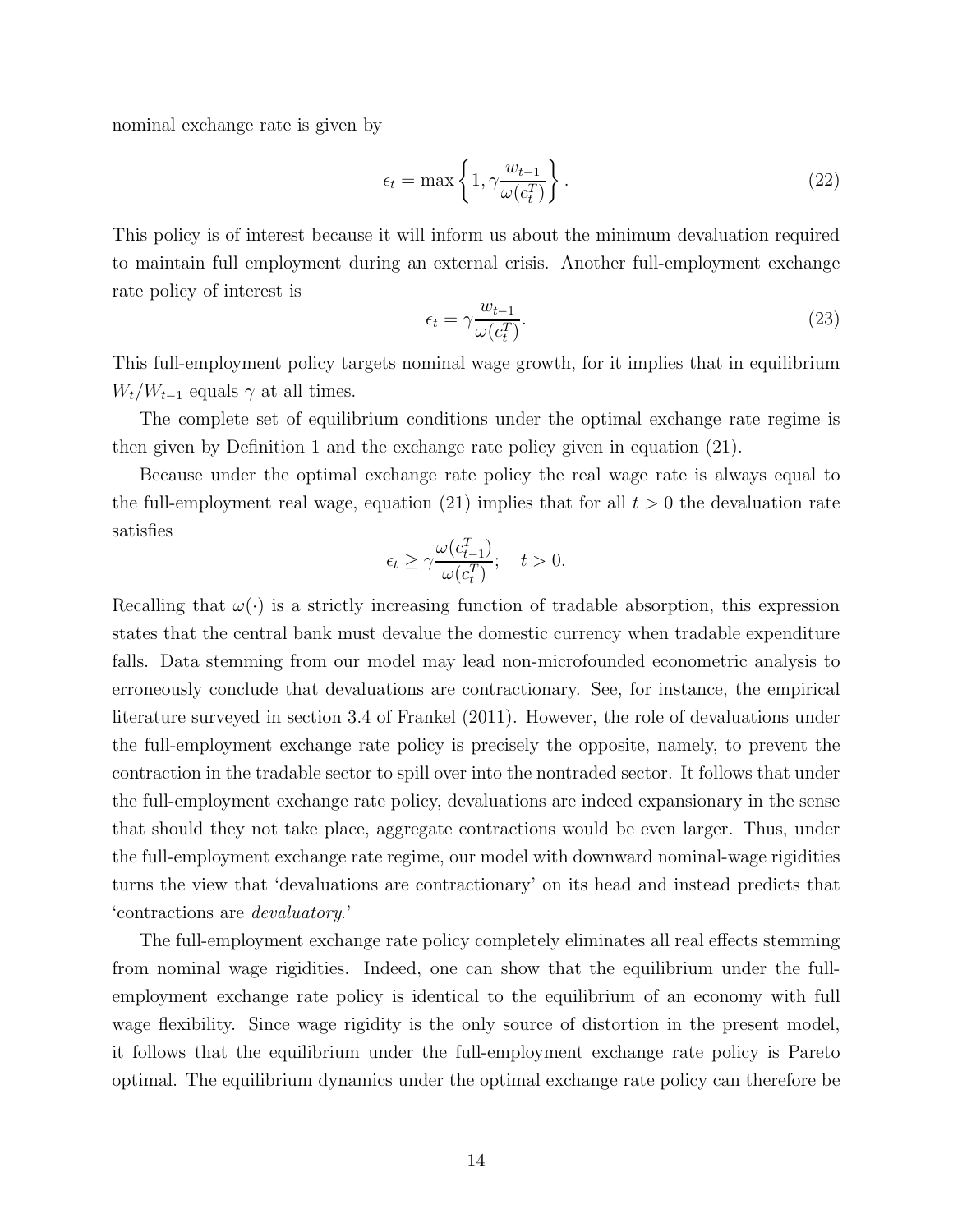nominal exchange rate is given by

$$\epsilon_t = \max\left\{1, \gamma \frac{w_{t-1}}{\omega(c_t^T)}\right\}. \tag{22}$$

This policy is of interest because it will inform us about the minimum devaluation required to maintain full employment during an external crisis. Another full-employment exchange rate policy of interest is

$$\epsilon_t = \gamma \frac{w_{t-1}}{\omega(c_t^T)}. \tag{23}$$

This full-employment policy targets nominal wage growth, for it implies that in equilibrium $W_t/W_{t-1}$ equals $\gamma$ at all times.

The complete set of equilibrium conditions under the optimal exchange rate regime is then given by Definition 1 and the exchange rate policy given in equation (21).

Because under the optimal exchange rate policy the real wage rate is always equal to the full-employment real wage, equation (21) implies that for all $t > 0$ the devaluation rate satisfies

$$\epsilon_t \geq \gamma \frac{\omega(c_{t-1}^T)}{\omega(c_t^T)}; \quad t > 0.$$

Recalling that $\omega(\cdot)$ is a strictly increasing function of tradable absorption, this expression states that the central bank must devalue the domestic currency when tradable expenditure falls. Data stemming from our model may lead non-microfounded econometric analysis to erroneously conclude that devaluations are contractionary. See, for instance, the empirical literature surveyed in section 3.4 of Frankel (2011). However, the role of devaluations under the full-employment exchange rate policy is precisely the opposite, namely, to prevent the contraction in the tradable sector to spill over into the nontraded sector. It follows that under the full-employment exchange rate policy, devaluations are indeed expansionary in the sense that should they not take place, aggregate contractions would be even larger. Thus, under the full-employment exchange rate regime, our model with downward nominal-wage rigidities turns the view that 'devaluations are contractionary' on its head and instead predicts that 'contractions are *devaluatory*.'

The full-employment exchange rate policy completely eliminates all real effects stemming from nominal wage rigidities. Indeed, one can show that the equilibrium under the full-employment exchange rate policy is identical to the equilibrium of an economy with full wage flexibility. Since wage rigidity is the only source of distortion in the present model, it follows that the equilibrium under the full-employment exchange rate policy is Pareto optimal. The equilibrium dynamics under the optimal exchange rate policy can therefore be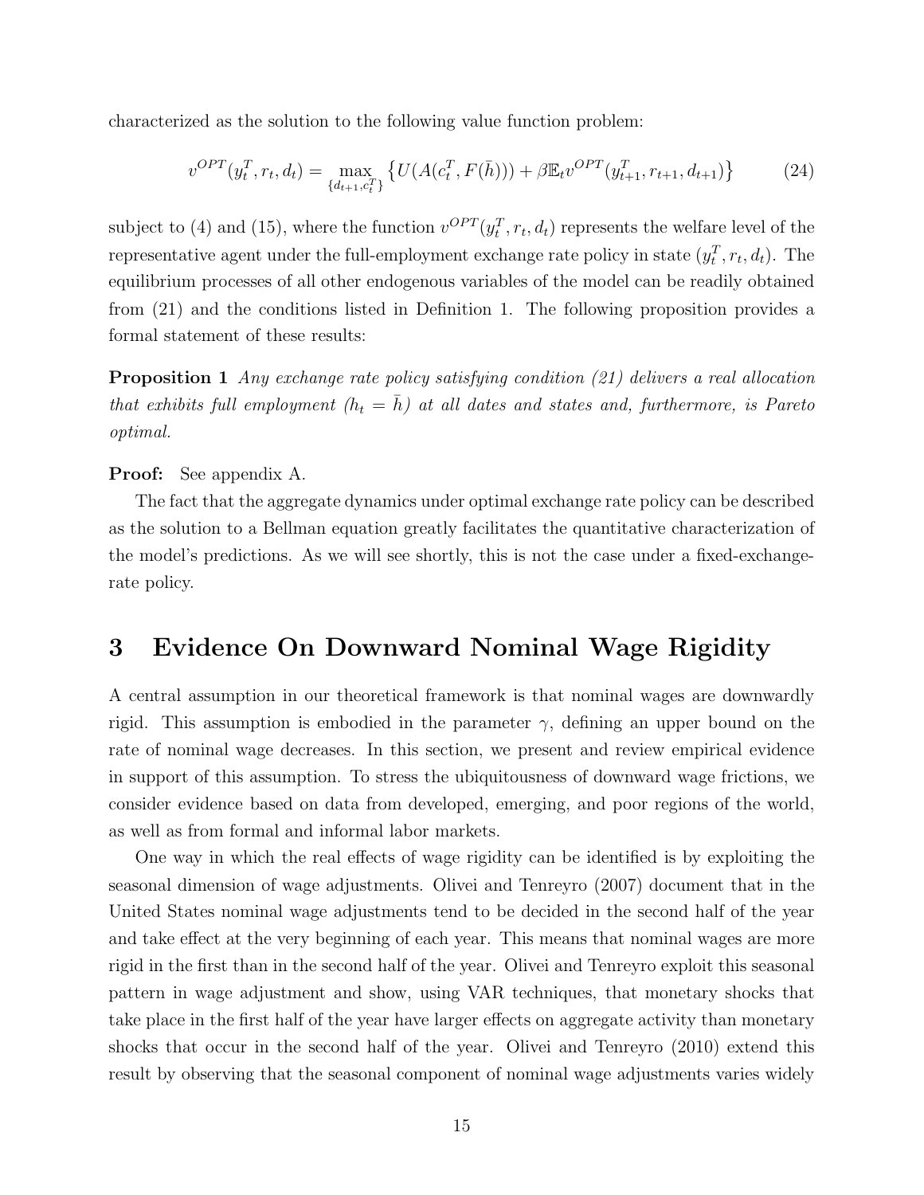characterized as the solution to the following value function problem:

$$v^{OPT}(y_t^T, r_t, d_t) = \max_{\{d_{t+1}, c_t^T\}} \left\{ U(A(c_t^T, F(\bar{h}))) + \beta \mathbb{E}_t v^{OPT}(y_{t+1}^T, r_{t+1}, d_{t+1}) \right\} \tag{24}$$

subject to (4) and (15), where the function $v^{OPT}(y_t^T, r_t, d_t)$ represents the welfare level of the representative agent under the full-employment exchange rate policy in state $(y_t^T, r_t, d_t)$. The equilibrium processes of all other endogenous variables of the model can be readily obtained from (21) and the conditions listed in Definition 1. The following proposition provides a formal statement of these results:

**Proposition 1** *Any exchange rate policy satisfying condition (21) delivers a real allocation that exhibits full employment ($h_t = \bar{h}$) at all dates and states and, furthermore, is Pareto optimal.*

**Proof:** See appendix A.

The fact that the aggregate dynamics under optimal exchange rate policy can be described as the solution to a Bellman equation greatly facilitates the quantitative characterization of the model's predictions. As we will see shortly, this is not the case under a fixed-exchange-rate policy.

# 3 Evidence On Downward Nominal Wage Rigidity

A central assumption in our theoretical framework is that nominal wages are downwardly rigid. This assumption is embodied in the parameter $\gamma$, defining an upper bound on the rate of nominal wage decreases. In this section, we present and review empirical evidence in support of this assumption. To stress the ubiquitousness of downward wage frictions, we consider evidence based on data from developed, emerging, and poor regions of the world, as well as from formal and informal labor markets.

One way in which the real effects of wage rigidity can be identified is by exploiting the seasonal dimension of wage adjustments. Olivei and Tenreyro (2007) document that in the United States nominal wage adjustments tend to be decided in the second half of the year and take effect at the very beginning of each year. This means that nominal wages are more rigid in the first than in the second half of the year. Olivei and Tenreyro exploit this seasonal pattern in wage adjustment and show, using VAR techniques, that monetary shocks that take place in the first half of the year have larger effects on aggregate activity than monetary shocks that occur in the second half of the year. Olivei and Tenreyro (2010) extend this result by observing that the seasonal component of nominal wage adjustments varies widely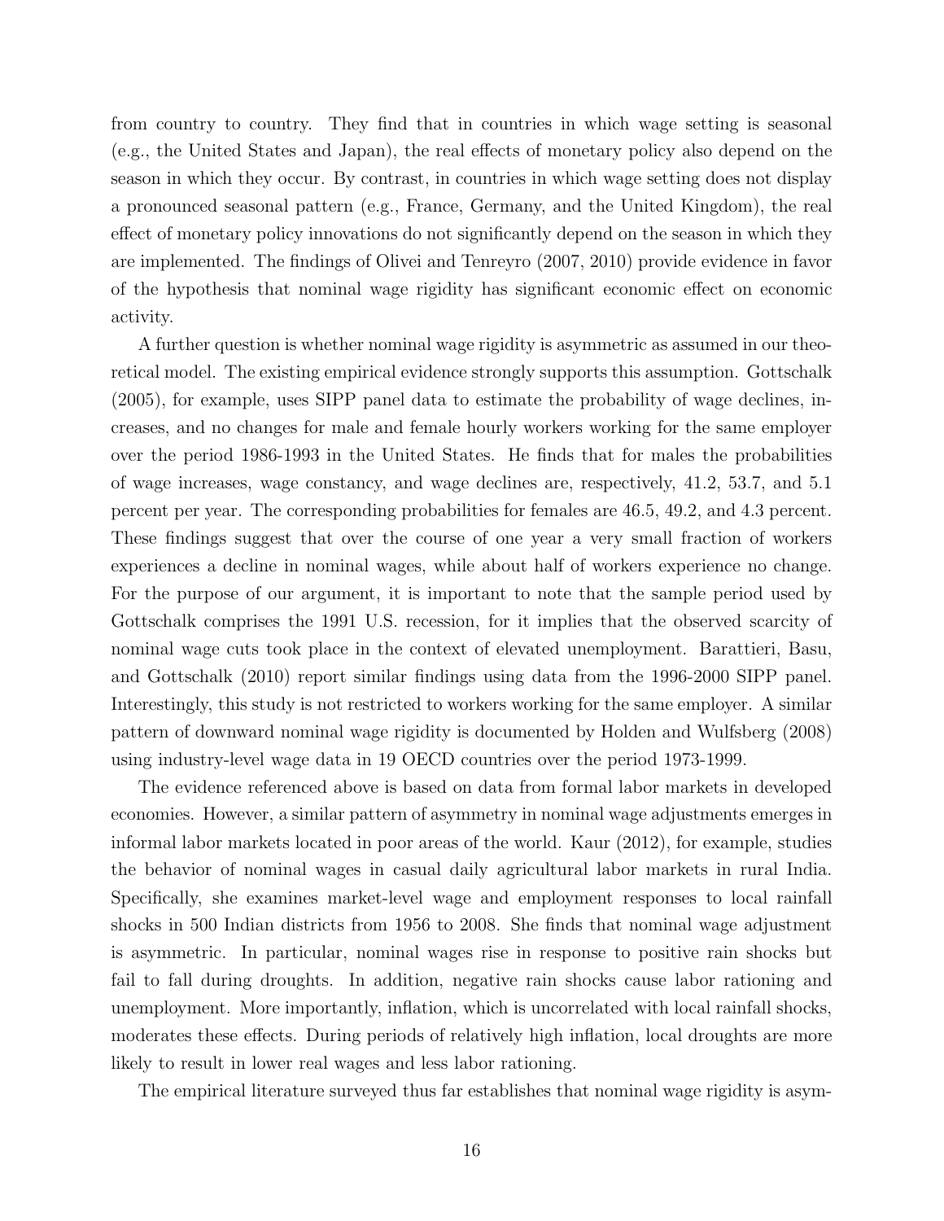from country to country. They find that in countries in which wage setting is seasonal (e.g., the United States and Japan), the real effects of monetary policy also depend on the season in which they occur. By contrast, in countries in which wage setting does not display a pronounced seasonal pattern (e.g., France, Germany, and the United Kingdom), the real effect of monetary policy innovations do not significantly depend on the season in which they are implemented. The findings of Olivei and Tenreyro (2007, 2010) provide evidence in favor of the hypothesis that nominal wage rigidity has significant economic effect on economic activity.

A further question is whether nominal wage rigidity is asymmetric as assumed in our theoretical model. The existing empirical evidence strongly supports this assumption. Gottschalk (2005), for example, uses SIPP panel data to estimate the probability of wage declines, increases, and no changes for male and female hourly workers working for the same employer over the period 1986-1993 in the United States. He finds that for males the probabilities of wage increases, wage constancy, and wage declines are, respectively, 41.2, 53.7, and 5.1 percent per year. The corresponding probabilities for females are 46.5, 49.2, and 4.3 percent. These findings suggest that over the course of one year a very small fraction of workers experiences a decline in nominal wages, while about half of workers experience no change. For the purpose of our argument, it is important to note that the sample period used by Gottschalk comprises the 1991 U.S. recession, for it implies that the observed scarcity of nominal wage cuts took place in the context of elevated unemployment. Barattieri, Basu, and Gottschalk (2010) report similar findings using data from the 1996-2000 SIPP panel. Interestingly, this study is not restricted to workers working for the same employer. A similar pattern of downward nominal wage rigidity is documented by Holden and Wulfsberg (2008) using industry-level wage data in 19 OECD countries over the period 1973-1999.

The evidence referenced above is based on data from formal labor markets in developed economies. However, a similar pattern of asymmetry in nominal wage adjustments emerges in informal labor markets located in poor areas of the world. Kaur (2012), for example, studies the behavior of nominal wages in casual daily agricultural labor markets in rural India. Specifically, she examines market-level wage and employment responses to local rainfall shocks in 500 Indian districts from 1956 to 2008. She finds that nominal wage adjustment is asymmetric. In particular, nominal wages rise in response to positive rain shocks but fail to fall during droughts. In addition, negative rain shocks cause labor rationing and unemployment. More importantly, inflation, which is uncorrelated with local rainfall shocks, moderates these effects. During periods of relatively high inflation, local droughts are more likely to result in lower real wages and less labor rationing.

The empirical literature surveyed thus far establishes that nominal wage rigidity is asym-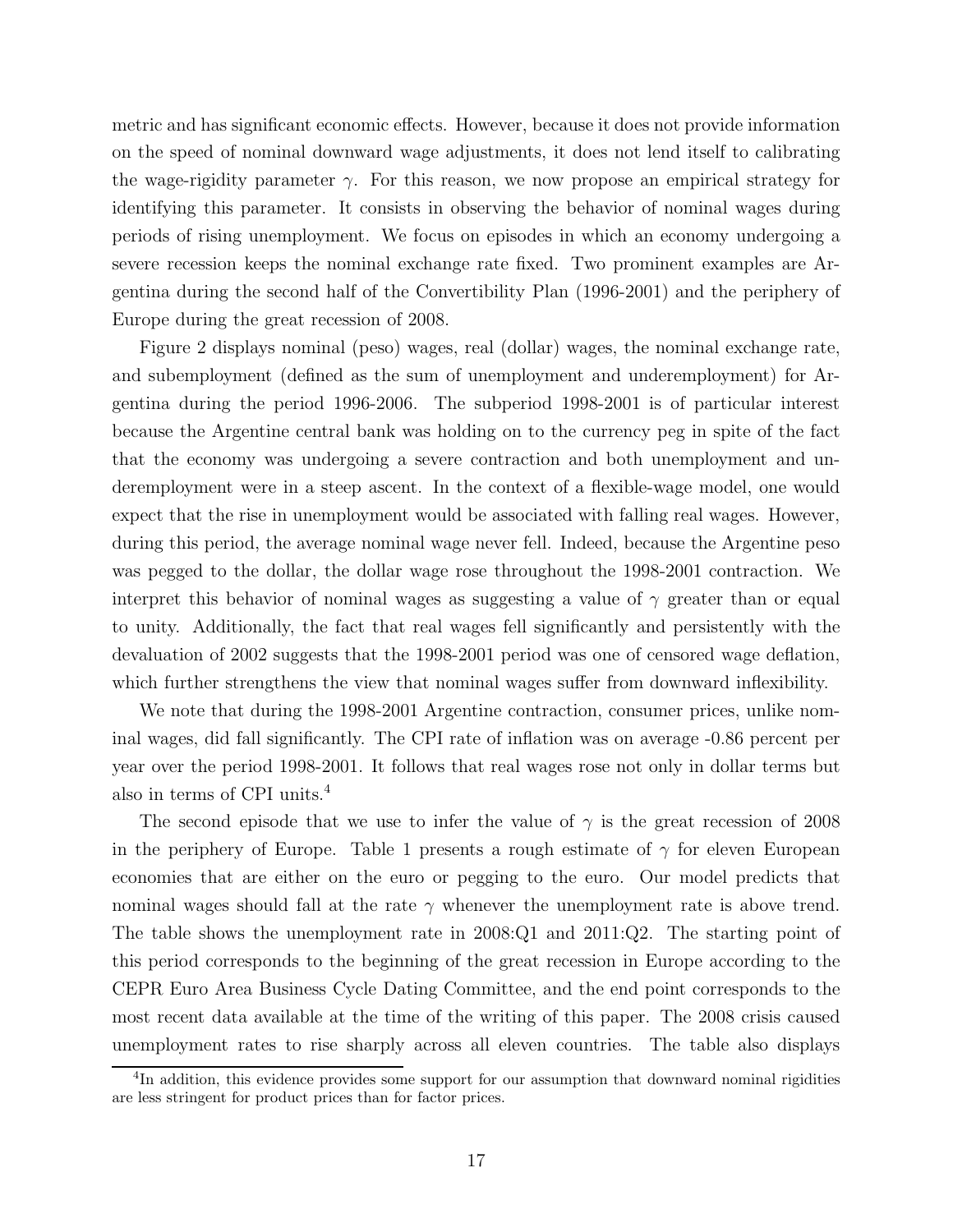metric and has significant economic effects. However, because it does not provide information on the speed of nominal downward wage adjustments, it does not lend itself to calibrating the wage-rigidity parameter $\gamma$. For this reason, we now propose an empirical strategy for identifying this parameter. It consists in observing the behavior of nominal wages during periods of rising unemployment. We focus on episodes in which an economy undergoing a severe recession keeps the nominal exchange rate fixed. Two prominent examples are Argentina during the second half of the Convertibility Plan (1996-2001) and the periphery of Europe during the great recession of 2008.

Figure 2 displays nominal (peso) wages, real (dollar) wages, the nominal exchange rate, and subemployment (defined as the sum of unemployment and underemployment) for Argentina during the period 1996-2006. The subperiod 1998-2001 is of particular interest because the Argentine central bank was holding on to the currency peg in spite of the fact that the economy was undergoing a severe contraction and both unemployment and underemployment were in a steep ascent. In the context of a flexible-wage model, one would expect that the rise in unemployment would be associated with falling real wages. However, during this period, the average nominal wage never fell. Indeed, because the Argentine peso was pegged to the dollar, the dollar wage rose throughout the 1998-2001 contraction. We interpret this behavior of nominal wages as suggesting a value of $\gamma$ greater than or equal to unity. Additionally, the fact that real wages fell significantly and persistently with the devaluation of 2002 suggests that the 1998-2001 period was one of censored wage deflation, which further strengthens the view that nominal wages suffer from downward inflexibility.

We note that during the 1998-2001 Argentine contraction, consumer prices, unlike nominal wages, did fall significantly. The CPI rate of inflation was on average -0.86 percent per year over the period 1998-2001. It follows that real wages rose not only in dollar terms but also in terms of CPI units.[4]

The second episode that we use to infer the value of $\gamma$ is the great recession of 2008 in the periphery of Europe. Table 1 presents a rough estimate of $\gamma$ for eleven European economies that are either on the euro or pegging to the euro. Our model predicts that nominal wages should fall at the rate $\gamma$ whenever the unemployment rate is above trend. The table shows the unemployment rate in 2008:Q1 and 2011:Q2. The starting point of this period corresponds to the beginning of the great recession in Europe according to the CEPR Euro Area Business Cycle Dating Committee, and the end point corresponds to the most recent data available at the time of the writing of this paper. The 2008 crisis caused unemployment rates to rise sharply across all eleven countries. The table also displays

[4]In addition, this evidence provides some support for our assumption that downward nominal rigidities are less stringent for product prices than for factor prices.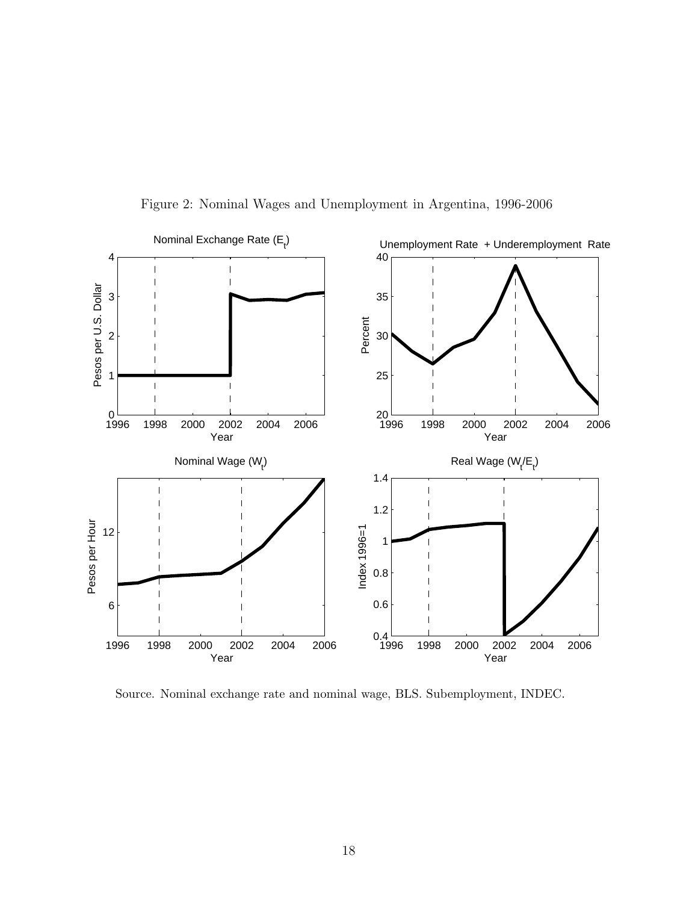Figure 2: Nominal Wages and Unemployment in Argentina, 1996-2006

Source. Nominal exchange rate and nominal wage, BLS. Subemployment, INDEC.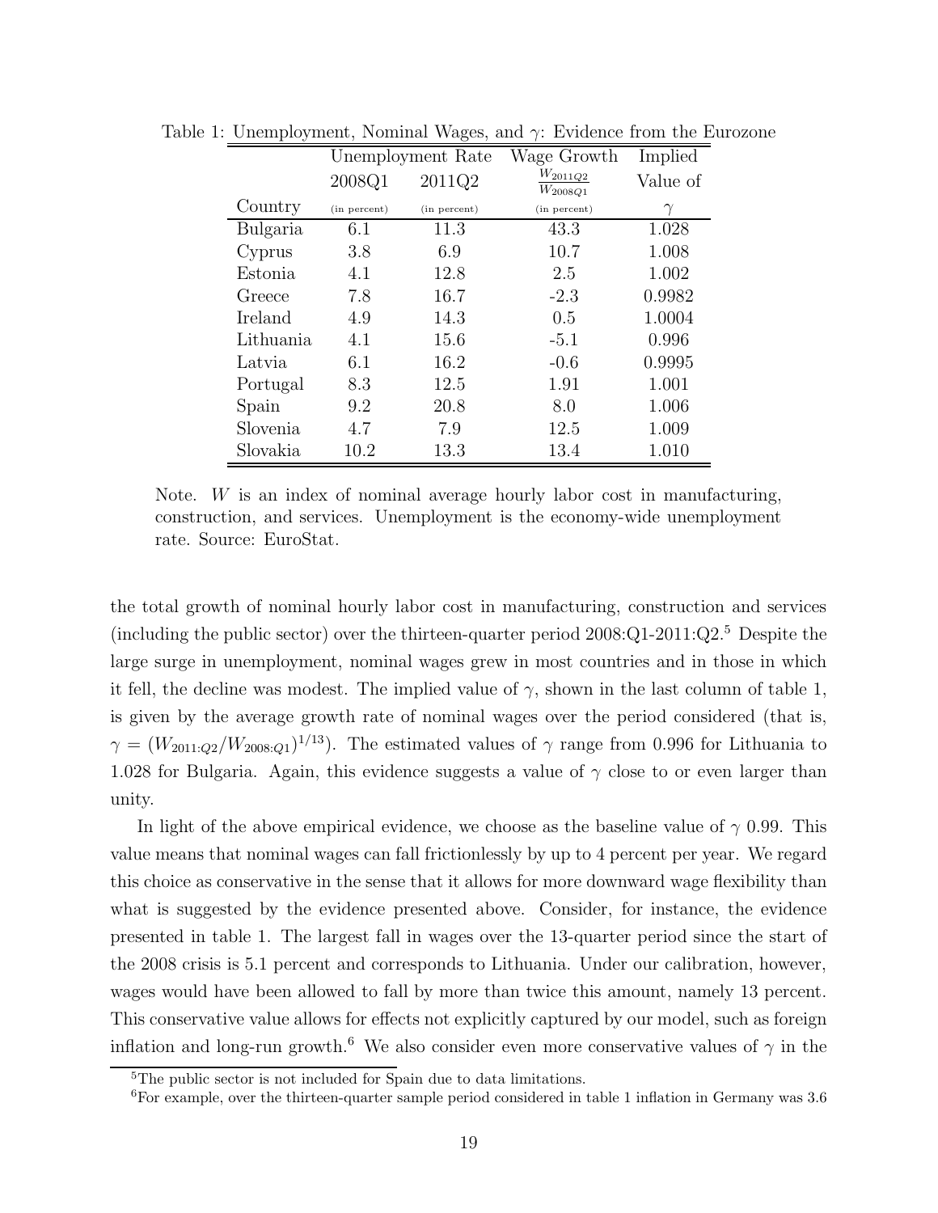Table 1: Unemployment, Nominal Wages, and $\gamma$: Evidence from the Eurozone

| | Unemployment Rate | | Wage Growth | Implied |
|---|---|---|---|---|
| | 2008Q1 | 2011Q2 | $\frac{W_{2011Q2}}{W_{2008Q1}}$ | Value of |
| Country | (in percent) | (in percent) | (in percent) | $\gamma$ |
| Bulgaria | 6.1 | 11.3 | 43.3 | 1.028 |
| Cyprus | 3.8 | 6.9 | 10.7 | 1.008 |
| Estonia | 4.1 | 12.8 | 2.5 | 1.002 |
| Greece | 7.8 | 16.7 | -2.3 | 0.9982 |
| Ireland | 4.9 | 14.3 | 0.5 | 1.0004 |
| Lithuania | 4.1 | 15.6 | -5.1 | 0.996 |
| Latvia | 6.1 | 16.2 | -0.6 | 0.9995 |
| Portugal | 8.3 | 12.5 | 1.91 | 1.001 |
| Spain | 9.2 | 20.8 | 8.0 | 1.006 |
| Slovenia | 4.7 | 7.9 | 12.5 | 1.009 |
| Slovakia | 10.2 | 13.3 | 13.4 | 1.010 |

Note. $W$ is an index of nominal average hourly labor cost in manufacturing, construction, and services. Unemployment is the economy-wide unemployment rate. Source: EuroStat.

the total growth of nominal hourly labor cost in manufacturing, construction and services (including the public sector) over the thirteen-quarter period 2008:Q1-2011:Q2.[5] Despite the large surge in unemployment, nominal wages grew in most countries and in those in which it fell, the decline was modest. The implied value of $\gamma$, shown in the last column of table 1, is given by the average growth rate of nominal wages over the period considered (that is, $\gamma = (W_{2011:Q2}/W_{2008:Q1})^{1/13}$). The estimated values of $\gamma$ range from 0.996 for Lithuania to 1.028 for Bulgaria. Again, this evidence suggests a value of $\gamma$ close to or even larger than unity.

In light of the above empirical evidence, we choose as the baseline value of $\gamma$ 0.99. This value means that nominal wages can fall frictionlessly by up to 4 percent per year. We regard this choice as conservative in the sense that it allows for more downward wage flexibility than what is suggested by the evidence presented above. Consider, for instance, the evidence presented in table 1. The largest fall in wages over the 13-quarter period since the start of the 2008 crisis is 5.1 percent and corresponds to Lithuania. Under our calibration, however, wages would have been allowed to fall by more than twice this amount, namely 13 percent. This conservative value allows for effects not explicitly captured by our model, such as foreign inflation and long-run growth.[6] We also consider even more conservative values of $\gamma$ in the

[5] The public sector is not included for Spain due to data limitations.

[6] For example, over the thirteen-quarter sample period considered in table 1 inflation in Germany was 3.6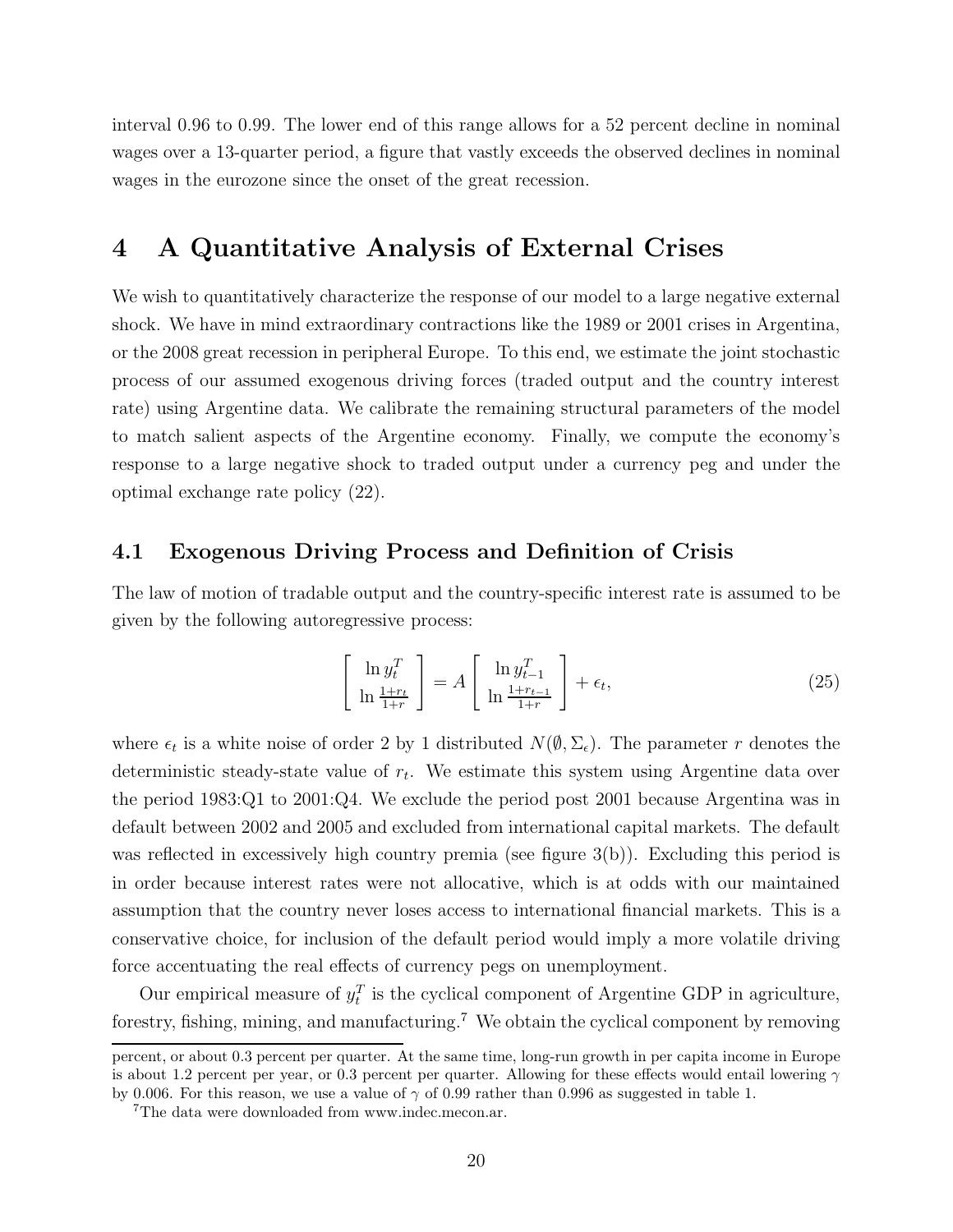interval 0.96 to 0.99. The lower end of this range allows for a 52 percent decline in nominal wages over a 13-quarter period, a figure that vastly exceeds the observed declines in nominal wages in the eurozone since the onset of the great recession.

# 4 A Quantitative Analysis of External Crises

We wish to quantitatively characterize the response of our model to a large negative external shock. We have in mind extraordinary contractions like the 1989 or 2001 crises in Argentina, or the 2008 great recession in peripheral Europe. To this end, we estimate the joint stochastic process of our assumed exogenous driving forces (traded output and the country interest rate) using Argentine data. We calibrate the remaining structural parameters of the model to match salient aspects of the Argentine economy. Finally, we compute the economy's response to a large negative shock to traded output under a currency peg and under the optimal exchange rate policy (22).

## 4.1 Exogenous Driving Process and Definition of Crisis

The law of motion of tradable output and the country-specific interest rate is assumed to be given by the following autoregressive process:

$$\begin{bmatrix} \ln y_t^T \\ \ln \frac{1+r_t}{1+r} \end{bmatrix} = A \begin{bmatrix} \ln y_{t-1}^T \\ \ln \frac{1+r_{t-1}}{1+r} \end{bmatrix} + \epsilon_t, \tag{25}$$

where $\epsilon_t$ is a white noise of order 2 by 1 distributed $N(\emptyset, \Sigma_\epsilon)$. The parameter $r$ denotes the deterministic steady-state value of $r_t$. We estimate this system using Argentine data over the period 1983:Q1 to 2001:Q4. We exclude the period post 2001 because Argentina was in default between 2002 and 2005 and excluded from international capital markets. The default was reflected in excessively high country premia (see figure 3(b)). Excluding this period is in order because interest rates were not allocative, which is at odds with our maintained assumption that the country never loses access to international financial markets. This is a conservative choice, for inclusion of the default period would imply a more volatile driving force accentuating the real effects of currency pegs on unemployment.

Our empirical measure of $y_t^T$ is the cyclical component of Argentine GDP in agriculture, forestry, fishing, mining, and manufacturing.[7] We obtain the cyclical component by removing

percent, or about 0.3 percent per quarter. At the same time, long-run growth in per capita income in Europe is about 1.2 percent per year, or 0.3 percent per quarter. Allowing for these effects would entail lowering $\gamma$ by 0.006. For this reason, we use a value of $\gamma$ of 0.99 rather than 0.996 as suggested in table 1.

[7]The data were downloaded from www.indec.mecon.ar.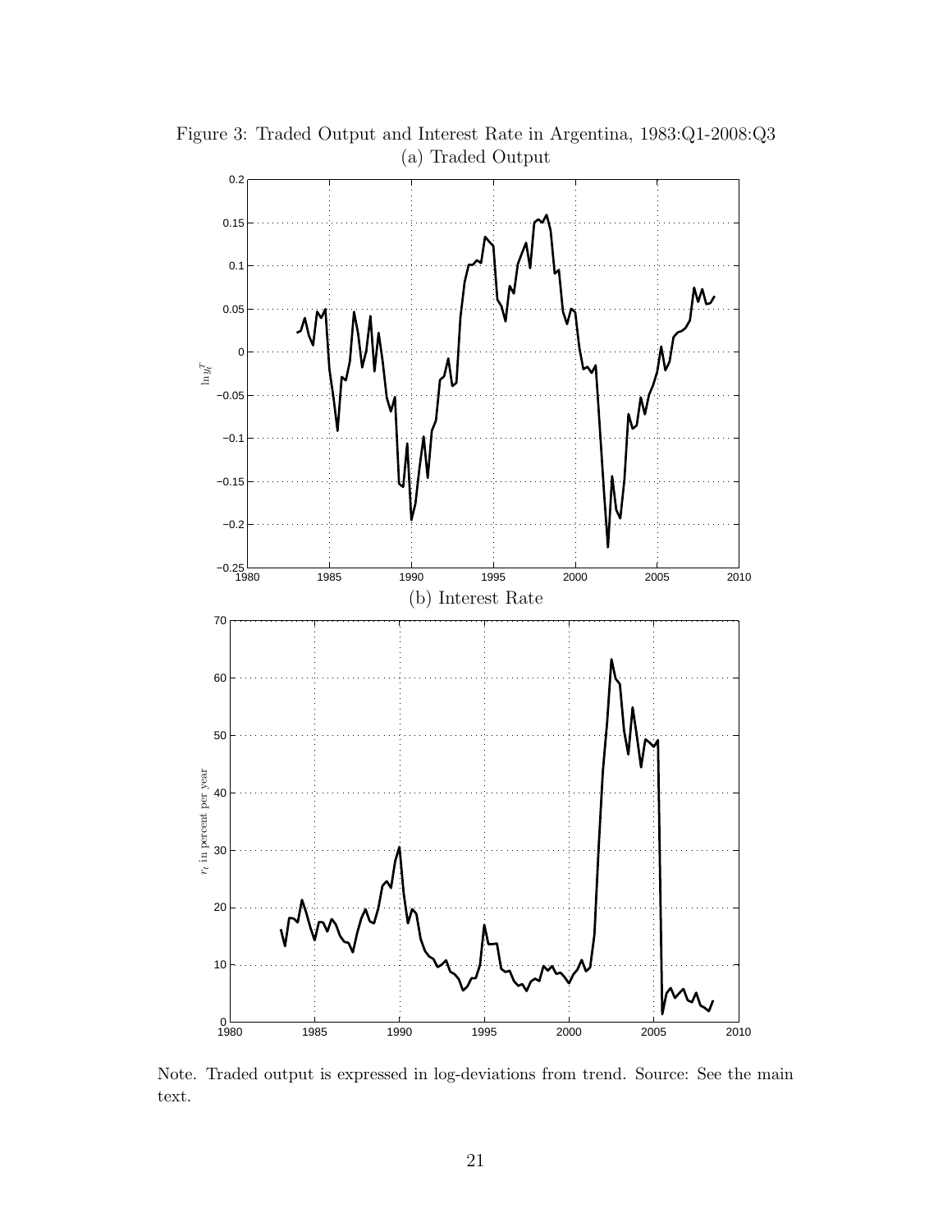Figure 3: Traded Output and Interest Rate in Argentina, 1983:Q1-2008:Q3

(a) Traded Output

(b) Interest Rate

Note. Traded output is expressed in log-deviations from trend. Source: See the main text.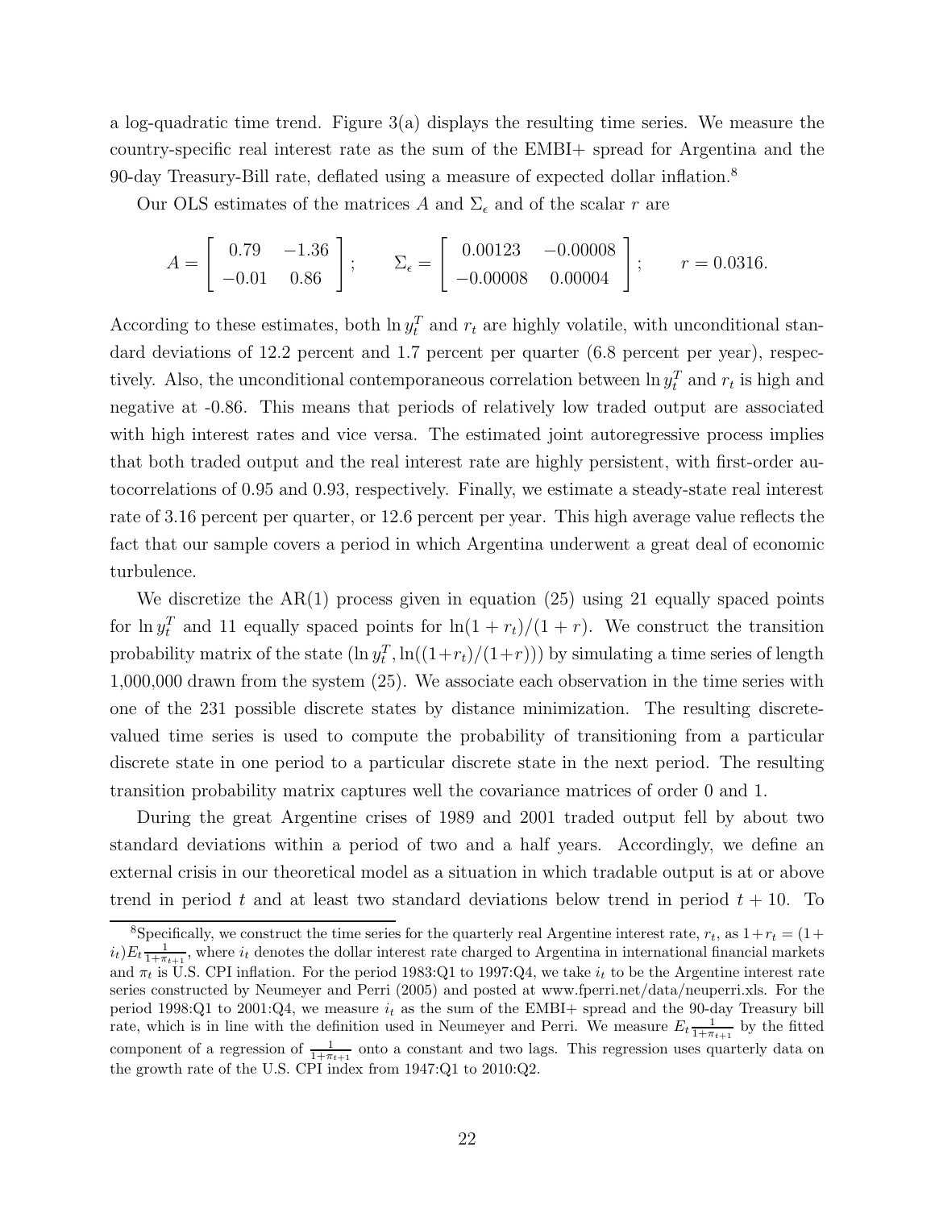a log-quadratic time trend. Figure 3(a) displays the resulting time series. We measure the country-specific real interest rate as the sum of the EMBI+ spread for Argentina and the 90-day Treasury-Bill rate, deflated using a measure of expected dollar inflation.[8]

Our OLS estimates of the matrices $A$ and $\Sigma_\epsilon$ and of the scalar $r$ are

$$A = \begin{bmatrix} 0.79 & -1.36 \\ -0.01 & 0.86 \end{bmatrix}; \qquad \Sigma_\epsilon = \begin{bmatrix} 0.00123 & -0.00008 \\ -0.00008 & 0.00004 \end{bmatrix}; \qquad r = 0.0316.$$

According to these estimates, both $\ln y_t^T$ and $r_t$ are highly volatile, with unconditional standard deviations of 12.2 percent and 1.7 percent per quarter (6.8 percent per year), respectively. Also, the unconditional contemporaneous correlation between $\ln y_t^T$ and $r_t$ is high and negative at -0.86. This means that periods of relatively low traded output are associated with high interest rates and vice versa. The estimated joint autoregressive process implies that both traded output and the real interest rate are highly persistent, with first-order autocorrelations of 0.95 and 0.93, respectively. Finally, we estimate a steady-state real interest rate of 3.16 percent per quarter, or 12.6 percent per year. This high average value reflects the fact that our sample covers a period in which Argentina underwent a great deal of economic turbulence.

We discretize the AR(1) process given in equation (25) using 21 equally spaced points for $\ln y_t^T$ and 11 equally spaced points for $\ln(1 + r_t)/(1 + r)$. We construct the transition probability matrix of the state $(\ln y_t^T, \ln((1+r_t)/(1+r)))$ by simulating a time series of length 1,000,000 drawn from the system (25). We associate each observation in the time series with one of the 231 possible discrete states by distance minimization. The resulting discrete-valued time series is used to compute the probability of transitioning from a particular discrete state in one period to a particular discrete state in the next period. The resulting transition probability matrix captures well the covariance matrices of order 0 and 1.

During the great Argentine crises of 1989 and 2001 traded output fell by about two standard deviations within a period of two and a half years. Accordingly, we define an external crisis in our theoretical model as a situation in which tradable output is at or above trend in period $t$ and at least two standard deviations below trend in period $t + 10$. To

[8]Specifically, we construct the time series for the quarterly real Argentine interest rate, $r_t$, as $1+r_t = (1+i_t)E_t\frac{1}{1+\pi_{t+1}}$, where $i_t$ denotes the dollar interest rate charged to Argentina in international financial markets and $\pi_t$ is U.S. CPI inflation. For the period 1983:Q1 to 1997:Q4, we take $i_t$ to be the Argentine interest rate series constructed by Neumeyer and Perri (2005) and posted at www.fperri.net/data/neuperri.xls. For the period 1998:Q1 to 2001:Q4, we measure $i_t$ as the sum of the EMBI+ spread and the 90-day Treasury bill rate, which is in line with the definition used in Neumeyer and Perri. We measure $E_t\frac{1}{1+\pi_{t+1}}$ by the fitted component of a regression of $\frac{1}{1+\pi_{t+1}}$ onto a constant and two lags. This regression uses quarterly data on the growth rate of the U.S. CPI index from 1947:Q1 to 2010:Q2.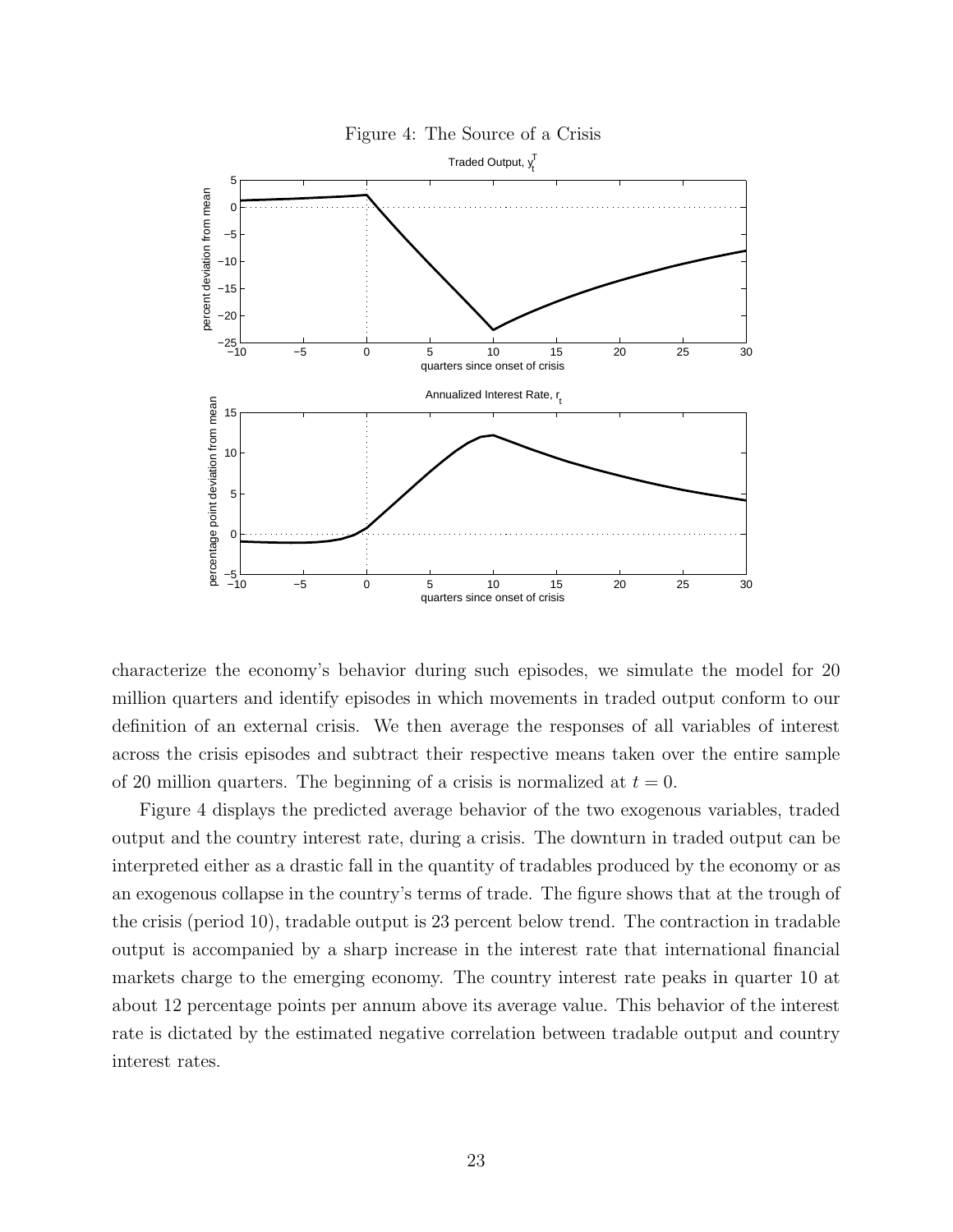Figure 4: The Source of a Crisis

characterize the economy's behavior during such episodes, we simulate the model for 20 million quarters and identify episodes in which movements in traded output conform to our definition of an external crisis. We then average the responses of all variables of interest across the crisis episodes and subtract their respective means taken over the entire sample of 20 million quarters. The beginning of a crisis is normalized at $t = 0$.

Figure 4 displays the predicted average behavior of the two exogenous variables, traded output and the country interest rate, during a crisis. The downturn in traded output can be interpreted either as a drastic fall in the quantity of tradables produced by the economy or as an exogenous collapse in the country's terms of trade. The figure shows that at the trough of the crisis (period 10), tradable output is 23 percent below trend. The contraction in tradable output is accompanied by a sharp increase in the interest rate that international financial markets charge to the emerging economy. The country interest rate peaks in quarter 10 at about 12 percentage points per annum above its average value. This behavior of the interest rate is dictated by the estimated negative correlation between tradable output and country interest rates.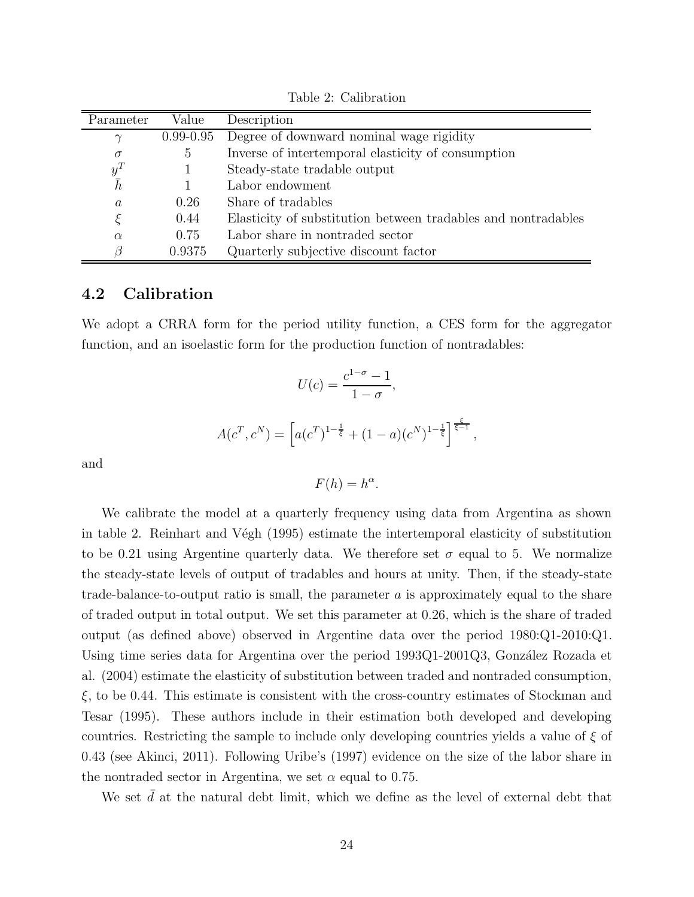Table 2: Calibration

| Parameter | Value | Description |
| --- | --- | --- |
| $\gamma$ | 0.99-0.95 | Degree of downward nominal wage rigidity |
| $\sigma$ | 5 | Inverse of intertemporal elasticity of consumption |
| $y^T$ | 1 | Steady-state tradable output |
| $\bar{h}$ | 1 | Labor endowment |
| $a$ | 0.26 | Share of tradables |
| $\xi$ | 0.44 | Elasticity of substitution between tradables and nontradables |
| $\alpha$ | 0.75 | Labor share in nontraded sector |
| $\beta$ | 0.9375 | Quarterly subjective discount factor |

## 4.2 Calibration

We adopt a CRRA form for the period utility function, a CES form for the aggregator function, and an isoelastic form for the production function of nontradables:

$$U(c) = \frac{c^{1-\sigma} - 1}{1 - \sigma},$$

$$A(c^T, c^N) = \left[ a(c^T)^{1-\frac{1}{\xi}} + (1-a)(c^N)^{1-\frac{1}{\xi}} \right]^{\frac{\xi}{\xi-1}},$$

and

$$F(h) = h^{\alpha}.$$

We calibrate the model at a quarterly frequency using data from Argentina as shown in table 2. Reinhart and Végh (1995) estimate the intertemporal elasticity of substitution to be 0.21 using Argentine quarterly data. We therefore set $\sigma$ equal to 5. We normalize the steady-state levels of output of tradables and hours at unity. Then, if the steady-state trade-balance-to-output ratio is small, the parameter $a$ is approximately equal to the share of traded output in total output. We set this parameter at 0.26, which is the share of traded output (as defined above) observed in Argentine data over the period 1980:Q1-2010:Q1. Using time series data for Argentina over the period 1993Q1-2001Q3, González Rozada et al. (2004) estimate the elasticity of substitution between traded and nontraded consumption, $\xi$, to be 0.44. This estimate is consistent with the cross-country estimates of Stockman and Tesar (1995). These authors include in their estimation both developed and developing countries. Restricting the sample to include only developing countries yields a value of $\xi$ of 0.43 (see Akinci, 2011). Following Uribe's (1997) evidence on the size of the labor share in the nontraded sector in Argentina, we set $\alpha$ equal to 0.75.

We set $\bar{d}$ at the natural debt limit, which we define as the level of external debt that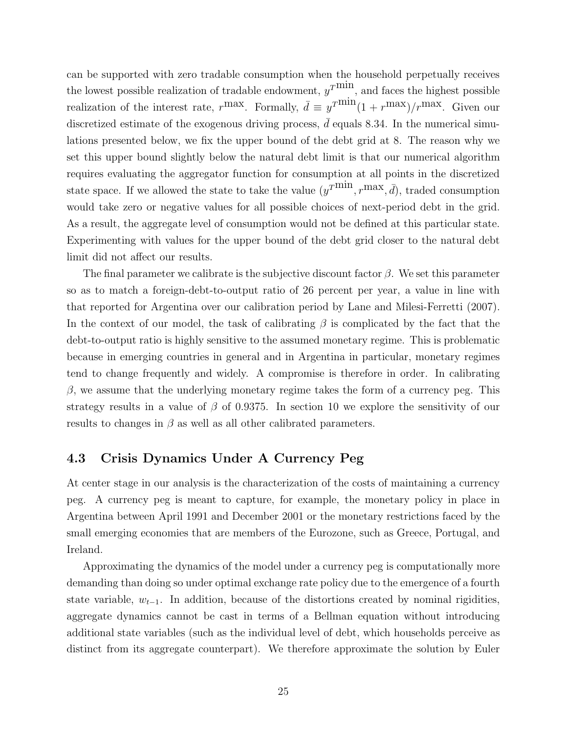can be supported with zero tradable consumption when the household perpetually receives the lowest possible realization of tradable endowment, $y^{T^{\min}}$, and faces the highest possible realization of the interest rate, $r^{\max}$. Formally, $\bar{d} \equiv y^{T^{\min}}(1 + r^{\max})/r^{\max}$. Given our discretized estimate of the exogenous driving process, $\bar{d}$ equals 8.34. In the numerical simulations presented below, we fix the upper bound of the debt grid at 8. The reason why we set this upper bound slightly below the natural debt limit is that our numerical algorithm requires evaluating the aggregator function for consumption at all points in the discretized state space. If we allowed the state to take the value $(y^{T^{\min}}, r^{\max}, \bar{d})$, traded consumption would take zero or negative values for all possible choices of next-period debt in the grid. As a result, the aggregate level of consumption would not be defined at this particular state. Experimenting with values for the upper bound of the debt grid closer to the natural debt limit did not affect our results.

The final parameter we calibrate is the subjective discount factor $\beta$. We set this parameter so as to match a foreign-debt-to-output ratio of 26 percent per year, a value in line with that reported for Argentina over our calibration period by Lane and Milesi-Ferretti (2007). In the context of our model, the task of calibrating $\beta$ is complicated by the fact that the debt-to-output ratio is highly sensitive to the assumed monetary regime. This is problematic because in emerging countries in general and in Argentina in particular, monetary regimes tend to change frequently and widely. A compromise is therefore in order. In calibrating $\beta$, we assume that the underlying monetary regime takes the form of a currency peg. This strategy results in a value of $\beta$ of 0.9375. In section 10 we explore the sensitivity of our results to changes in $\beta$ as well as all other calibrated parameters.

### 4.3 Crisis Dynamics Under A Currency Peg

At center stage in our analysis is the characterization of the costs of maintaining a currency peg. A currency peg is meant to capture, for example, the monetary policy in place in Argentina between April 1991 and December 2001 or the monetary restrictions faced by the small emerging economies that are members of the Eurozone, such as Greece, Portugal, and Ireland.

Approximating the dynamics of the model under a currency peg is computationally more demanding than doing so under optimal exchange rate policy due to the emergence of a fourth state variable, $w_{t-1}$. In addition, because of the distortions created by nominal rigidities, aggregate dynamics cannot be cast in terms of a Bellman equation without introducing additional state variables (such as the individual level of debt, which households perceive as distinct from its aggregate counterpart). We therefore approximate the solution by Euler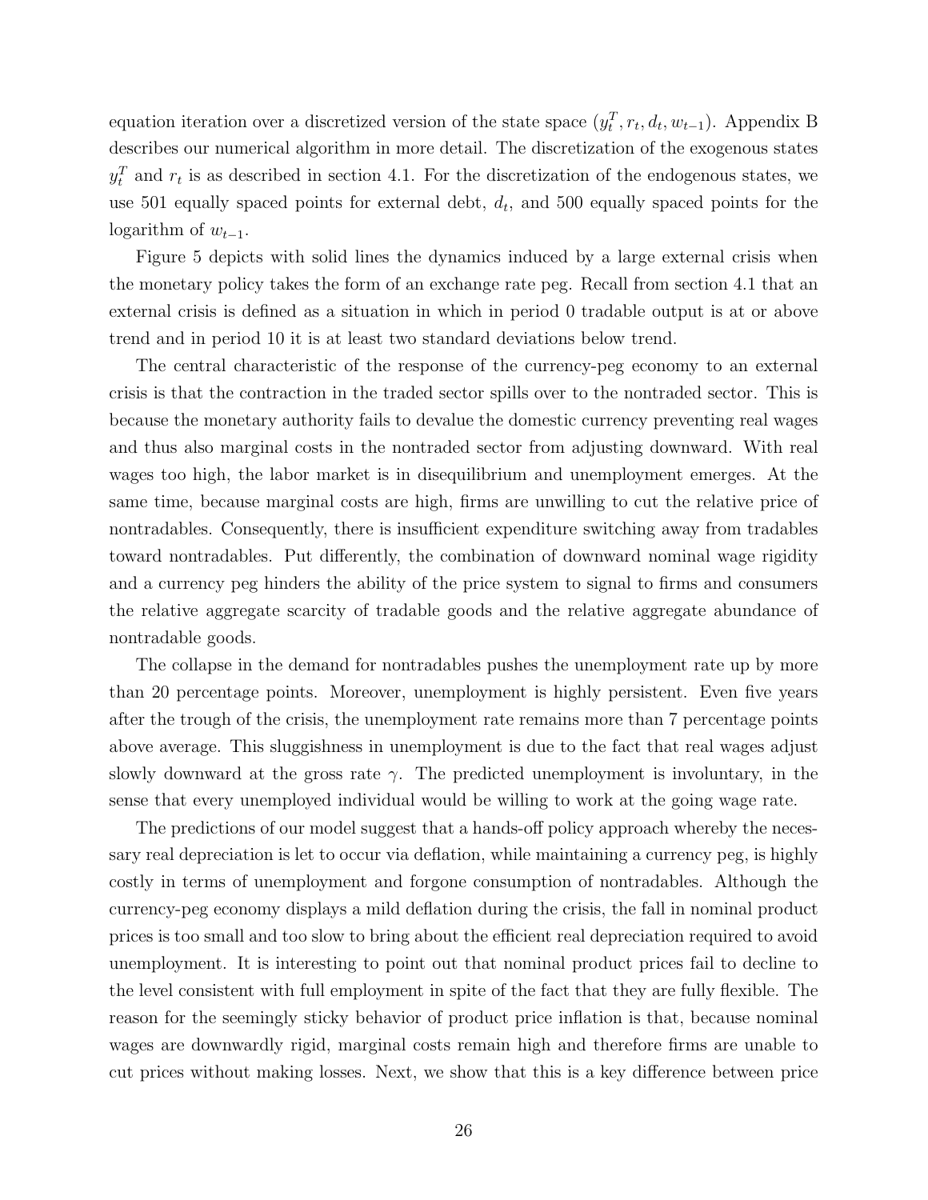equation iteration over a discretized version of the state space $(y_t^T, r_t, d_t, w_{t-1})$. Appendix B describes our numerical algorithm in more detail. The discretization of the exogenous states $y_t^T$ and $r_t$ is as described in section 4.1. For the discretization of the endogenous states, we use 501 equally spaced points for external debt, $d_t$, and 500 equally spaced points for the logarithm of $w_{t-1}$.

Figure 5 depicts with solid lines the dynamics induced by a large external crisis when the monetary policy takes the form of an exchange rate peg. Recall from section 4.1 that an external crisis is defined as a situation in which in period 0 tradable output is at or above trend and in period 10 it is at least two standard deviations below trend.

The central characteristic of the response of the currency-peg economy to an external crisis is that the contraction in the traded sector spills over to the nontraded sector. This is because the monetary authority fails to devalue the domestic currency preventing real wages and thus also marginal costs in the nontraded sector from adjusting downward. With real wages too high, the labor market is in disequilibrium and unemployment emerges. At the same time, because marginal costs are high, firms are unwilling to cut the relative price of nontradables. Consequently, there is insufficient expenditure switching away from tradables toward nontradables. Put differently, the combination of downward nominal wage rigidity and a currency peg hinders the ability of the price system to signal to firms and consumers the relative aggregate scarcity of tradable goods and the relative aggregate abundance of nontradable goods.

The collapse in the demand for nontradables pushes the unemployment rate up by more than 20 percentage points. Moreover, unemployment is highly persistent. Even five years after the trough of the crisis, the unemployment rate remains more than 7 percentage points above average. This sluggishness in unemployment is due to the fact that real wages adjust slowly downward at the gross rate $\gamma$. The predicted unemployment is involuntary, in the sense that every unemployed individual would be willing to work at the going wage rate.

The predictions of our model suggest that a hands-off policy approach whereby the necessary real depreciation is let to occur via deflation, while maintaining a currency peg, is highly costly in terms of unemployment and forgone consumption of nontradables. Although the currency-peg economy displays a mild deflation during the crisis, the fall in nominal product prices is too small and too slow to bring about the efficient real depreciation required to avoid unemployment. It is interesting to point out that nominal product prices fail to decline to the level consistent with full employment in spite of the fact that they are fully flexible. The reason for the seemingly sticky behavior of product price inflation is that, because nominal wages are downwardly rigid, marginal costs remain high and therefore firms are unable to cut prices without making losses. Next, we show that this is a key difference between price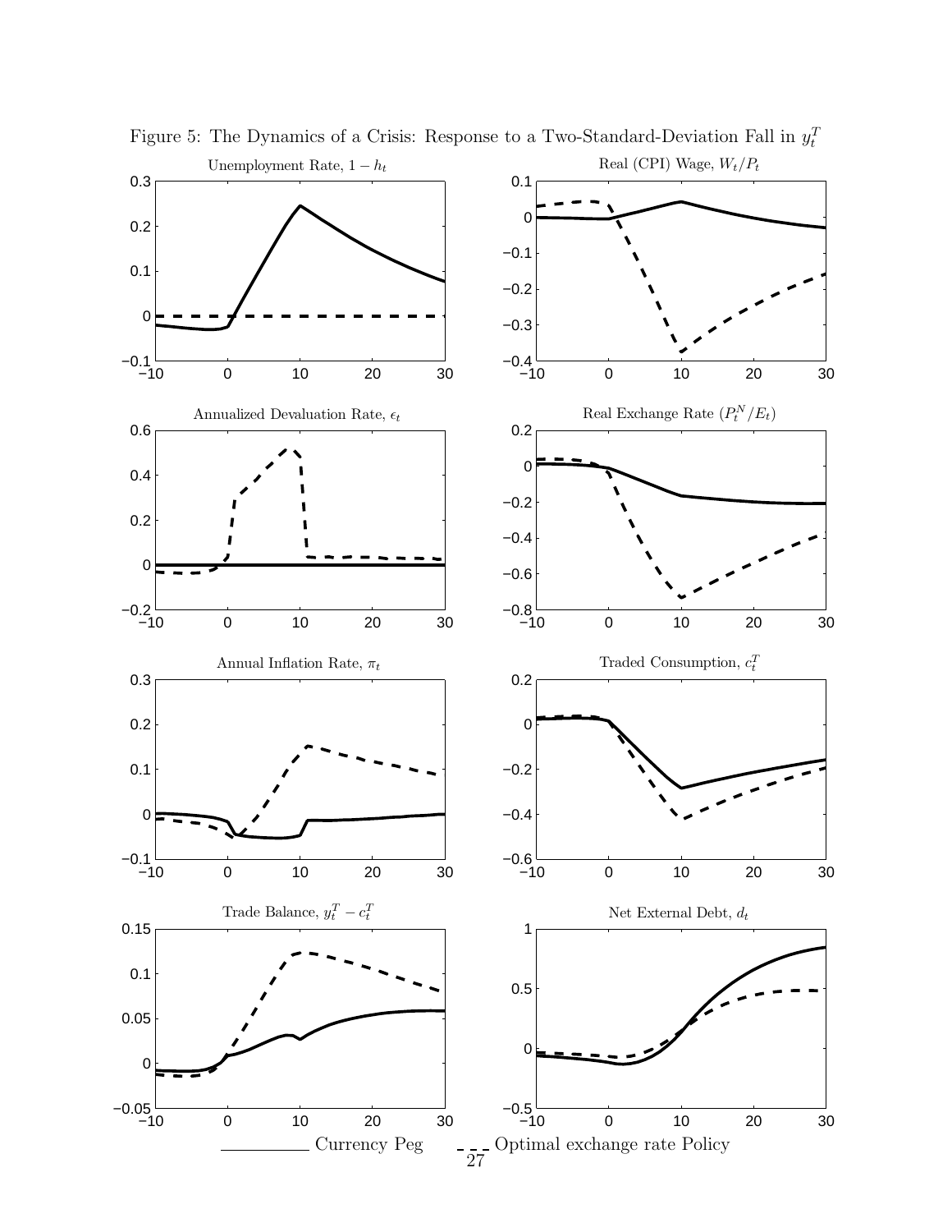Figure 5: The Dynamics of a Crisis: Response to a Two-Standard-Deviation Fall in $y_t^T$

Unemployment Rate, $1 - h_t$

Real (CPI) Wage, $W_t/P_t$

Annualized Devaluation Rate, $\epsilon_t$

Real Exchange Rate $(P_t^N/E_t)$

Annual Inflation Rate, $\pi_t$

Traded Consumption, $c_t^T$

Trade Balance, $y_t^T - c_t^T$

Net External Debt, $d_t$

——— Currency Peg - - - Optimal exchange rate Policy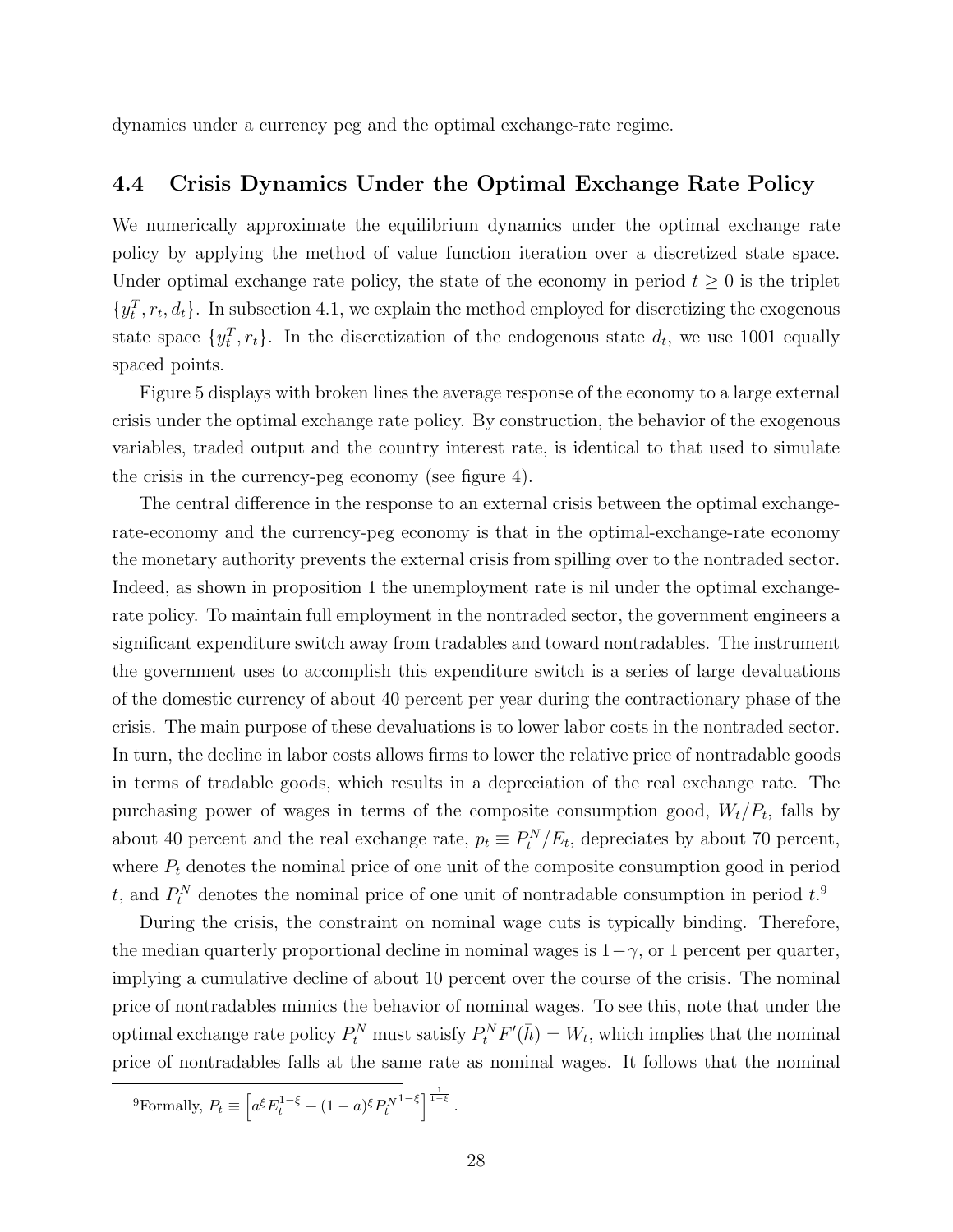dynamics under a currency peg and the optimal exchange-rate regime.

## 4.4 Crisis Dynamics Under the Optimal Exchange Rate Policy

We numerically approximate the equilibrium dynamics under the optimal exchange rate policy by applying the method of value function iteration over a discretized state space. Under optimal exchange rate policy, the state of the economy in period $t \geq 0$ is the triplet $\{y_t^T, r_t, d_t\}$. In subsection 4.1, we explain the method employed for discretizing the exogenous state space $\{y_t^T, r_t\}$. In the discretization of the endogenous state $d_t$, we use 1001 equally spaced points.

Figure 5 displays with broken lines the average response of the economy to a large external crisis under the optimal exchange rate policy. By construction, the behavior of the exogenous variables, traded output and the country interest rate, is identical to that used to simulate the crisis in the currency-peg economy (see figure 4).

The central difference in the response to an external crisis between the optimal exchange-rate-economy and the currency-peg economy is that in the optimal-exchange-rate economy the monetary authority prevents the external crisis from spilling over to the nontraded sector. Indeed, as shown in proposition 1 the unemployment rate is nil under the optimal exchange-rate policy. To maintain full employment in the nontraded sector, the government engineers a significant expenditure switch away from tradables and toward nontradables. The instrument the government uses to accomplish this expenditure switch is a series of large devaluations of the domestic currency of about 40 percent per year during the contractionary phase of the crisis. The main purpose of these devaluations is to lower labor costs in the nontraded sector. In turn, the decline in labor costs allows firms to lower the relative price of nontradable goods in terms of tradable goods, which results in a depreciation of the real exchange rate. The purchasing power of wages in terms of the composite consumption good, $W_t/P_t$, falls by about 40 percent and the real exchange rate, $p_t \equiv P_t^N/E_t$, depreciates by about 70 percent, where $P_t$ denotes the nominal price of one unit of the composite consumption good in period $t$, and $P_t^N$ denotes the nominal price of one unit of nontradable consumption in period $t$.[9]

During the crisis, the constraint on nominal wage cuts is typically binding. Therefore, the median quarterly proportional decline in nominal wages is $1-\gamma$, or 1 percent per quarter, implying a cumulative decline of about 10 percent over the course of the crisis. The nominal price of nontradables mimics the behavior of nominal wages. To see this, note that under the optimal exchange rate policy $P_t^N$ must satisfy $P_t^N F'(\bar{h}) = W_t$, which implies that the nominal price of nontradables falls at the same rate as nominal wages. It follows that the nominal

[9]Formally, $P_t \equiv \left[a^{\xi} E_t^{1-\xi} + (1-a)^{\xi} {P_t^N}^{1-\xi}\right]^{\frac{1}{1-\xi}}$.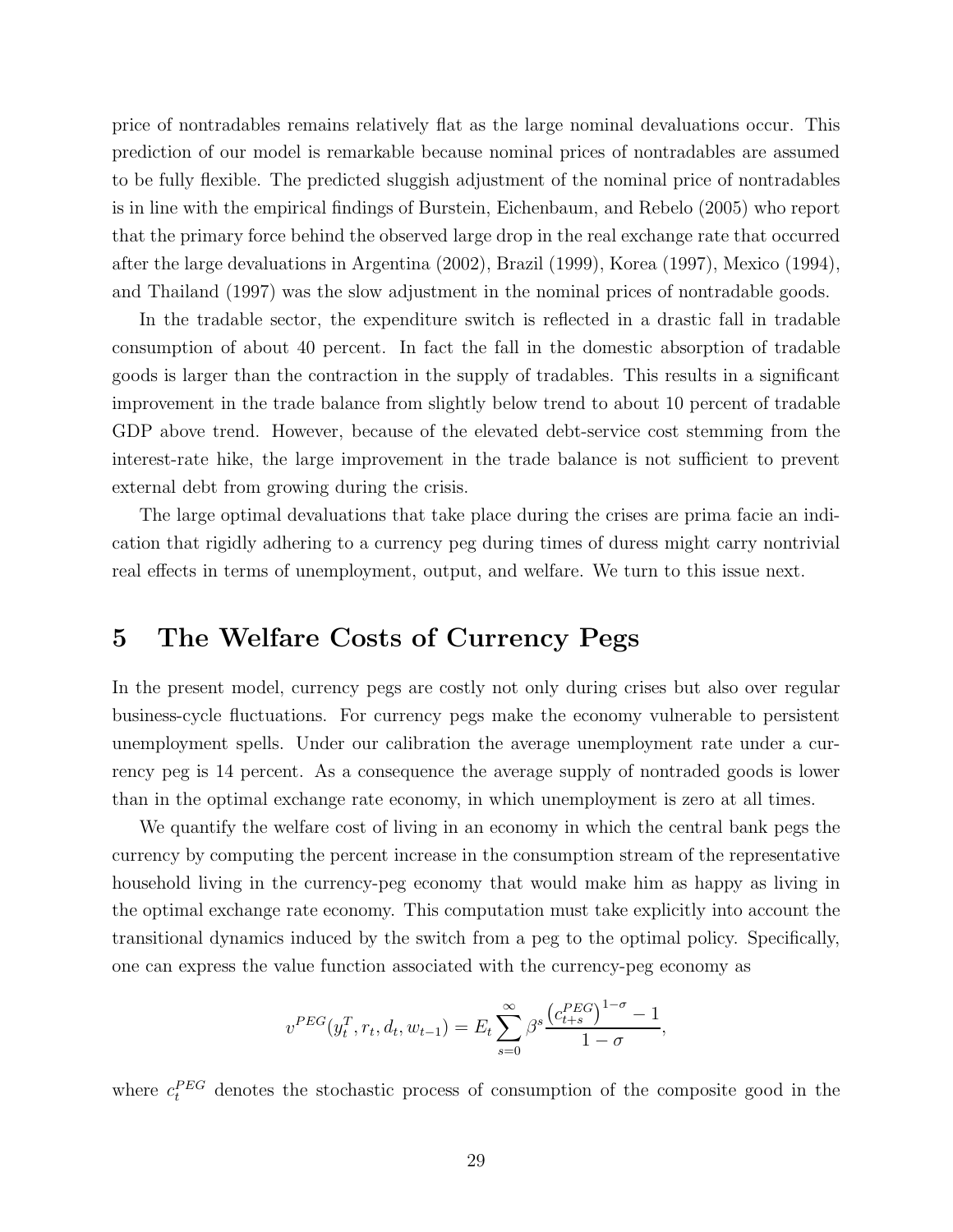price of nontradables remains relatively flat as the large nominal devaluations occur. This prediction of our model is remarkable because nominal prices of nontradables are assumed to be fully flexible. The predicted sluggish adjustment of the nominal price of nontradables is in line with the empirical findings of Burstein, Eichenbaum, and Rebelo (2005) who report that the primary force behind the observed large drop in the real exchange rate that occurred after the large devaluations in Argentina (2002), Brazil (1999), Korea (1997), Mexico (1994), and Thailand (1997) was the slow adjustment in the nominal prices of nontradable goods.

In the tradable sector, the expenditure switch is reflected in a drastic fall in tradable consumption of about 40 percent. In fact the fall in the domestic absorption of tradable goods is larger than the contraction in the supply of tradables. This results in a significant improvement in the trade balance from slightly below trend to about 10 percent of tradable GDP above trend. However, because of the elevated debt-service cost stemming from the interest-rate hike, the large improvement in the trade balance is not sufficient to prevent external debt from growing during the crisis.

The large optimal devaluations that take place during the crises are prima facie an indication that rigidly adhering to a currency peg during times of duress might carry nontrivial real effects in terms of unemployment, output, and welfare. We turn to this issue next.

# 5 The Welfare Costs of Currency Pegs

In the present model, currency pegs are costly not only during crises but also over regular business-cycle fluctuations. For currency pegs make the economy vulnerable to persistent unemployment spells. Under our calibration the average unemployment rate under a currency peg is 14 percent. As a consequence the average supply of nontraded goods is lower than in the optimal exchange rate economy, in which unemployment is zero at all times.

We quantify the welfare cost of living in an economy in which the central bank pegs the currency by computing the percent increase in the consumption stream of the representative household living in the currency-peg economy that would make him as happy as living in the optimal exchange rate economy. This computation must take explicitly into account the transitional dynamics induced by the switch from a peg to the optimal policy. Specifically, one can express the value function associated with the currency-peg economy as

$$v^{PEG}(y_t^T, r_t, d_t, w_{t-1}) = E_t \sum_{s=0}^{\infty} \beta^s \frac{\left(c_{t+s}^{PEG}\right)^{1-\sigma} - 1}{1-\sigma},$$

where $c_t^{PEG}$ denotes the stochastic process of consumption of the composite good in the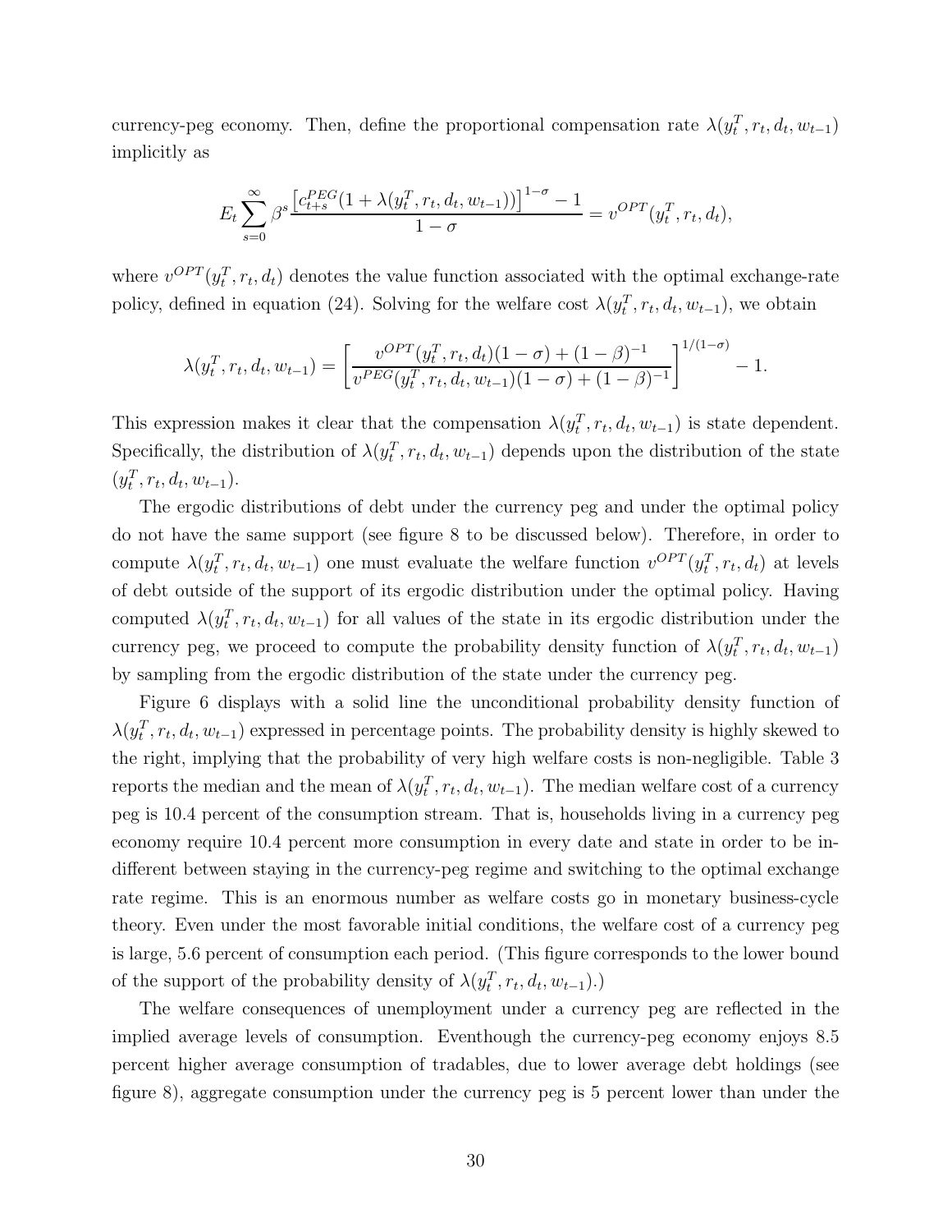currency-peg economy. Then, define the proportional compensation rate $\lambda(y_t^T, r_t, d_t, w_{t-1})$ implicitly as

$$E_t \sum_{s=0}^{\infty} \beta^s \frac{\left[c_{t+s}^{PEG}(1 + \lambda(y_t^T, r_t, d_t, w_{t-1}))\right]^{1-\sigma} - 1}{1-\sigma} = v^{OPT}(y_t^T, r_t, d_t),$$

where $v^{OPT}(y_t^T, r_t, d_t)$ denotes the value function associated with the optimal exchange-rate policy, defined in equation (24). Solving for the welfare cost $\lambda(y_t^T, r_t, d_t, w_{t-1})$, we obtain

$$\lambda(y_t^T, r_t, d_t, w_{t-1}) = \left[\frac{v^{OPT}(y_t^T, r_t, d_t)(1-\sigma) + (1-\beta)^{-1}}{v^{PEG}(y_t^T, r_t, d_t, w_{t-1})(1-\sigma) + (1-\beta)^{-1}}\right]^{1/(1-\sigma)} - 1.$$

This expression makes it clear that the compensation $\lambda(y_t^T, r_t, d_t, w_{t-1})$ is state dependent. Specifically, the distribution of $\lambda(y_t^T, r_t, d_t, w_{t-1})$ depends upon the distribution of the state $(y_t^T, r_t, d_t, w_{t-1})$.

The ergodic distributions of debt under the currency peg and under the optimal policy do not have the same support (see figure 8 to be discussed below). Therefore, in order to compute $\lambda(y_t^T, r_t, d_t, w_{t-1})$ one must evaluate the welfare function $v^{OPT}(y_t^T, r_t, d_t)$ at levels of debt outside of the support of its ergodic distribution under the optimal policy. Having computed $\lambda(y_t^T, r_t, d_t, w_{t-1})$ for all values of the state in its ergodic distribution under the currency peg, we proceed to compute the probability density function of $\lambda(y_t^T, r_t, d_t, w_{t-1})$ by sampling from the ergodic distribution of the state under the currency peg.

Figure 6 displays with a solid line the unconditional probability density function of $\lambda(y_t^T, r_t, d_t, w_{t-1})$ expressed in percentage points. The probability density is highly skewed to the right, implying that the probability of very high welfare costs is non-negligible. Table 3 reports the median and the mean of $\lambda(y_t^T, r_t, d_t, w_{t-1})$. The median welfare cost of a currency peg is 10.4 percent of the consumption stream. That is, households living in a currency peg economy require 10.4 percent more consumption in every date and state in order to be indifferent between staying in the currency-peg regime and switching to the optimal exchange rate regime. This is an enormous number as welfare costs go in monetary business-cycle theory. Even under the most favorable initial conditions, the welfare cost of a currency peg is large, 5.6 percent of consumption each period. (This figure corresponds to the lower bound of the support of the probability density of $\lambda(y_t^T, r_t, d_t, w_{t-1})$.)

The welfare consequences of unemployment under a currency peg are reflected in the implied average levels of consumption. Eventhough the currency-peg economy enjoys 8.5 percent higher average consumption of tradables, due to lower average debt holdings (see figure 8), aggregate consumption under the currency peg is 5 percent lower than under the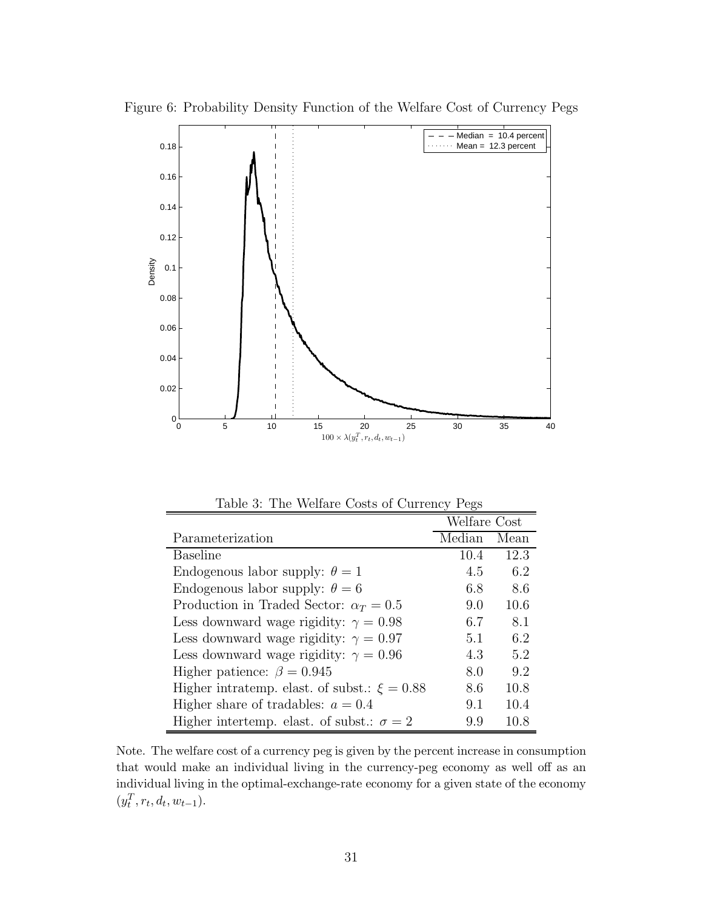Figure 6: Probability Density Function of the Welfare Cost of Currency Pegs

Table 3: The Welfare Costs of Currency Pegs

| | Welfare Cost | |
|---|---|---|
| Parameterization | Median | Mean |
| Baseline | 10.4 | 12.3 |
| Endogenous labor supply: $\theta = 1$ | 4.5 | 6.2 |
| Endogenous labor supply: $\theta = 6$ | 6.8 | 8.6 |
| Production in Traded Sector: $\alpha_T = 0.5$ | 9.0 | 10.6 |
| Less downward wage rigidity: $\gamma = 0.98$ | 6.7 | 8.1 |
| Less downward wage rigidity: $\gamma = 0.97$ | 5.1 | 6.2 |
| Less downward wage rigidity: $\gamma = 0.96$ | 4.3 | 5.2 |
| Higher patience: $\beta = 0.945$ | 8.0 | 9.2 |
| Higher intratemp. elast. of subst.: $\xi = 0.88$ | 8.6 | 10.8 |
| Higher share of tradables: $a = 0.4$ | 9.1 | 10.4 |
| Higher intertemp. elast. of subst.: $\sigma = 2$ | 9.9 | 10.8 |

Note. The welfare cost of a currency peg is given by the percent increase in consumption that would make an individual living in the currency-peg economy as well off as an individual living in the optimal-exchange-rate economy for a given state of the economy $(y_t^T, r_t, d_t, w_{t-1})$.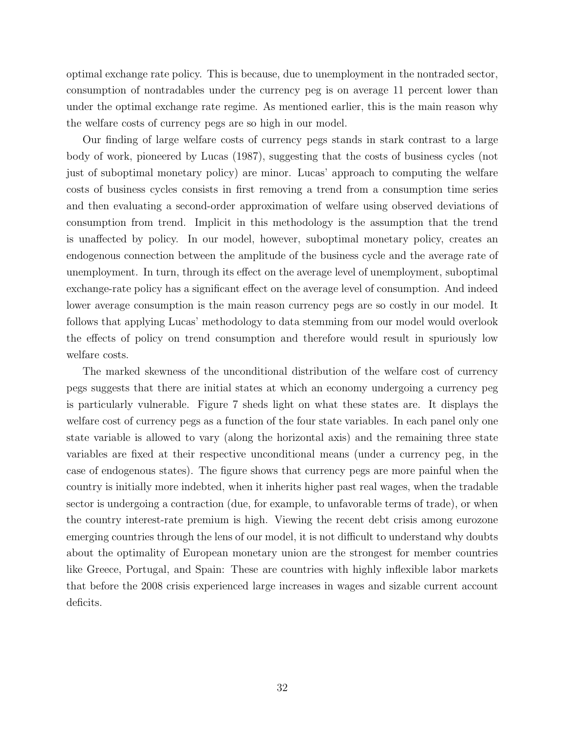optimal exchange rate policy. This is because, due to unemployment in the nontraded sector, consumption of nontradables under the currency peg is on average 11 percent lower than under the optimal exchange rate regime. As mentioned earlier, this is the main reason why the welfare costs of currency pegs are so high in our model.

Our finding of large welfare costs of currency pegs stands in stark contrast to a large body of work, pioneered by Lucas (1987), suggesting that the costs of business cycles (not just of suboptimal monetary policy) are minor. Lucas' approach to computing the welfare costs of business cycles consists in first removing a trend from a consumption time series and then evaluating a second-order approximation of welfare using observed deviations of consumption from trend. Implicit in this methodology is the assumption that the trend is unaffected by policy. In our model, however, suboptimal monetary policy, creates an endogenous connection between the amplitude of the business cycle and the average rate of unemployment. In turn, through its effect on the average level of unemployment, suboptimal exchange-rate policy has a significant effect on the average level of consumption. And indeed lower average consumption is the main reason currency pegs are so costly in our model. It follows that applying Lucas' methodology to data stemming from our model would overlook the effects of policy on trend consumption and therefore would result in spuriously low welfare costs.

The marked skewness of the unconditional distribution of the welfare cost of currency pegs suggests that there are initial states at which an economy undergoing a currency peg is particularly vulnerable. Figure 7 sheds light on what these states are. It displays the welfare cost of currency pegs as a function of the four state variables. In each panel only one state variable is allowed to vary (along the horizontal axis) and the remaining three state variables are fixed at their respective unconditional means (under a currency peg, in the case of endogenous states). The figure shows that currency pegs are more painful when the country is initially more indebted, when it inherits higher past real wages, when the tradable sector is undergoing a contraction (due, for example, to unfavorable terms of trade), or when the country interest-rate premium is high. Viewing the recent debt crisis among eurozone emerging countries through the lens of our model, it is not difficult to understand why doubts about the optimality of European monetary union are the strongest for member countries like Greece, Portugal, and Spain: These are countries with highly inflexible labor markets that before the 2008 crisis experienced large increases in wages and sizable current account deficits.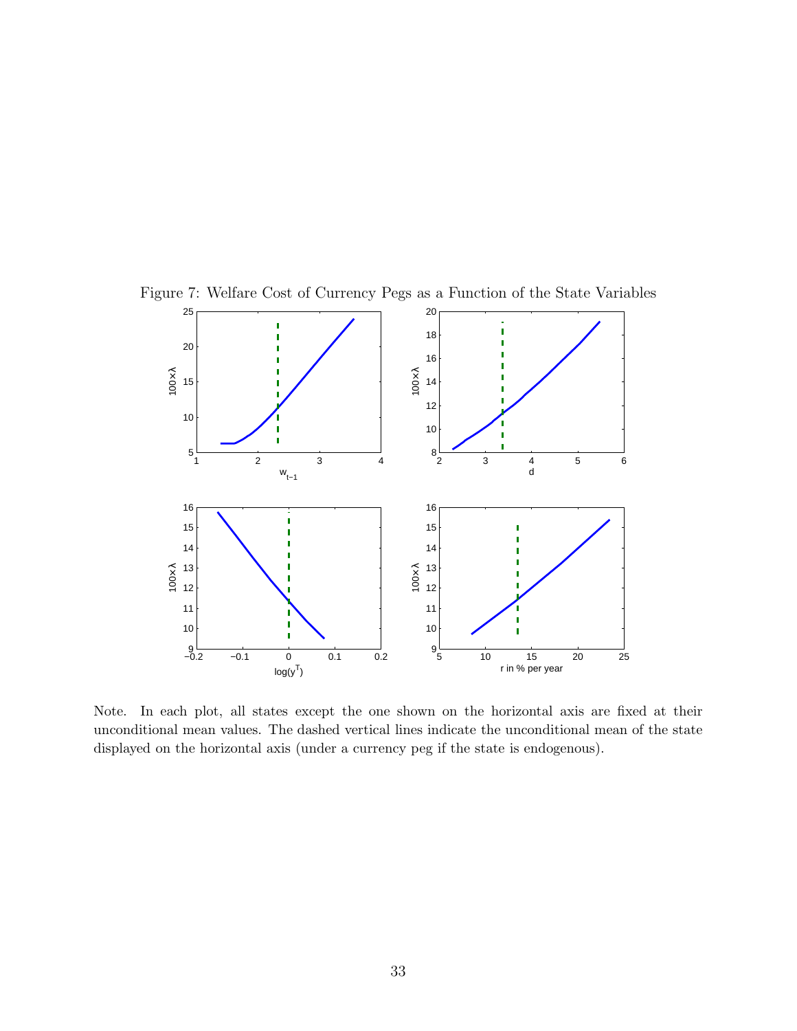Figure 7: Welfare Cost of Currency Pegs as a Function of the State Variables

Note. In each plot, all states except the one shown on the horizontal axis are fixed at their unconditional mean values. The dashed vertical lines indicate the unconditional mean of the state displayed on the horizontal axis (under a currency peg if the state is endogenous).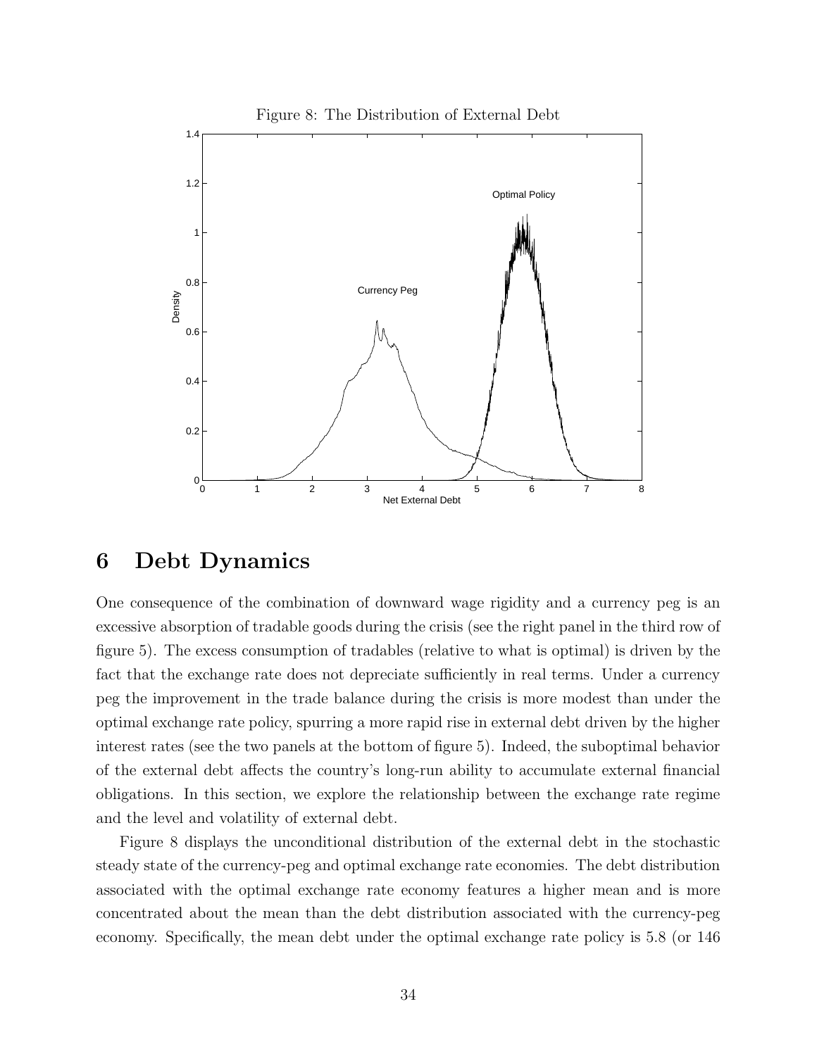Figure 8: The Distribution of External Debt

# 6 Debt Dynamics

One consequence of the combination of downward wage rigidity and a currency peg is an excessive absorption of tradable goods during the crisis (see the right panel in the third row of figure 5). The excess consumption of tradables (relative to what is optimal) is driven by the fact that the exchange rate does not depreciate sufficiently in real terms. Under a currency peg the improvement in the trade balance during the crisis is more modest than under the optimal exchange rate policy, spurring a more rapid rise in external debt driven by the higher interest rates (see the two panels at the bottom of figure 5). Indeed, the suboptimal behavior of the external debt affects the country's long-run ability to accumulate external financial obligations. In this section, we explore the relationship between the exchange rate regime and the level and volatility of external debt.

Figure 8 displays the unconditional distribution of the external debt in the stochastic steady state of the currency-peg and optimal exchange rate economies. The debt distribution associated with the optimal exchange rate economy features a higher mean and is more concentrated about the mean than the debt distribution associated with the currency-peg economy. Specifically, the mean debt under the optimal exchange rate policy is 5.8 (or 146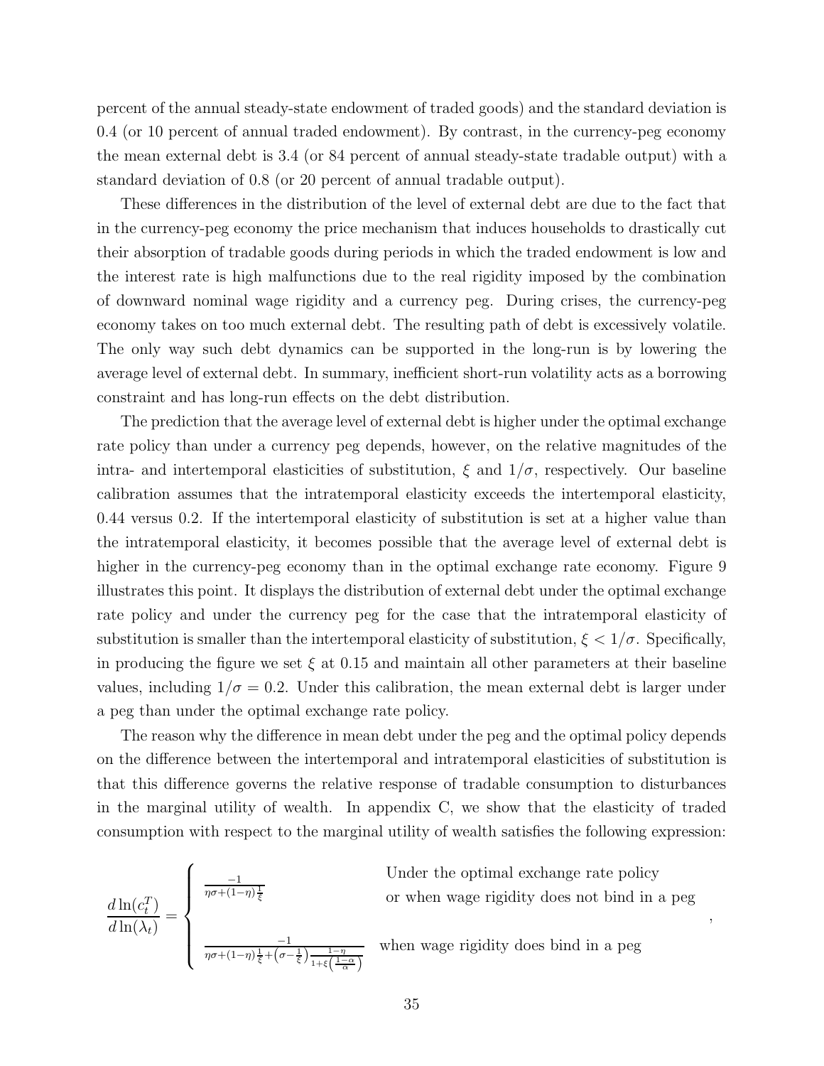percent of the annual steady-state endowment of traded goods) and the standard deviation is 0.4 (or 10 percent of annual traded endowment). By contrast, in the currency-peg economy the mean external debt is 3.4 (or 84 percent of annual steady-state tradable output) with a standard deviation of 0.8 (or 20 percent of annual tradable output).

These differences in the distribution of the level of external debt are due to the fact that in the currency-peg economy the price mechanism that induces households to drastically cut their absorption of tradable goods during periods in which the traded endowment is low and the interest rate is high malfunctions due to the real rigidity imposed by the combination of downward nominal wage rigidity and a currency peg. During crises, the currency-peg economy takes on too much external debt. The resulting path of debt is excessively volatile. The only way such debt dynamics can be supported in the long-run is by lowering the average level of external debt. In summary, inefficient short-run volatility acts as a borrowing constraint and has long-run effects on the debt distribution.

The prediction that the average level of external debt is higher under the optimal exchange rate policy than under a currency peg depends, however, on the relative magnitudes of the intra- and intertemporal elasticities of substitution, $\xi$ and $1/\sigma$, respectively. Our baseline calibration assumes that the intratemporal elasticity exceeds the intertemporal elasticity, 0.44 versus 0.2. If the intertemporal elasticity of substitution is set at a higher value than the intratemporal elasticity, it becomes possible that the average level of external debt is higher in the currency-peg economy than in the optimal exchange rate economy. Figure 9 illustrates this point. It displays the distribution of external debt under the optimal exchange rate policy and under the currency peg for the case that the intratemporal elasticity of substitution is smaller than the intertemporal elasticity of substitution, $\xi < 1/\sigma$. Specifically, in producing the figure we set $\xi$ at 0.15 and maintain all other parameters at their baseline values, including $1/\sigma = 0.2$. Under this calibration, the mean external debt is larger under a peg than under the optimal exchange rate policy.

The reason why the difference in mean debt under the peg and the optimal policy depends on the difference between the intertemporal and intratemporal elasticities of substitution is that this difference governs the relative response of tradable consumption to disturbances in the marginal utility of wealth. In appendix C, we show that the elasticity of traded consumption with respect to the marginal utility of wealth satisfies the following expression:

$$\frac{d\ln(c_t^T)}{d\ln(\lambda_t)} = \begin{cases} \dfrac{-1}{\eta\sigma+(1-\eta)\frac{1}{\xi}} & \text{Under the optimal exchange rate policy or when wage rigidity does not bind in a peg} \\[2ex] \dfrac{-1}{\eta\sigma+(1-\eta)\frac{1}{\xi}+\left(\sigma-\frac{1}{\xi}\right)\frac{1-\eta}{1+\xi\left(\frac{1-\alpha}{\alpha}\right)}} & \text{when wage rigidity does bind in a peg} \end{cases},$$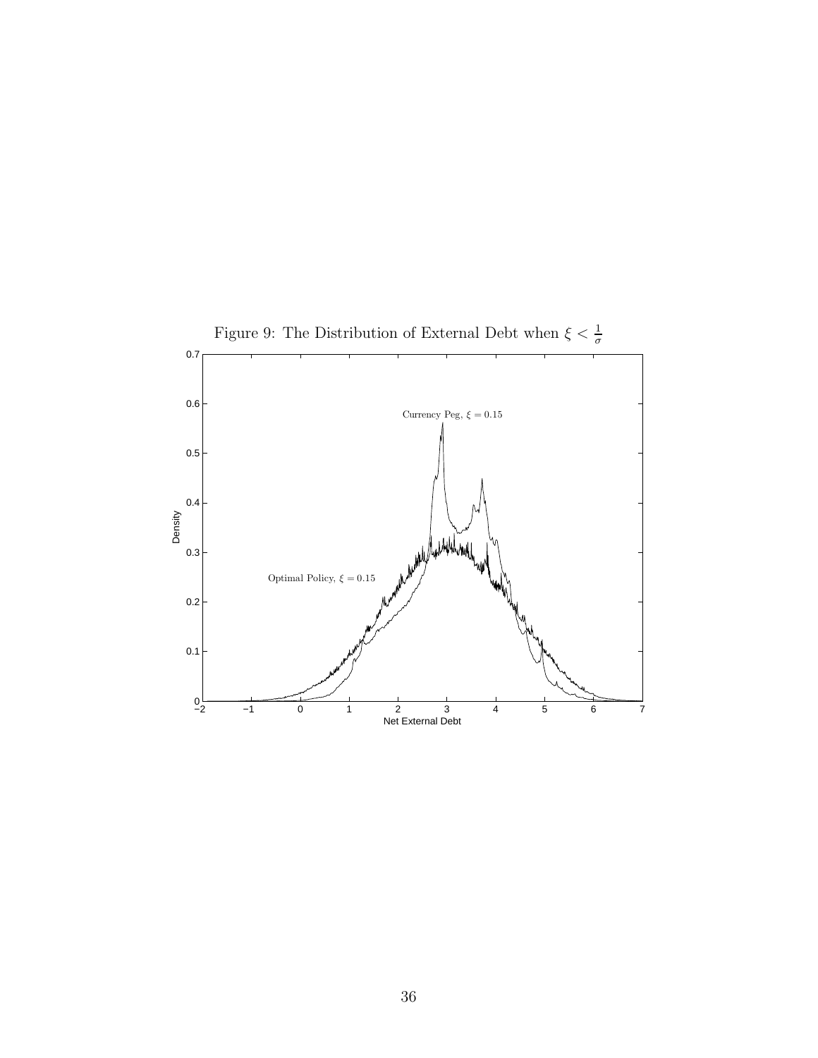Figure 9: The Distribution of External Debt when $\xi < \frac{1}{\sigma}$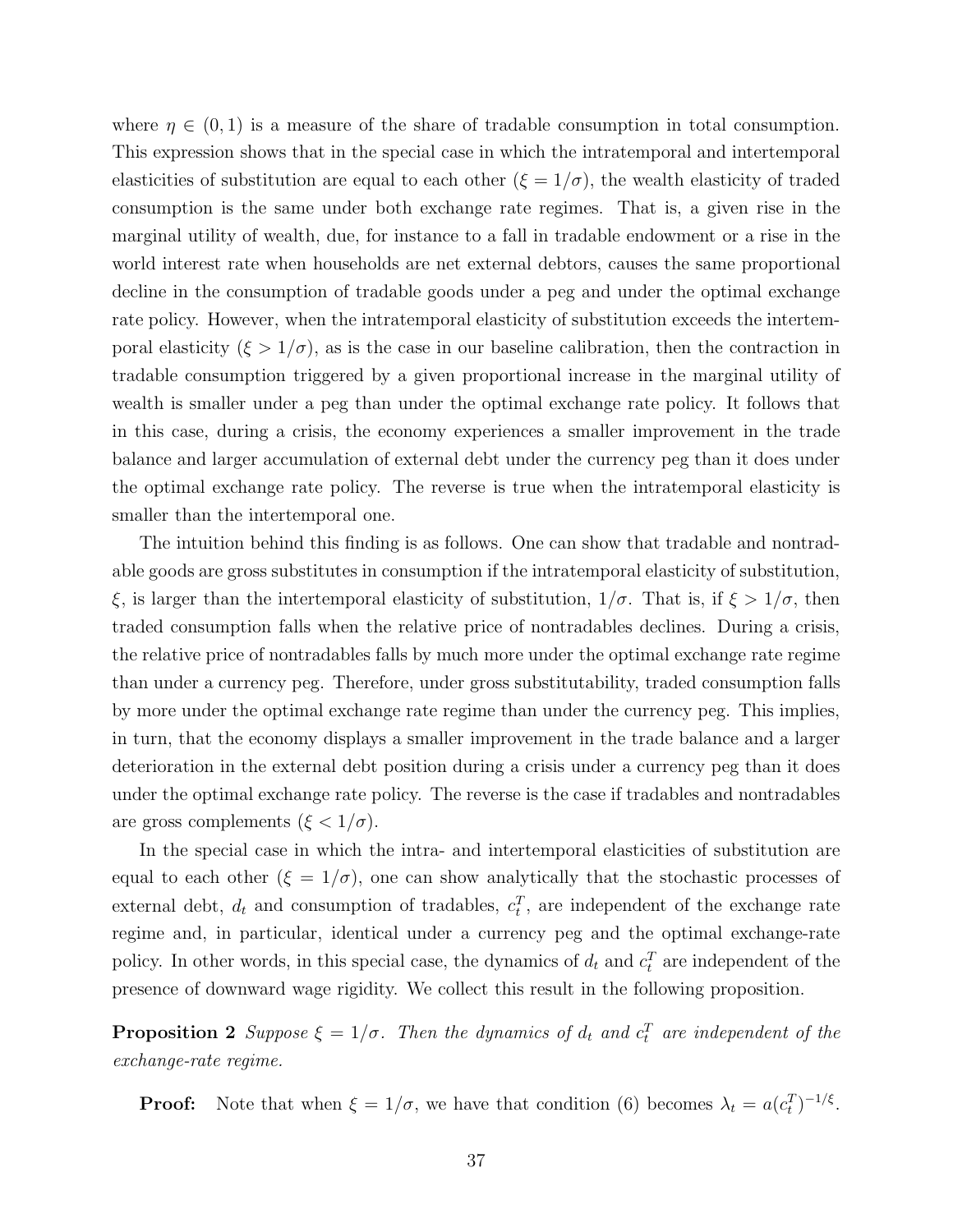where $\eta \in (0, 1)$ is a measure of the share of tradable consumption in total consumption. This expression shows that in the special case in which the intratemporal and intertemporal elasticities of substitution are equal to each other ($\xi = 1/\sigma$), the wealth elasticity of traded consumption is the same under both exchange rate regimes. That is, a given rise in the marginal utility of wealth, due, for instance to a fall in tradable endowment or a rise in the world interest rate when households are net external debtors, causes the same proportional decline in the consumption of tradable goods under a peg and under the optimal exchange rate policy. However, when the intratemporal elasticity of substitution exceeds the intertemporal elasticity ($\xi > 1/\sigma$), as is the case in our baseline calibration, then the contraction in tradable consumption triggered by a given proportional increase in the marginal utility of wealth is smaller under a peg than under the optimal exchange rate policy. It follows that in this case, during a crisis, the economy experiences a smaller improvement in the trade balance and larger accumulation of external debt under the currency peg than it does under the optimal exchange rate policy. The reverse is true when the intratemporal elasticity is smaller than the intertemporal one.

The intuition behind this finding is as follows. One can show that tradable and nontradable goods are gross substitutes in consumption if the intratemporal elasticity of substitution, $\xi$, is larger than the intertemporal elasticity of substitution, $1/\sigma$. That is, if $\xi > 1/\sigma$, then traded consumption falls when the relative price of nontradables declines. During a crisis, the relative price of nontradables falls by much more under the optimal exchange rate regime than under a currency peg. Therefore, under gross substitutability, traded consumption falls by more under the optimal exchange rate regime than under the currency peg. This implies, in turn, that the economy displays a smaller improvement in the trade balance and a larger deterioration in the external debt position during a crisis under a currency peg than it does under the optimal exchange rate policy. The reverse is the case if tradables and nontradables are gross complements ($\xi < 1/\sigma$).

In the special case in which the intra- and intertemporal elasticities of substitution are equal to each other ($\xi = 1/\sigma$), one can show analytically that the stochastic processes of external debt, $d_t$ and consumption of tradables, $c_t^T$, are independent of the exchange rate regime and, in particular, identical under a currency peg and the optimal exchange-rate policy. In other words, in this special case, the dynamics of $d_t$ and $c_t^T$ are independent of the presence of downward wage rigidity. We collect this result in the following proposition.

**Proposition 2** *Suppose $\xi = 1/\sigma$. Then the dynamics of $d_t$ and $c_t^T$ are independent of the exchange-rate regime.*

**Proof:** Note that when $\xi = 1/\sigma$, we have that condition (6) becomes $\lambda_t = a(c_t^T)^{-1/\xi}$.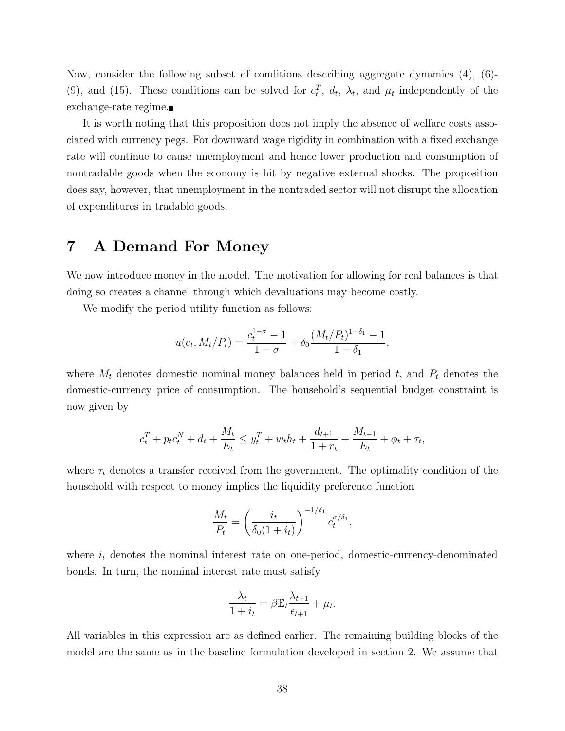Now, consider the following subset of conditions describing aggregate dynamics (4), (6)-(9), and (15). These conditions can be solved for $c_t^T$, $d_t$, $\lambda_t$, and $\mu_t$ independently of the exchange-rate regime.■

It is worth noting that this proposition does not imply the absence of welfare costs associated with currency pegs. For downward wage rigidity in combination with a fixed exchange rate will continue to cause unemployment and hence lower production and consumption of nontradable goods when the economy is hit by negative external shocks. The proposition does say, however, that unemployment in the nontraded sector will not disrupt the allocation of expenditures in tradable goods.

# 7 A Demand For Money

We now introduce money in the model. The motivation for allowing for real balances is that doing so creates a channel through which devaluations may become costly.

We modify the period utility function as follows:

$$u(c_t, M_t/P_t) = \frac{c_t^{1-\sigma} - 1}{1-\sigma} + \delta_0 \frac{(M_t/P_t)^{1-\delta_1} - 1}{1-\delta_1},$$

where $M_t$ denotes domestic nominal money balances held in period $t$, and $P_t$ denotes the domestic-currency price of consumption. The household's sequential budget constraint is now given by

$$c_t^T + p_t c_t^N + d_t + \frac{M_t}{E_t} \leq y_t^T + w_t h_t + \frac{d_{t+1}}{1+r_t} + \frac{M_{t-1}}{E_t} + \phi_t + \tau_t,$$

where $\tau_t$ denotes a transfer received from the government. The optimality condition of the household with respect to money implies the liquidity preference function

$$\frac{M_t}{P_t} = \left(\frac{i_t}{\delta_0(1+i_t)}\right)^{-1/\delta_1} c_t^{\sigma/\delta_1},$$

where $i_t$ denotes the nominal interest rate on one-period, domestic-currency-denominated bonds. In turn, the nominal interest rate must satisfy

$$\frac{\lambda_t}{1+i_t} = \beta \mathbb{E}_t \frac{\lambda_{t+1}}{\epsilon_{t+1}} + \mu_t.$$

All variables in this expression are as defined earlier. The remaining building blocks of the model are the same as in the baseline formulation developed in section 2. We assume that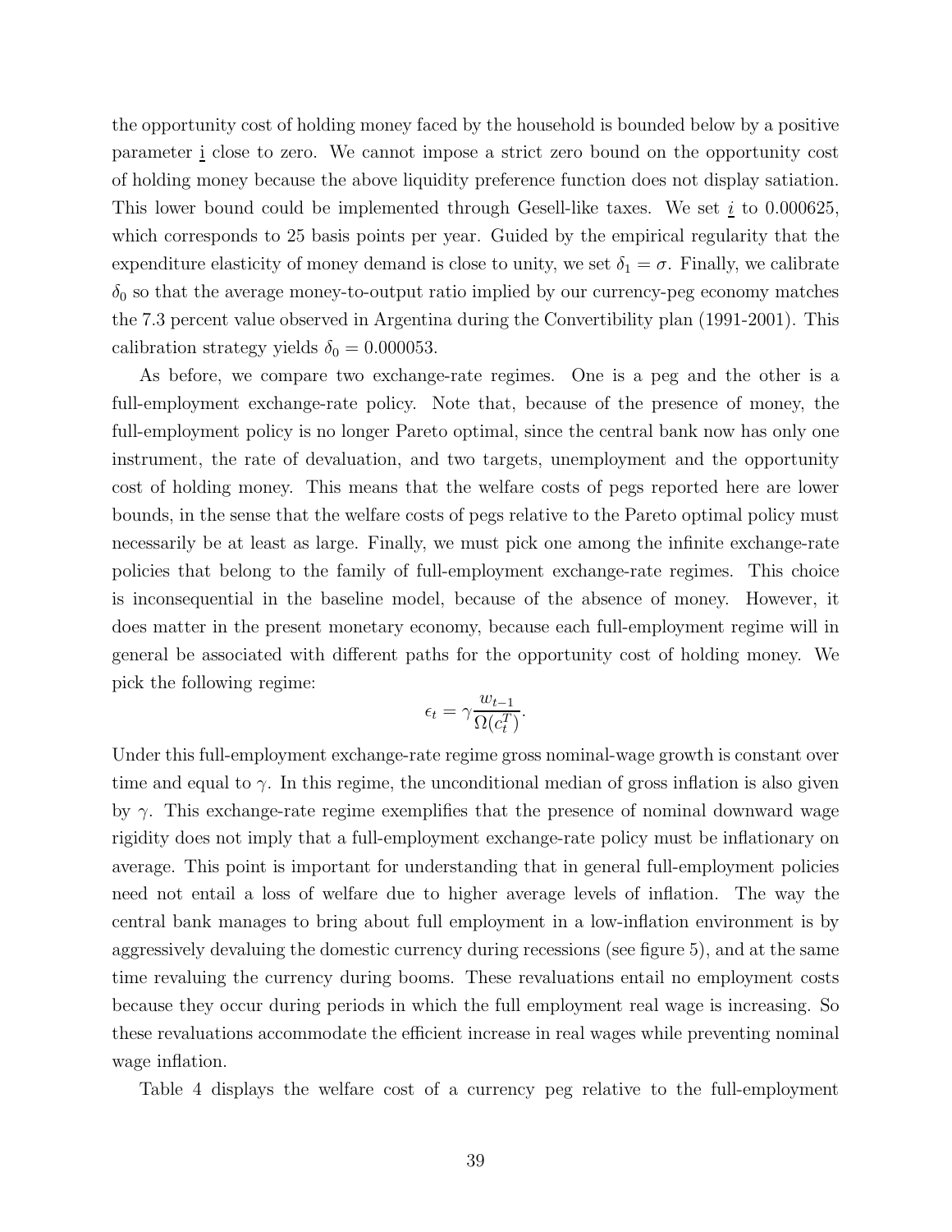the opportunity cost of holding money faced by the household is bounded below by a positive parameter $\underline{i}$ close to zero. We cannot impose a strict zero bound on the opportunity cost of holding money because the above liquidity preference function does not display satiation. This lower bound could be implemented through Gesell-like taxes. We set $\underline{i}$ to 0.000625, which corresponds to 25 basis points per year. Guided by the empirical regularity that the expenditure elasticity of money demand is close to unity, we set $\delta_1 = \sigma$. Finally, we calibrate $\delta_0$ so that the average money-to-output ratio implied by our currency-peg economy matches the 7.3 percent value observed in Argentina during the Convertibility plan (1991-2001). This calibration strategy yields $\delta_0 = 0.000053$.

As before, we compare two exchange-rate regimes. One is a peg and the other is a full-employment exchange-rate policy. Note that, because of the presence of money, the full-employment policy is no longer Pareto optimal, since the central bank now has only one instrument, the rate of devaluation, and two targets, unemployment and the opportunity cost of holding money. This means that the welfare costs of pegs reported here are lower bounds, in the sense that the welfare costs of pegs relative to the Pareto optimal policy must necessarily be at least as large. Finally, we must pick one among the infinite exchange-rate policies that belong to the family of full-employment exchange-rate regimes. This choice is inconsequential in the baseline model, because of the absence of money. However, it does matter in the present monetary economy, because each full-employment regime will in general be associated with different paths for the opportunity cost of holding money. We pick the following regime:

$$\epsilon_t = \gamma \frac{w_{t-1}}{\Omega(c_t^T)}.$$

Under this full-employment exchange-rate regime gross nominal-wage growth is constant over time and equal to $\gamma$. In this regime, the unconditional median of gross inflation is also given by $\gamma$. This exchange-rate regime exemplifies that the presence of nominal downward wage rigidity does not imply that a full-employment exchange-rate policy must be inflationary on average. This point is important for understanding that in general full-employment policies need not entail a loss of welfare due to higher average levels of inflation. The way the central bank manages to bring about full employment in a low-inflation environment is by aggressively devaluing the domestic currency during recessions (see figure 5), and at the same time revaluing the currency during booms. These revaluations entail no employment costs because they occur during periods in which the full employment real wage is increasing. So these revaluations accommodate the efficient increase in real wages while preventing nominal wage inflation.

Table 4 displays the welfare cost of a currency peg relative to the full-employment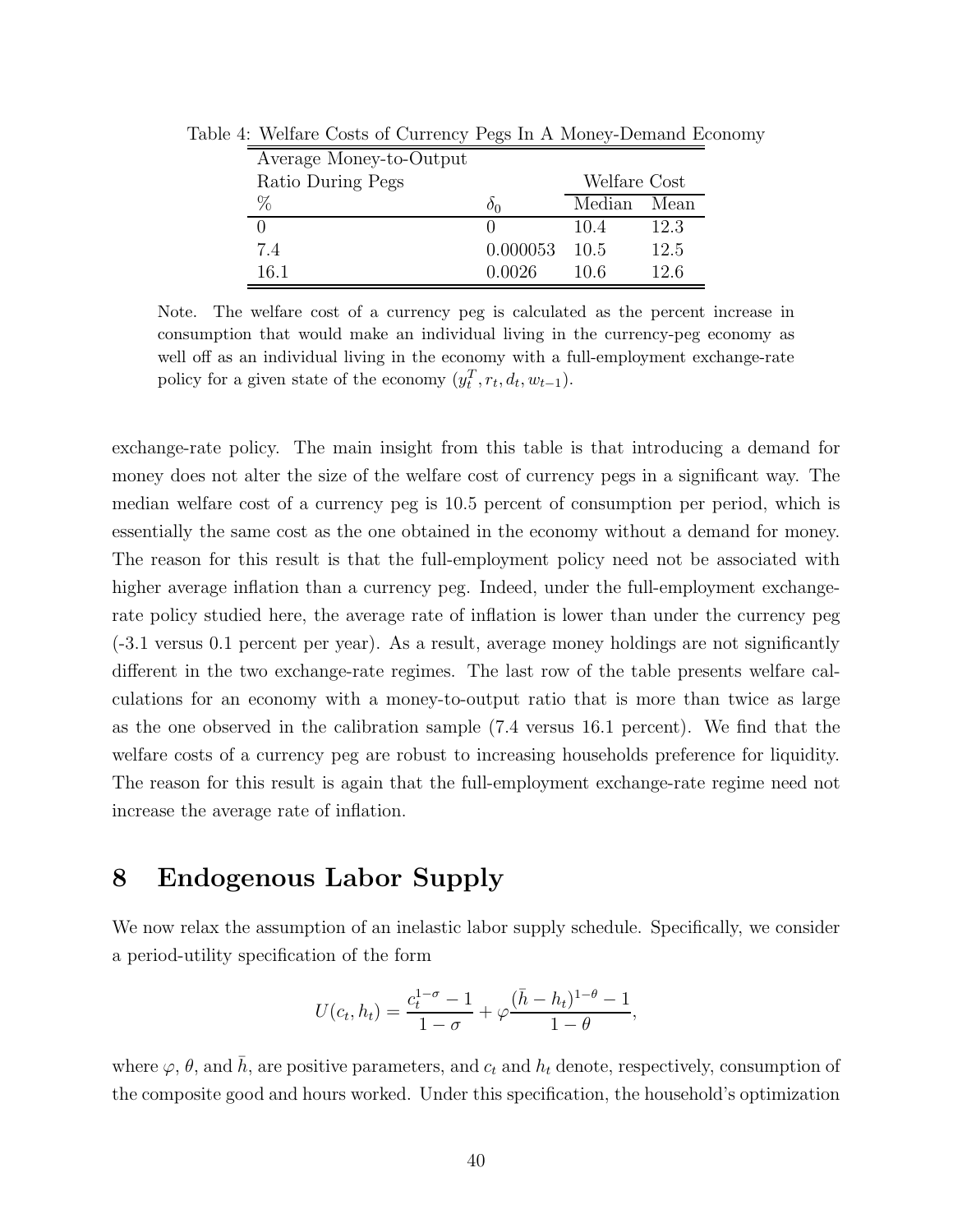Table 4: Welfare Costs of Currency Pegs In A Money-Demand Economy

| Average Money-to-Output Ratio During Pegs | | Welfare Cost | |
|---|---|---|---|
| % | $\delta_0$ | Median | Mean |
| 0 | 0 | 10.4 | 12.3 |
| 7.4 | 0.000053 | 10.5 | 12.5 |
| 16.1 | 0.0026 | 10.6 | 12.6 |

Note. The welfare cost of a currency peg is calculated as the percent increase in consumption that would make an individual living in the currency-peg economy as well off as an individual living in the economy with a full-employment exchange-rate policy for a given state of the economy $(y_t^T, r_t, d_t, w_{t-1})$.

exchange-rate policy. The main insight from this table is that introducing a demand for money does not alter the size of the welfare cost of currency pegs in a significant way. The median welfare cost of a currency peg is 10.5 percent of consumption per period, which is essentially the same cost as the one obtained in the economy without a demand for money. The reason for this result is that the full-employment policy need not be associated with higher average inflation than a currency peg. Indeed, under the full-employment exchange-rate policy studied here, the average rate of inflation is lower than under the currency peg (-3.1 versus 0.1 percent per year). As a result, average money holdings are not significantly different in the two exchange-rate regimes. The last row of the table presents welfare calculations for an economy with a money-to-output ratio that is more than twice as large as the one observed in the calibration sample (7.4 versus 16.1 percent). We find that the welfare costs of a currency peg are robust to increasing households preference for liquidity. The reason for this result is again that the full-employment exchange-rate regime need not increase the average rate of inflation.

# 8 Endogenous Labor Supply

We now relax the assumption of an inelastic labor supply schedule. Specifically, we consider a period-utility specification of the form

$$U(c_t, h_t) = \frac{c_t^{1-\sigma} - 1}{1-\sigma} + \varphi \frac{(\bar{h} - h_t)^{1-\theta} - 1}{1-\theta},$$

where $\varphi$, $\theta$, and $\bar{h}$, are positive parameters, and $c_t$ and $h_t$ denote, respectively, consumption of the composite good and hours worked. Under this specification, the household's optimization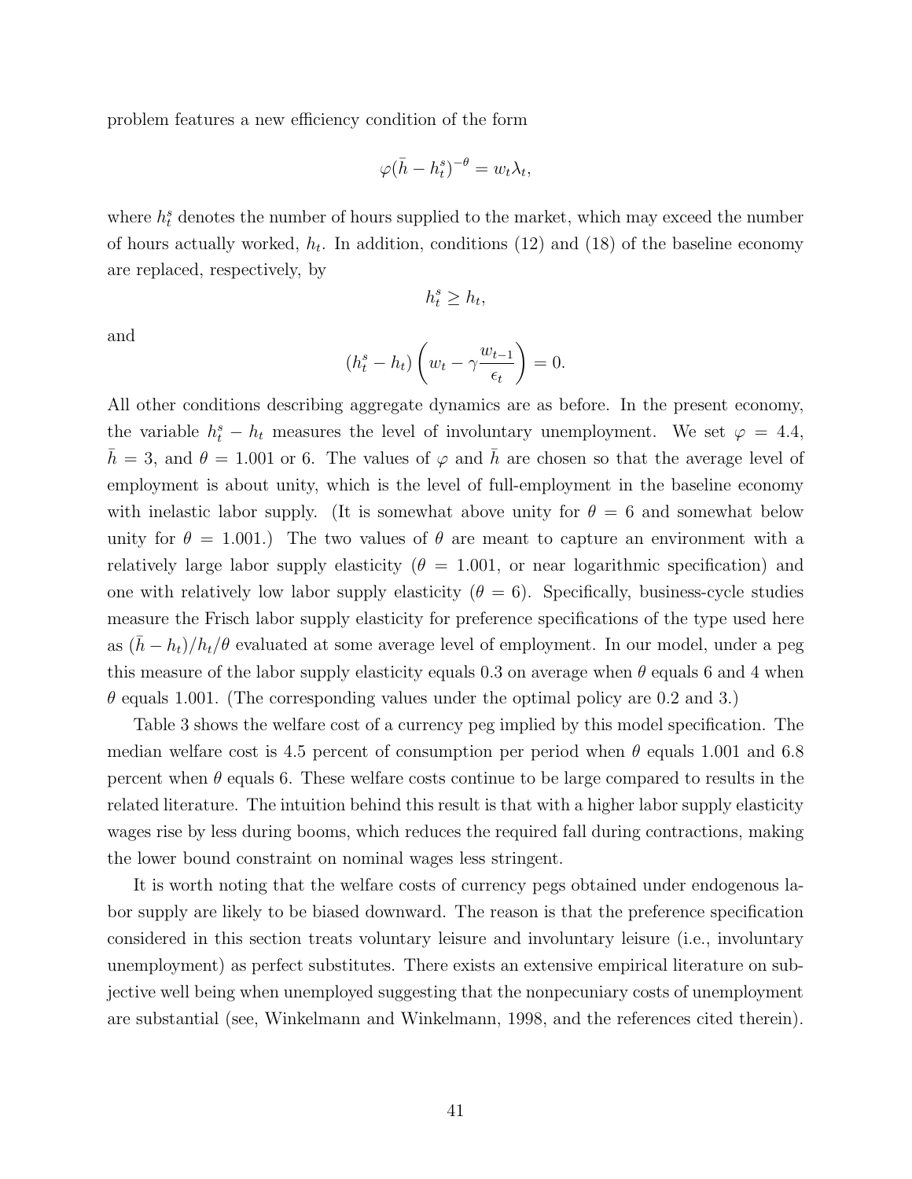problem features a new efficiency condition of the form

$$\varphi(\bar{h} - h_t^s)^{-\theta} = w_t \lambda_t,$$

where $h_t^s$ denotes the number of hours supplied to the market, which may exceed the number of hours actually worked, $h_t$. In addition, conditions (12) and (18) of the baseline economy are replaced, respectively, by

$$h_t^s \geq h_t,$$

and

$$(h_t^s - h_t)\left(w_t - \gamma \frac{w_{t-1}}{\epsilon_t}\right) = 0.$$

All other conditions describing aggregate dynamics are as before. In the present economy, the variable $h_t^s - h_t$ measures the level of involuntary unemployment. We set $\varphi = 4.4$, $\bar{h} = 3$, and $\theta = 1.001$ or 6. The values of $\varphi$ and $\bar{h}$ are chosen so that the average level of employment is about unity, which is the level of full-employment in the baseline economy with inelastic labor supply. (It is somewhat above unity for $\theta = 6$ and somewhat below unity for $\theta = 1.001$.) The two values of $\theta$ are meant to capture an environment with a relatively large labor supply elasticity ($\theta = 1.001$, or near logarithmic specification) and one with relatively low labor supply elasticity ($\theta = 6$). Specifically, business-cycle studies measure the Frisch labor supply elasticity for preference specifications of the type used here as $(\bar{h} - h_t)/h_t/\theta$ evaluated at some average level of employment. In our model, under a peg this measure of the labor supply elasticity equals 0.3 on average when $\theta$ equals 6 and 4 when $\theta$ equals 1.001. (The corresponding values under the optimal policy are 0.2 and 3.)

Table 3 shows the welfare cost of a currency peg implied by this model specification. The median welfare cost is 4.5 percent of consumption per period when $\theta$ equals 1.001 and 6.8 percent when $\theta$ equals 6. These welfare costs continue to be large compared to results in the related literature. The intuition behind this result is that with a higher labor supply elasticity wages rise by less during booms, which reduces the required fall during contractions, making the lower bound constraint on nominal wages less stringent.

It is worth noting that the welfare costs of currency pegs obtained under endogenous labor supply are likely to be biased downward. The reason is that the preference specification considered in this section treats voluntary leisure and involuntary leisure (i.e., involuntary unemployment) as perfect substitutes. There exists an extensive empirical literature on subjective well being when unemployed suggesting that the nonpecuniary costs of unemployment are substantial (see, Winkelmann and Winkelmann, 1998, and the references cited therein).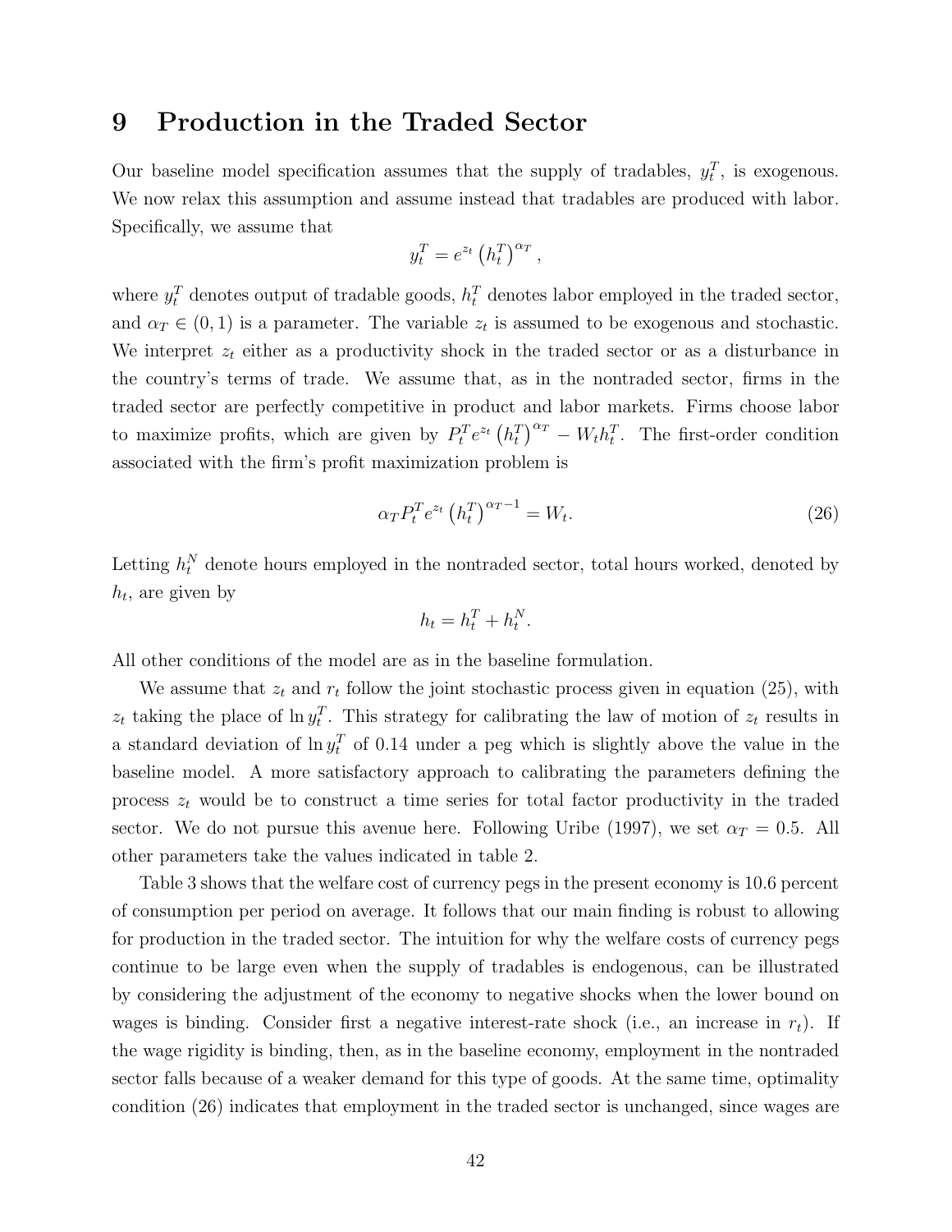# 9 Production in the Traded Sector

Our baseline model specification assumes that the supply of tradables, $y_t^T$, is exogenous. We now relax this assumption and assume instead that tradables are produced with labor. Specifically, we assume that

$$y_t^T = e^{z_t} \left(h_t^T\right)^{\alpha_T},$$

where $y_t^T$ denotes output of tradable goods, $h_t^T$ denotes labor employed in the traded sector, and $\alpha_T \in (0, 1)$ is a parameter. The variable $z_t$ is assumed to be exogenous and stochastic. We interpret $z_t$ either as a productivity shock in the traded sector or as a disturbance in the country's terms of trade. We assume that, as in the nontraded sector, firms in the traded sector are perfectly competitive in product and labor markets. Firms choose labor to maximize profits, which are given by $P_t^T e^{z_t} \left(h_t^T\right)^{\alpha_T} - W_t h_t^T$. The first-order condition associated with the firm's profit maximization problem is

$$\alpha_T P_t^T e^{z_t} \left(h_t^T\right)^{\alpha_T - 1} = W_t. \tag{26}$$

Letting $h_t^N$ denote hours employed in the nontraded sector, total hours worked, denoted by $h_t$, are given by

$$h_t = h_t^T + h_t^N.$$

All other conditions of the model are as in the baseline formulation.

We assume that $z_t$ and $r_t$ follow the joint stochastic process given in equation (25), with $z_t$ taking the place of $\ln y_t^T$. This strategy for calibrating the law of motion of $z_t$ results in a standard deviation of $\ln y_t^T$ of 0.14 under a peg which is slightly above the value in the baseline model. A more satisfactory approach to calibrating the parameters defining the process $z_t$ would be to construct a time series for total factor productivity in the traded sector. We do not pursue this avenue here. Following Uribe (1997), we set $\alpha_T = 0.5$. All other parameters take the values indicated in table 2.

Table 3 shows that the welfare cost of currency pegs in the present economy is 10.6 percent of consumption per period on average. It follows that our main finding is robust to allowing for production in the traded sector. The intuition for why the welfare costs of currency pegs continue to be large even when the supply of tradables is endogenous, can be illustrated by considering the adjustment of the economy to negative shocks when the lower bound on wages is binding. Consider first a negative interest-rate shock (i.e., an increase in $r_t$). If the wage rigidity is binding, then, as in the baseline economy, employment in the nontraded sector falls because of a weaker demand for this type of goods. At the same time, optimality condition (26) indicates that employment in the traded sector is unchanged, since wages are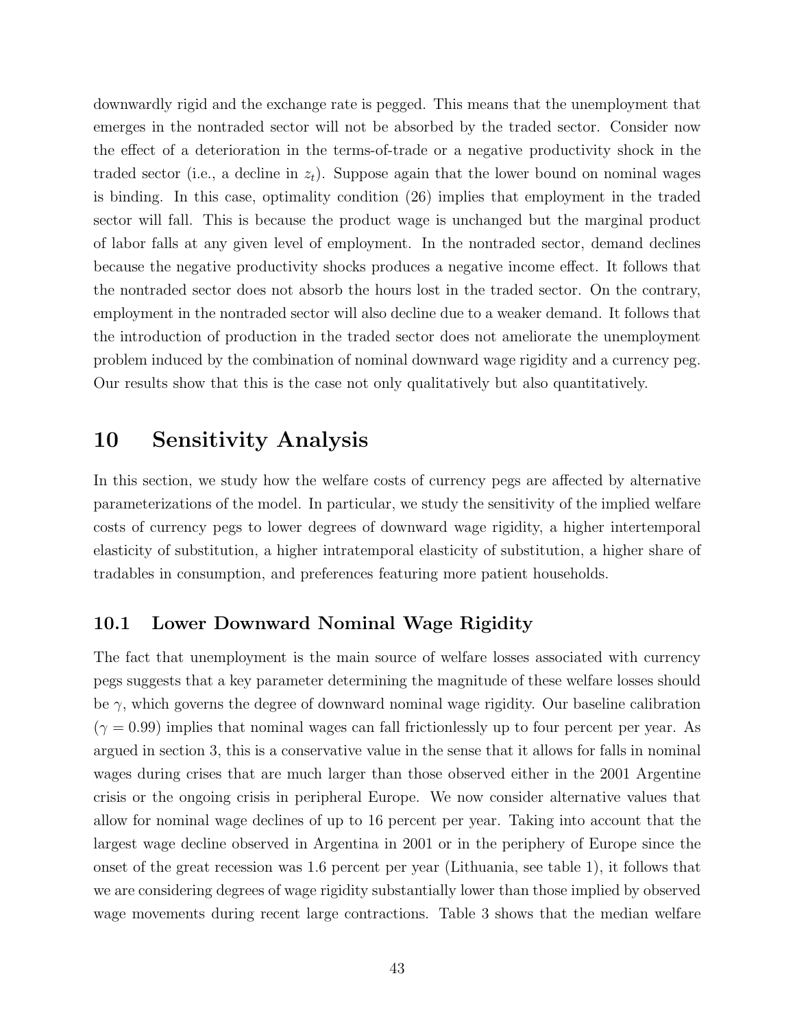downwardly rigid and the exchange rate is pegged. This means that the unemployment that emerges in the nontraded sector will not be absorbed by the traded sector. Consider now the effect of a deterioration in the terms-of-trade or a negative productivity shock in the traded sector (i.e., a decline in $z_t$). Suppose again that the lower bound on nominal wages is binding. In this case, optimality condition (26) implies that employment in the traded sector will fall. This is because the product wage is unchanged but the marginal product of labor falls at any given level of employment. In the nontraded sector, demand declines because the negative productivity shocks produces a negative income effect. It follows that the nontraded sector does not absorb the hours lost in the traded sector. On the contrary, employment in the nontraded sector will also decline due to a weaker demand. It follows that the introduction of production in the traded sector does not ameliorate the unemployment problem induced by the combination of nominal downward wage rigidity and a currency peg. Our results show that this is the case not only qualitatively but also quantitatively.

# 10 Sensitivity Analysis

In this section, we study how the welfare costs of currency pegs are affected by alternative parameterizations of the model. In particular, we study the sensitivity of the implied welfare costs of currency pegs to lower degrees of downward wage rigidity, a higher intertemporal elasticity of substitution, a higher intratemporal elasticity of substitution, a higher share of tradables in consumption, and preferences featuring more patient households.

## 10.1 Lower Downward Nominal Wage Rigidity

The fact that unemployment is the main source of welfare losses associated with currency pegs suggests that a key parameter determining the magnitude of these welfare losses should be $\gamma$, which governs the degree of downward nominal wage rigidity. Our baseline calibration ($\gamma = 0.99$) implies that nominal wages can fall frictionlessly up to four percent per year. As argued in section 3, this is a conservative value in the sense that it allows for falls in nominal wages during crises that are much larger than those observed either in the 2001 Argentine crisis or the ongoing crisis in peripheral Europe. We now consider alternative values that allow for nominal wage declines of up to 16 percent per year. Taking into account that the largest wage decline observed in Argentina in 2001 or in the periphery of Europe since the onset of the great recession was 1.6 percent per year (Lithuania, see table 1), it follows that we are considering degrees of wage rigidity substantially lower than those implied by observed wage movements during recent large contractions. Table 3 shows that the median welfare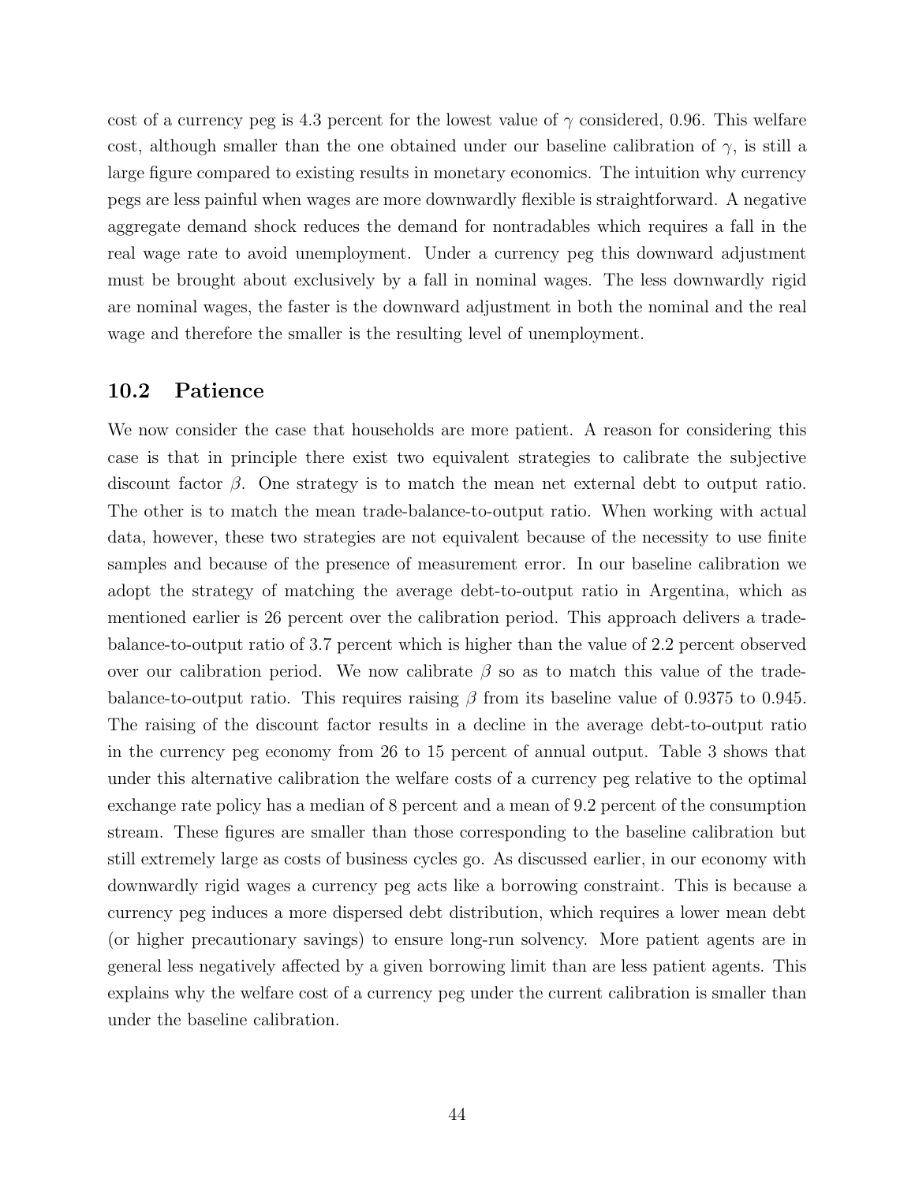cost of a currency peg is 4.3 percent for the lowest value of $\gamma$ considered, 0.96. This welfare cost, although smaller than the one obtained under our baseline calibration of $\gamma$, is still a large figure compared to existing results in monetary economics. The intuition why currency pegs are less painful when wages are more downwardly flexible is straightforward. A negative aggregate demand shock reduces the demand for nontradables which requires a fall in the real wage rate to avoid unemployment. Under a currency peg this downward adjustment must be brought about exclusively by a fall in nominal wages. The less downwardly rigid are nominal wages, the faster is the downward adjustment in both the nominal and the real wage and therefore the smaller is the resulting level of unemployment.

## 10.2 Patience

We now consider the case that households are more patient. A reason for considering this case is that in principle there exist two equivalent strategies to calibrate the subjective discount factor $\beta$. One strategy is to match the mean net external debt to output ratio. The other is to match the mean trade-balance-to-output ratio. When working with actual data, however, these two strategies are not equivalent because of the necessity to use finite samples and because of the presence of measurement error. In our baseline calibration we adopt the strategy of matching the average debt-to-output ratio in Argentina, which as mentioned earlier is 26 percent over the calibration period. This approach delivers a trade-balance-to-output ratio of 3.7 percent which is higher than the value of 2.2 percent observed over our calibration period. We now calibrate $\beta$ so as to match this value of the trade-balance-to-output ratio. This requires raising $\beta$ from its baseline value of 0.9375 to 0.945. The raising of the discount factor results in a decline in the average debt-to-output ratio in the currency peg economy from 26 to 15 percent of annual output. Table 3 shows that under this alternative calibration the welfare costs of a currency peg relative to the optimal exchange rate policy has a median of 8 percent and a mean of 9.2 percent of the consumption stream. These figures are smaller than those corresponding to the baseline calibration but still extremely large as costs of business cycles go. As discussed earlier, in our economy with downwardly rigid wages a currency peg acts like a borrowing constraint. This is because a currency peg induces a more dispersed debt distribution, which requires a lower mean debt (or higher precautionary savings) to ensure long-run solvency. More patient agents are in general less negatively affected by a given borrowing limit than are less patient agents. This explains why the welfare cost of a currency peg under the current calibration is smaller than under the baseline calibration.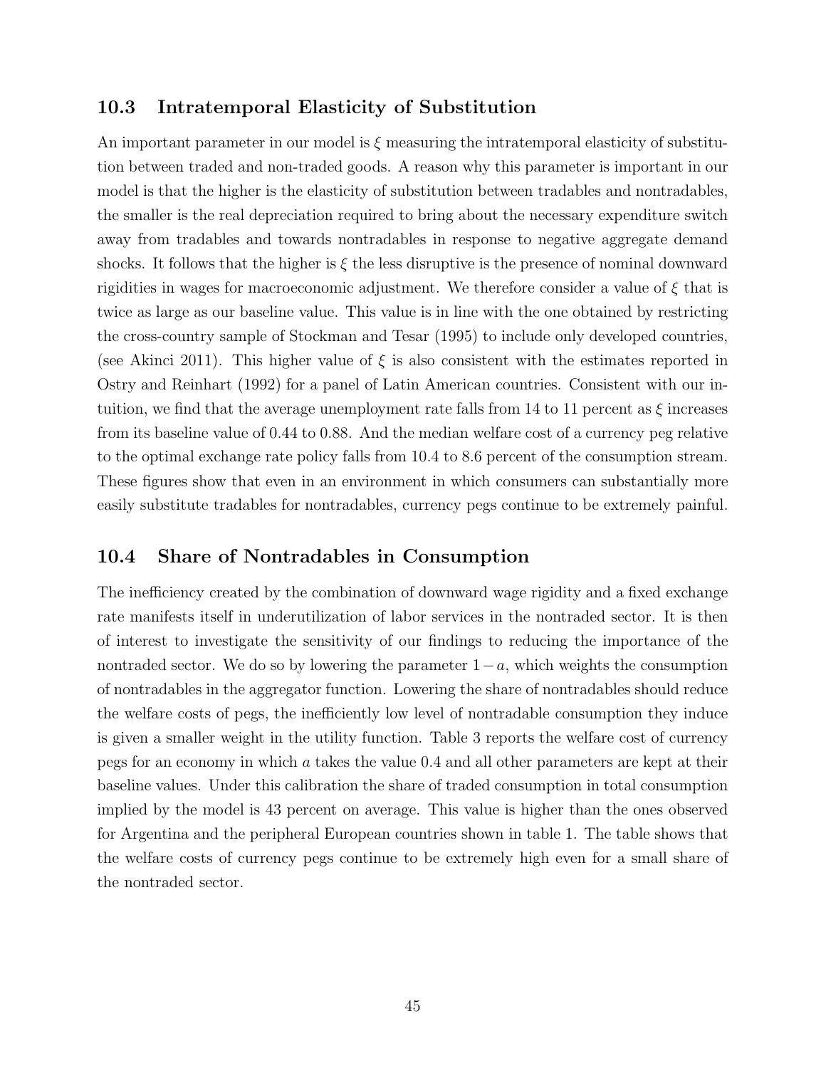## 10.3 Intratemporal Elasticity of Substitution

An important parameter in our model is $\xi$ measuring the intratemporal elasticity of substitution between traded and non-traded goods. A reason why this parameter is important in our model is that the higher is the elasticity of substitution between tradables and nontradables, the smaller is the real depreciation required to bring about the necessary expenditure switch away from tradables and towards nontradables in response to negative aggregate demand shocks. It follows that the higher is $\xi$ the less disruptive is the presence of nominal downward rigidities in wages for macroeconomic adjustment. We therefore consider a value of $\xi$ that is twice as large as our baseline value. This value is in line with the one obtained by restricting the cross-country sample of Stockman and Tesar (1995) to include only developed countries, (see Akinci 2011). This higher value of $\xi$ is also consistent with the estimates reported in Ostry and Reinhart (1992) for a panel of Latin American countries. Consistent with our intuition, we find that the average unemployment rate falls from 14 to 11 percent as $\xi$ increases from its baseline value of 0.44 to 0.88. And the median welfare cost of a currency peg relative to the optimal exchange rate policy falls from 10.4 to 8.6 percent of the consumption stream. These figures show that even in an environment in which consumers can substantially more easily substitute tradables for nontradables, currency pegs continue to be extremely painful.

## 10.4 Share of Nontradables in Consumption

The inefficiency created by the combination of downward wage rigidity and a fixed exchange rate manifests itself in underutilization of labor services in the nontraded sector. It is then of interest to investigate the sensitivity of our findings to reducing the importance of the nontraded sector. We do so by lowering the parameter $1-a$, which weights the consumption of nontradables in the aggregator function. Lowering the share of nontradables should reduce the welfare costs of pegs, the inefficiently low level of nontradable consumption they induce is given a smaller weight in the utility function. Table 3 reports the welfare cost of currency pegs for an economy in which $a$ takes the value 0.4 and all other parameters are kept at their baseline values. Under this calibration the share of traded consumption in total consumption implied by the model is 43 percent on average. This value is higher than the ones observed for Argentina and the peripheral European countries shown in table 1. The table shows that the welfare costs of currency pegs continue to be extremely high even for a small share of the nontraded sector.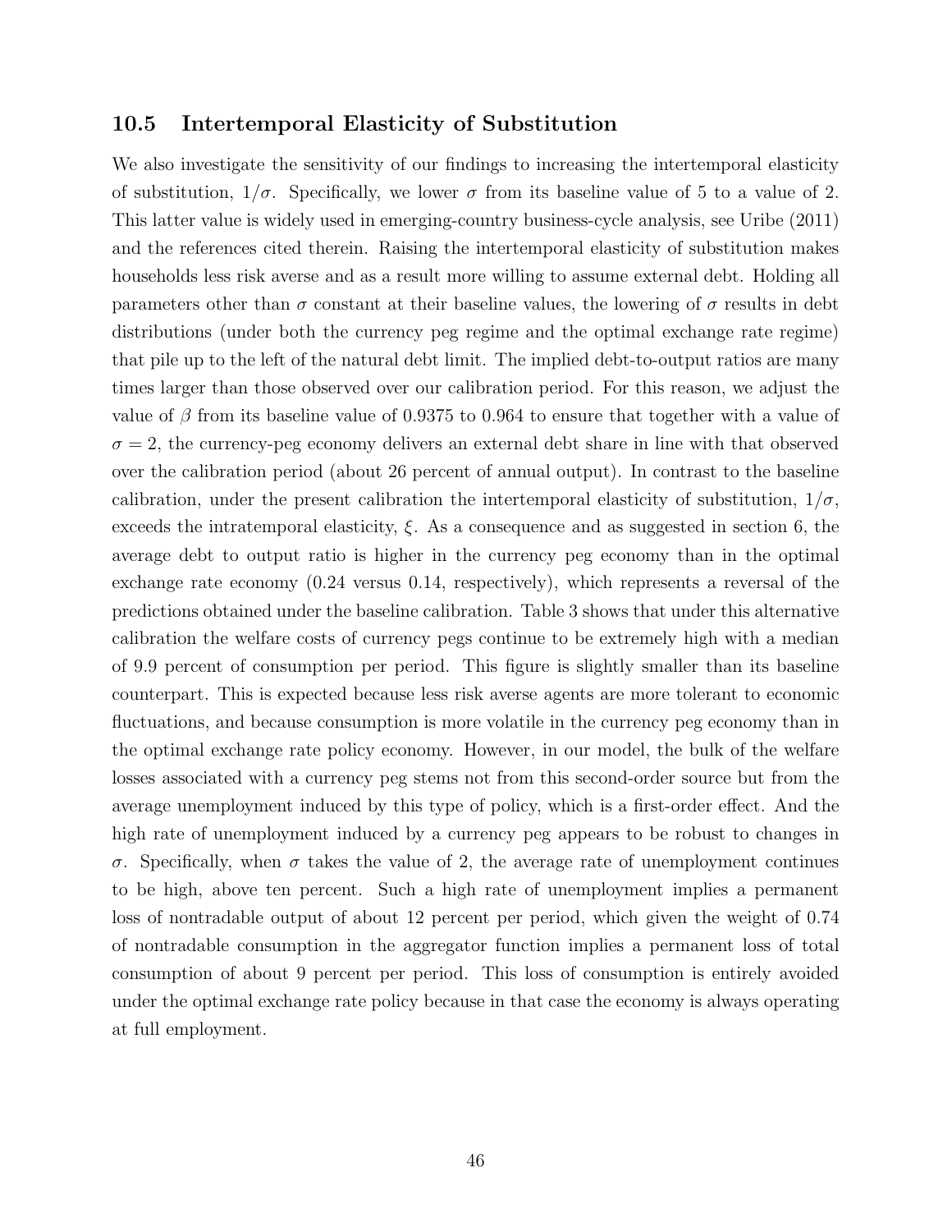### 10.5 Intertemporal Elasticity of Substitution

We also investigate the sensitivity of our findings to increasing the intertemporal elasticity of substitution, $1/\sigma$. Specifically, we lower $\sigma$ from its baseline value of 5 to a value of 2. This latter value is widely used in emerging-country business-cycle analysis, see Uribe (2011) and the references cited therein. Raising the intertemporal elasticity of substitution makes households less risk averse and as a result more willing to assume external debt. Holding all parameters other than $\sigma$ constant at their baseline values, the lowering of $\sigma$ results in debt distributions (under both the currency peg regime and the optimal exchange rate regime) that pile up to the left of the natural debt limit. The implied debt-to-output ratios are many times larger than those observed over our calibration period. For this reason, we adjust the value of $\beta$ from its baseline value of 0.9375 to 0.964 to ensure that together with a value of $\sigma = 2$, the currency-peg economy delivers an external debt share in line with that observed over the calibration period (about 26 percent of annual output). In contrast to the baseline calibration, under the present calibration the intertemporal elasticity of substitution, $1/\sigma$, exceeds the intratemporal elasticity, $\xi$. As a consequence and as suggested in section 6, the average debt to output ratio is higher in the currency peg economy than in the optimal exchange rate economy (0.24 versus 0.14, respectively), which represents a reversal of the predictions obtained under the baseline calibration. Table 3 shows that under this alternative calibration the welfare costs of currency pegs continue to be extremely high with a median of 9.9 percent of consumption per period. This figure is slightly smaller than its baseline counterpart. This is expected because less risk averse agents are more tolerant to economic fluctuations, and because consumption is more volatile in the currency peg economy than in the optimal exchange rate policy economy. However, in our model, the bulk of the welfare losses associated with a currency peg stems not from this second-order source but from the average unemployment induced by this type of policy, which is a first-order effect. And the high rate of unemployment induced by a currency peg appears to be robust to changes in $\sigma$. Specifically, when $\sigma$ takes the value of 2, the average rate of unemployment continues to be high, above ten percent. Such a high rate of unemployment implies a permanent loss of nontradable output of about 12 percent per period, which given the weight of 0.74 of nontradable consumption in the aggregator function implies a permanent loss of total consumption of about 9 percent per period. This loss of consumption is entirely avoided under the optimal exchange rate policy because in that case the economy is always operating at full employment.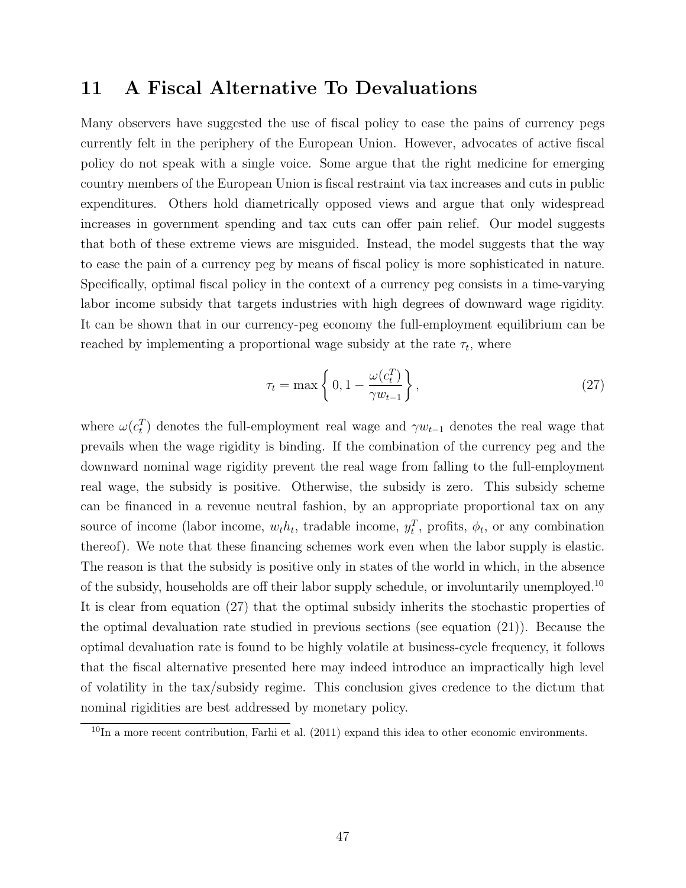# 11 A Fiscal Alternative To Devaluations

Many observers have suggested the use of fiscal policy to ease the pains of currency pegs currently felt in the periphery of the European Union. However, advocates of active fiscal policy do not speak with a single voice. Some argue that the right medicine for emerging country members of the European Union is fiscal restraint via tax increases and cuts in public expenditures. Others hold diametrically opposed views and argue that only widespread increases in government spending and tax cuts can offer pain relief. Our model suggests that both of these extreme views are misguided. Instead, the model suggests that the way to ease the pain of a currency peg by means of fiscal policy is more sophisticated in nature. Specifically, optimal fiscal policy in the context of a currency peg consists in a time-varying labor income subsidy that targets industries with high degrees of downward wage rigidity. It can be shown that in our currency-peg economy the full-employment equilibrium can be reached by implementing a proportional wage subsidy at the rate $\tau_t$, where

$$\tau_t = \max\left\{0, 1 - \frac{\omega(c_t^T)}{\gamma w_{t-1}}\right\}, \tag{27}$$

where $\omega(c_t^T)$ denotes the full-employment real wage and $\gamma w_{t-1}$ denotes the real wage that prevails when the wage rigidity is binding. If the combination of the currency peg and the downward nominal wage rigidity prevent the real wage from falling to the full-employment real wage, the subsidy is positive. Otherwise, the subsidy is zero. This subsidy scheme can be financed in a revenue neutral fashion, by an appropriate proportional tax on any source of income (labor income, $w_t h_t$, tradable income, $y_t^T$, profits, $\phi_t$, or any combination thereof). We note that these financing schemes work even when the labor supply is elastic. The reason is that the subsidy is positive only in states of the world in which, in the absence of the subsidy, households are off their labor supply schedule, or involuntarily unemployed.[10] It is clear from equation (27) that the optimal subsidy inherits the stochastic properties of the optimal devaluation rate studied in previous sections (see equation (21)). Because the optimal devaluation rate is found to be highly volatile at business-cycle frequency, it follows that the fiscal alternative presented here may indeed introduce an impractically high level of volatility in the tax/subsidy regime. This conclusion gives credence to the dictum that nominal rigidities are best addressed by monetary policy.

[10] In a more recent contribution, Farhi et al. (2011) expand this idea to other economic environments.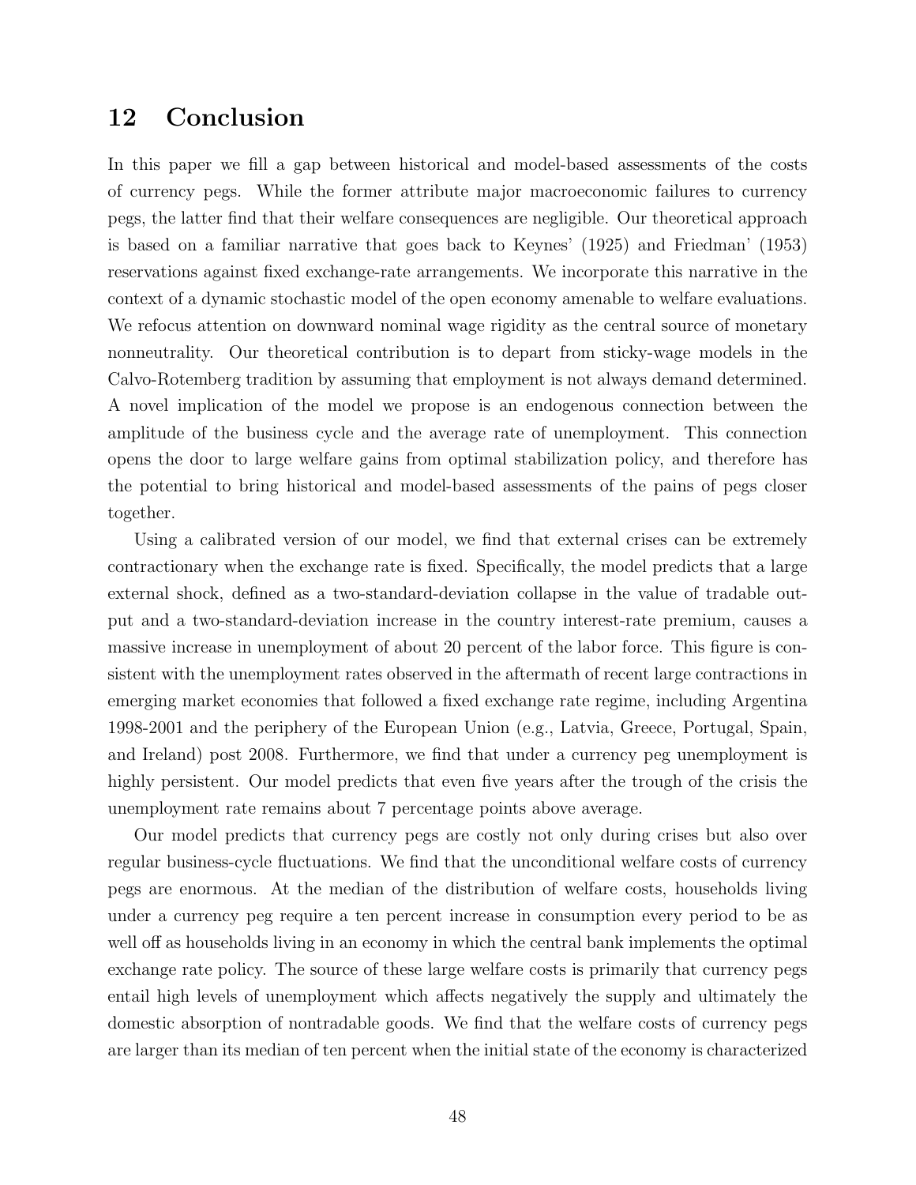## 12 Conclusion

In this paper we fill a gap between historical and model-based assessments of the costs of currency pegs. While the former attribute major macroeconomic failures to currency pegs, the latter find that their welfare consequences are negligible. Our theoretical approach is based on a familiar narrative that goes back to Keynes' (1925) and Friedman' (1953) reservations against fixed exchange-rate arrangements. We incorporate this narrative in the context of a dynamic stochastic model of the open economy amenable to welfare evaluations. We refocus attention on downward nominal wage rigidity as the central source of monetary nonneutrality. Our theoretical contribution is to depart from sticky-wage models in the Calvo-Rotemberg tradition by assuming that employment is not always demand determined. A novel implication of the model we propose is an endogenous connection between the amplitude of the business cycle and the average rate of unemployment. This connection opens the door to large welfare gains from optimal stabilization policy, and therefore has the potential to bring historical and model-based assessments of the pains of pegs closer together.

Using a calibrated version of our model, we find that external crises can be extremely contractionary when the exchange rate is fixed. Specifically, the model predicts that a large external shock, defined as a two-standard-deviation collapse in the value of tradable output and a two-standard-deviation increase in the country interest-rate premium, causes a massive increase in unemployment of about 20 percent of the labor force. This figure is consistent with the unemployment rates observed in the aftermath of recent large contractions in emerging market economies that followed a fixed exchange rate regime, including Argentina 1998-2001 and the periphery of the European Union (e.g., Latvia, Greece, Portugal, Spain, and Ireland) post 2008. Furthermore, we find that under a currency peg unemployment is highly persistent. Our model predicts that even five years after the trough of the crisis the unemployment rate remains about 7 percentage points above average.

Our model predicts that currency pegs are costly not only during crises but also over regular business-cycle fluctuations. We find that the unconditional welfare costs of currency pegs are enormous. At the median of the distribution of welfare costs, households living under a currency peg require a ten percent increase in consumption every period to be as well off as households living in an economy in which the central bank implements the optimal exchange rate policy. The source of these large welfare costs is primarily that currency pegs entail high levels of unemployment which affects negatively the supply and ultimately the domestic absorption of nontradable goods. We find that the welfare costs of currency pegs are larger than its median of ten percent when the initial state of the economy is characterized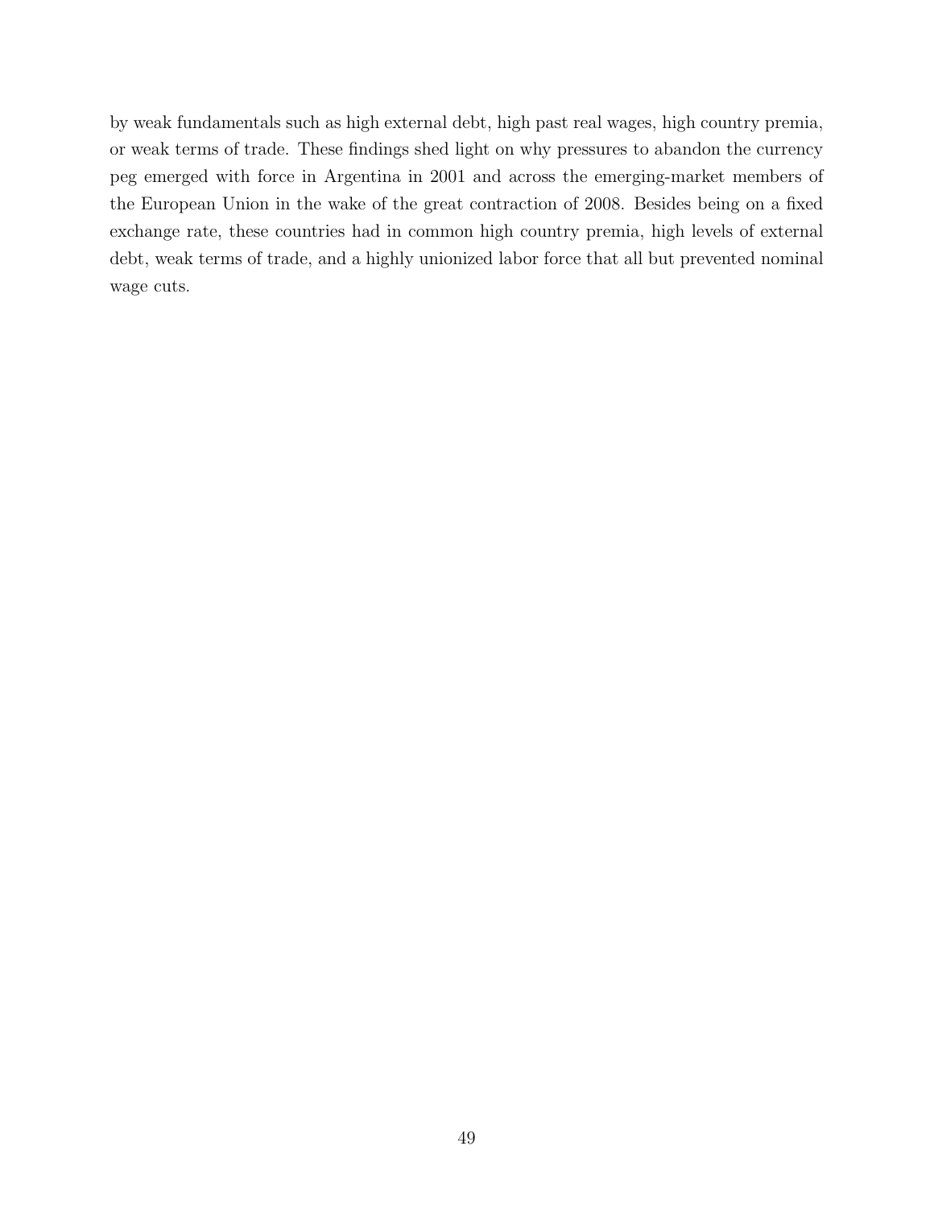by weak fundamentals such as high external debt, high past real wages, high country premia, or weak terms of trade. These findings shed light on why pressures to abandon the currency peg emerged with force in Argentina in 2001 and across the emerging-market members of the European Union in the wake of the great contraction of 2008. Besides being on a fixed exchange rate, these countries had in common high country premia, high levels of external debt, weak terms of trade, and a highly unionized labor force that all but prevented nominal wage cuts.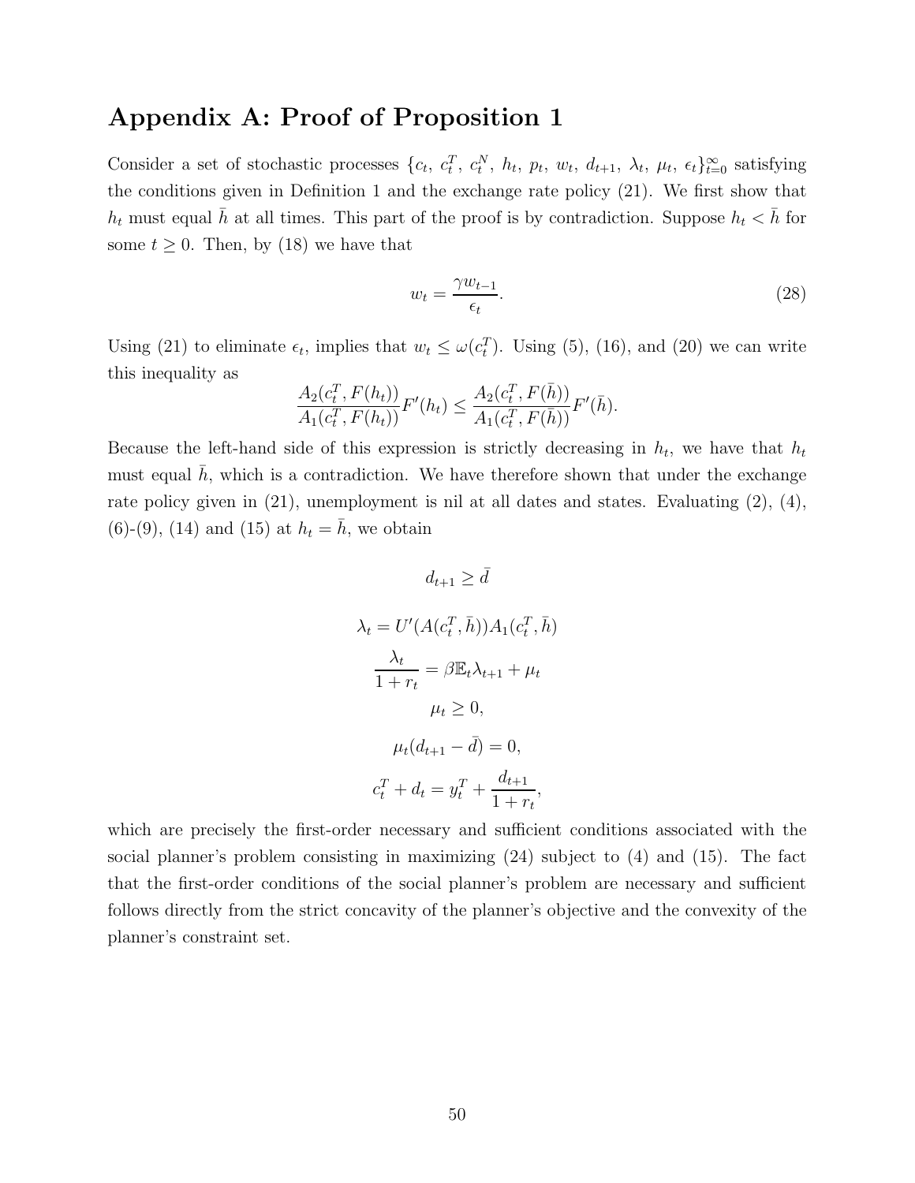## Appendix A: Proof of Proposition 1

Consider a set of stochastic processes $\{c_t,\ c_t^T,\ c_t^N,\ h_t,\ p_t,\ w_t,\ d_{t+1},\ \lambda_t,\ \mu_t,\ \epsilon_t\}_{t=0}^{\infty}$ satisfying the conditions given in Definition 1 and the exchange rate policy (21). We first show that $h_t$ must equal $\bar{h}$ at all times. This part of the proof is by contradiction. Suppose $h_t < \bar{h}$ for some $t \geq 0$. Then, by (18) we have that

$$w_t = \frac{\gamma w_{t-1}}{\epsilon_t}. \tag{28}$$

Using (21) to eliminate $\epsilon_t$, implies that $w_t \leq \omega(c_t^T)$. Using (5), (16), and (20) we can write this inequality as

$$\frac{A_2(c_t^T, F(h_t))}{A_1(c_t^T, F(h_t))} F'(h_t) \leq \frac{A_2(c_t^T, F(\bar{h}))}{A_1(c_t^T, F(\bar{h}))} F'(\bar{h}).$$

Because the left-hand side of this expression is strictly decreasing in $h_t$, we have that $h_t$ must equal $\bar{h}$, which is a contradiction. We have therefore shown that under the exchange rate policy given in (21), unemployment is nil at all dates and states. Evaluating (2), (4), (6)-(9), (14) and (15) at $h_t = \bar{h}$, we obtain

$$d_{t+1} \geq \bar{d}$$

$$\lambda_t = U'(A(c_t^T, \bar{h}))A_1(c_t^T, \bar{h})$$

$$\frac{\lambda_t}{1 + r_t} = \beta \mathbb{E}_t \lambda_{t+1} + \mu_t$$

$$\mu_t \geq 0,$$

$$\mu_t(d_{t+1} - \bar{d}) = 0,$$

$$c_t^T + d_t = y_t^T + \frac{d_{t+1}}{1 + r_t},$$

which are precisely the first-order necessary and sufficient conditions associated with the social planner's problem consisting in maximizing (24) subject to (4) and (15). The fact that the first-order conditions of the social planner's problem are necessary and sufficient follows directly from the strict concavity of the planner's objective and the convexity of the planner's constraint set.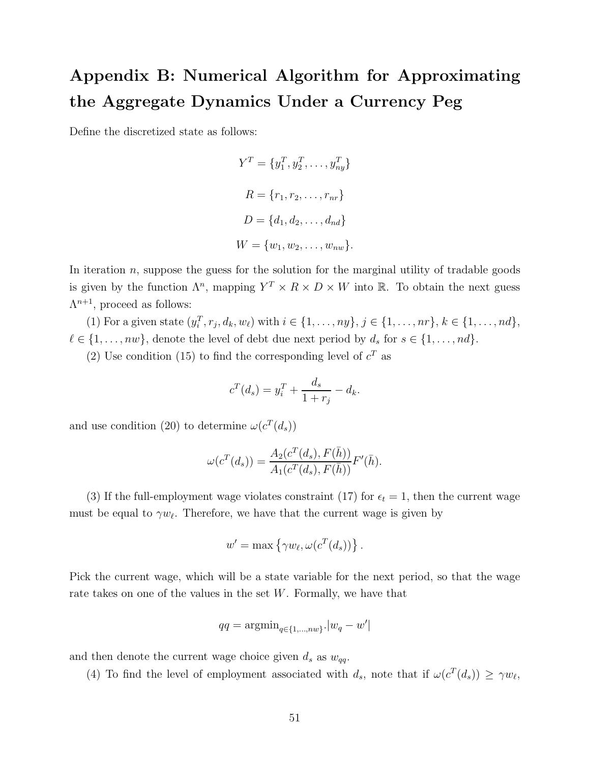# Appendix B: Numerical Algorithm for Approximating the Aggregate Dynamics Under a Currency Peg

Define the discretized state as follows:

$$Y^T = \{y_1^T, y_2^T, \ldots, y_{ny}^T\}$$

$$R = \{r_1, r_2, \ldots, r_{nr}\}$$

$$D = \{d_1, d_2, \ldots, d_{nd}\}$$

$$W = \{w_1, w_2, \ldots, w_{nw}\}.$$

In iteration $n$, suppose the guess for the solution for the marginal utility of tradable goods is given by the function $\Lambda^n$, mapping $Y^T \times R \times D \times W$ into $\mathbb{R}$. To obtain the next guess $\Lambda^{n+1}$, proceed as follows:

(1) For a given state $(y_i^T, r_j, d_k, w_\ell)$ with $i \in \{1, \ldots, ny\}$, $j \in \{1, \ldots, nr\}$, $k \in \{1, \ldots, nd\}$, $\ell \in \{1, \ldots, nw\}$, denote the level of debt due next period by $d_s$ for $s \in \{1, \ldots, nd\}$.

(2) Use condition (15) to find the corresponding level of $c^T$ as

$$c^T(d_s) = y_i^T + \frac{d_s}{1+r_j} - d_k.$$

and use condition (20) to determine $\omega(c^T(d_s))$

$$\omega(c^T(d_s)) = \frac{A_2(c^T(d_s), F(\bar{h}))}{A_1(c^T(d_s), F(\bar{h}))} F'(\bar{h}).$$

(3) If the full-employment wage violates constraint (17) for $\epsilon_t = 1$, then the current wage must be equal to $\gamma w_\ell$. Therefore, we have that the current wage is given by

$$w' = \max\left\{\gamma w_\ell, \omega(c^T(d_s))\right\}.$$

Pick the current wage, which will be a state variable for the next period, so that the wage rate takes on one of the values in the set $W$. Formally, we have that

$$qq = \text{argmin}_{q \in \{1,\ldots,nw\}} \cdot |w_q - w'|$$

and then denote the current wage choice given $d_s$ as $w_{qq}$.

(4) To find the level of employment associated with $d_s$, note that if $\omega(c^T(d_s)) \geq \gamma w_\ell$,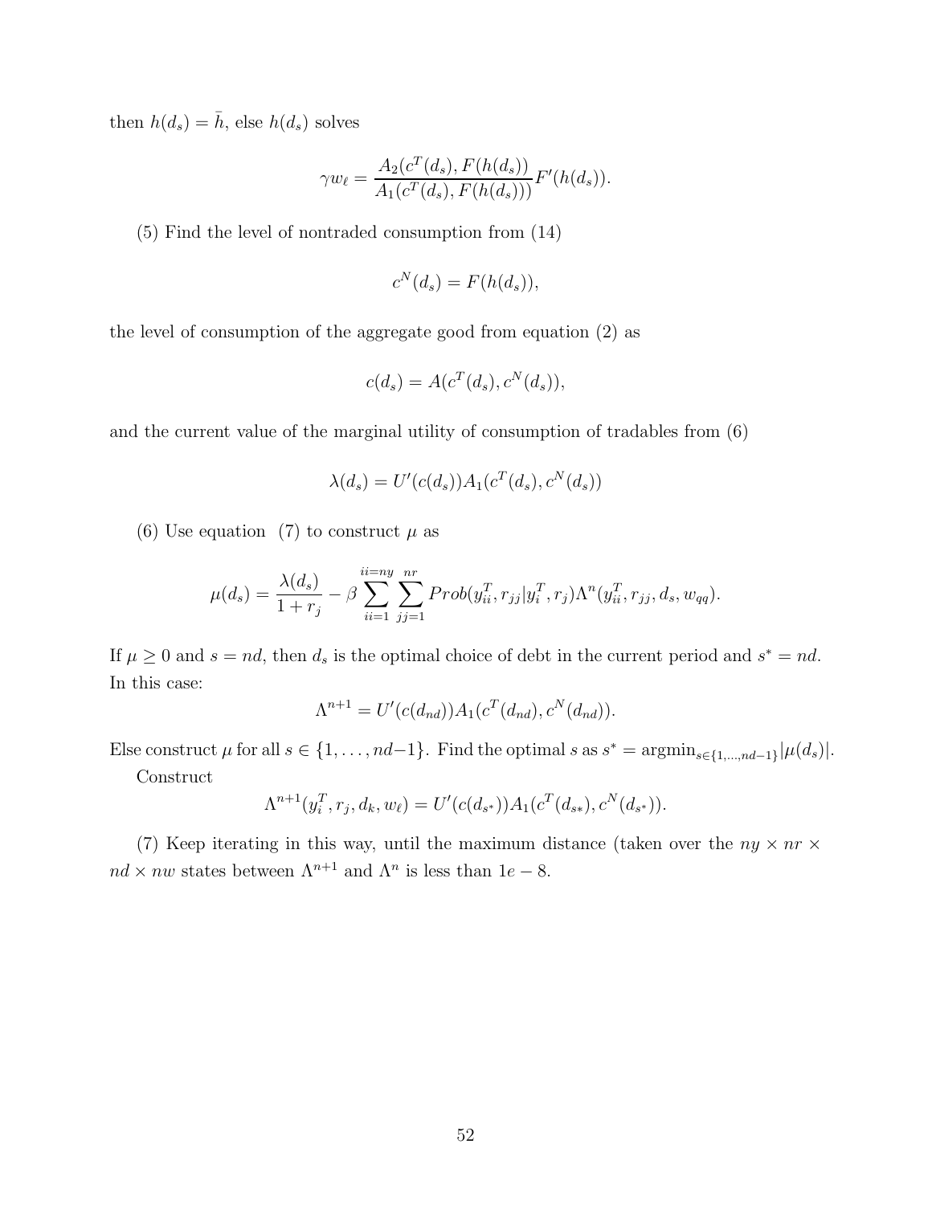then $h(d_s) = \bar{h}$, else $h(d_s)$ solves

$$\gamma w_\ell = \frac{A_2(c^T(d_s), F(h(d_s))}{A_1(c^T(d_s), F(h(d_s)))} F'(h(d_s)).$$

(5) Find the level of nontraded consumption from (14)

$$c^N(d_s) = F(h(d_s)),$$

the level of consumption of the aggregate good from equation (2) as

$$c(d_s) = A(c^T(d_s), c^N(d_s)),$$

and the current value of the marginal utility of consumption of tradables from (6)

$$\lambda(d_s) = U'(c(d_s))A_1(c^T(d_s), c^N(d_s))$$

(6) Use equation (7) to construct $\mu$ as

$$\mu(d_s) = \frac{\lambda(d_s)}{1+r_j} - \beta \sum_{ii=1}^{ii=ny} \sum_{jj=1}^{nr} Prob(y^T_{ii}, r_{jj}|y^T_i, r_j)\Lambda^n(y^T_{ii}, r_{jj}, d_s, w_{qq}).$$

If $\mu \geq 0$ and $s = nd$, then $d_s$ is the optimal choice of debt in the current period and $s^* = nd$. In this case:

$$\Lambda^{n+1} = U'(c(d_{nd}))A_1(c^T(d_{nd}), c^N(d_{nd})).$$

Else construct $\mu$ for all $s \in \{1, \ldots, nd-1\}$. Find the optimal $s$ as $s^* = \text{argmin}_{s \in \{1,\ldots,nd-1\}} |\mu(d_s)|$.

Construct

$$\Lambda^{n+1}(y^T_i, r_j, d_k, w_\ell) = U'(c(d_{s^*}))A_1(c^T(d_{s*}), c^N(d_{s^*})).$$

(7) Keep iterating in this way, until the maximum distance (taken over the $ny \times nr \times nd \times nw$ states between $\Lambda^{n+1}$ and $\Lambda^n$ is less than $1e-8$.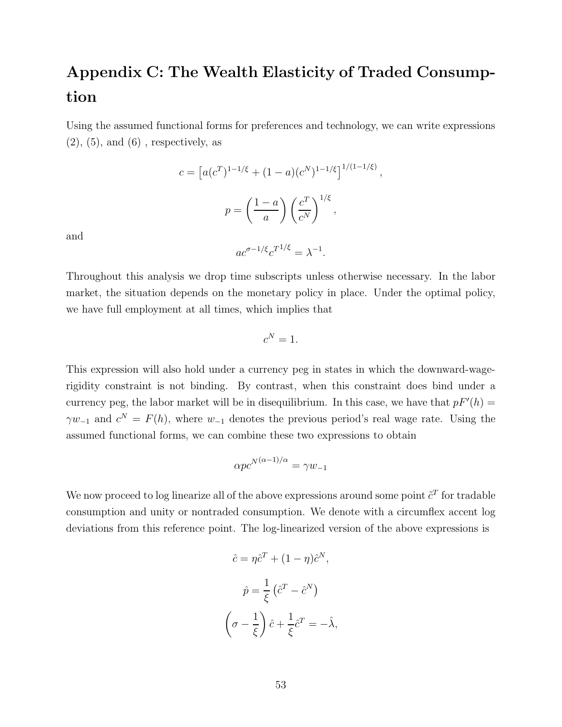# Appendix C: The Wealth Elasticity of Traded Consumption

Using the assumed functional forms for preferences and technology, we can write expressions (2), (5), and (6) , respectively, as

$$c = \left[a(c^T)^{1-1/\xi} + (1-a)(c^N)^{1-1/\xi}\right]^{1/(1-1/\xi)},$$

$$p = \left(\frac{1-a}{a}\right)\left(\frac{c^T}{c^N}\right)^{1/\xi},$$

and

$$ac^{\sigma-1/\xi}c^{T^{1/\xi}} = \lambda^{-1}.$$

Throughout this analysis we drop time subscripts unless otherwise necessary. In the labor market, the situation depends on the monetary policy in place. Under the optimal policy, we have full employment at all times, which implies that

$$c^N = 1.$$

This expression will also hold under a currency peg in states in which the downward-wage-rigidity constraint is not binding. By contrast, when this constraint does bind under a currency peg, the labor market will be in disequilibrium. In this case, we have that $pF'(h) = \gamma w_{-1}$ and $c^N = F(h)$, where $w_{-1}$ denotes the previous period's real wage rate. Using the assumed functional forms, we can combine these two expressions to obtain

$$\alpha p c^{N^{(\alpha-1)/\alpha}} = \gamma w_{-1}$$

We now proceed to log linearize all of the above expressions around some point $\tilde{c}^T$ for tradable consumption and unity or nontraded consumption. We denote with a circumflex accent log deviations from this reference point. The log-linearized version of the above expressions is

$$\hat{c} = \eta\hat{c}^T + (1-\eta)\hat{c}^N,$$

$$\hat{p} = \frac{1}{\xi}\left(\hat{c}^T - \hat{c}^N\right)$$

$$\left(\sigma - \frac{1}{\xi}\right)\hat{c} + \frac{1}{\xi}\hat{c}^T = -\hat{\lambda},$$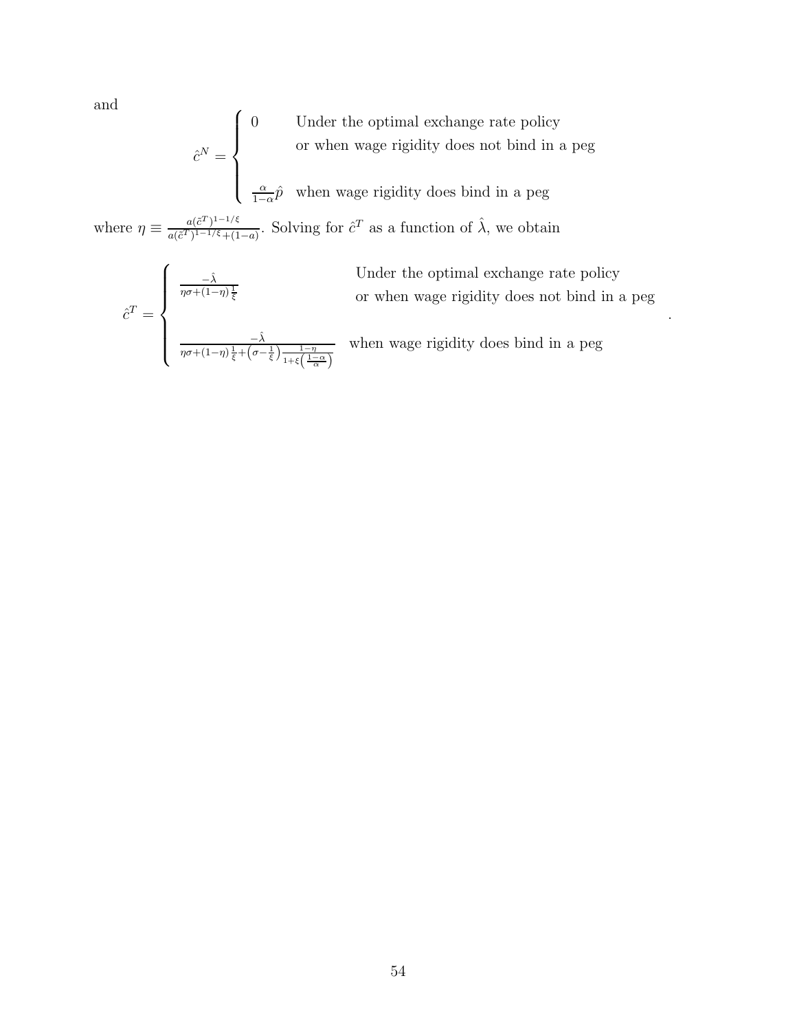and

$$
\hat{c}^N = \begin{cases} 0 & \text{Under the optimal exchange rate policy} \\ & \text{or when wage rigidity does not bind in a peg} \\ & \\ \frac{\alpha}{1-\alpha}\hat{p} & \text{when wage rigidity does bind in a peg} \end{cases}
$$

where $\eta \equiv \frac{a(\bar{c}^T)^{1-1/\xi}}{a(\bar{c}^T)^{1-1/\xi}+(1-a)}$. Solving for $\hat{c}^T$ as a function of $\hat{\lambda}$, we obtain

$$
\hat{c}^T = \begin{cases} \frac{-\hat{\lambda}}{\eta\sigma+(1-\eta)\frac{1}{\xi}} & \text{Under the optimal exchange rate policy} \\ & \text{or when wage rigidity does not bind in a peg} \\ & \\ \frac{-\hat{\lambda}}{\eta\sigma+(1-\eta)\frac{1}{\xi}+\left(\sigma-\frac{1}{\xi}\right)\frac{1-\eta}{1+\xi\left(\frac{1-\alpha}{\alpha}\right)}} & \text{when wage rigidity does bind in a peg} \end{cases}.
$$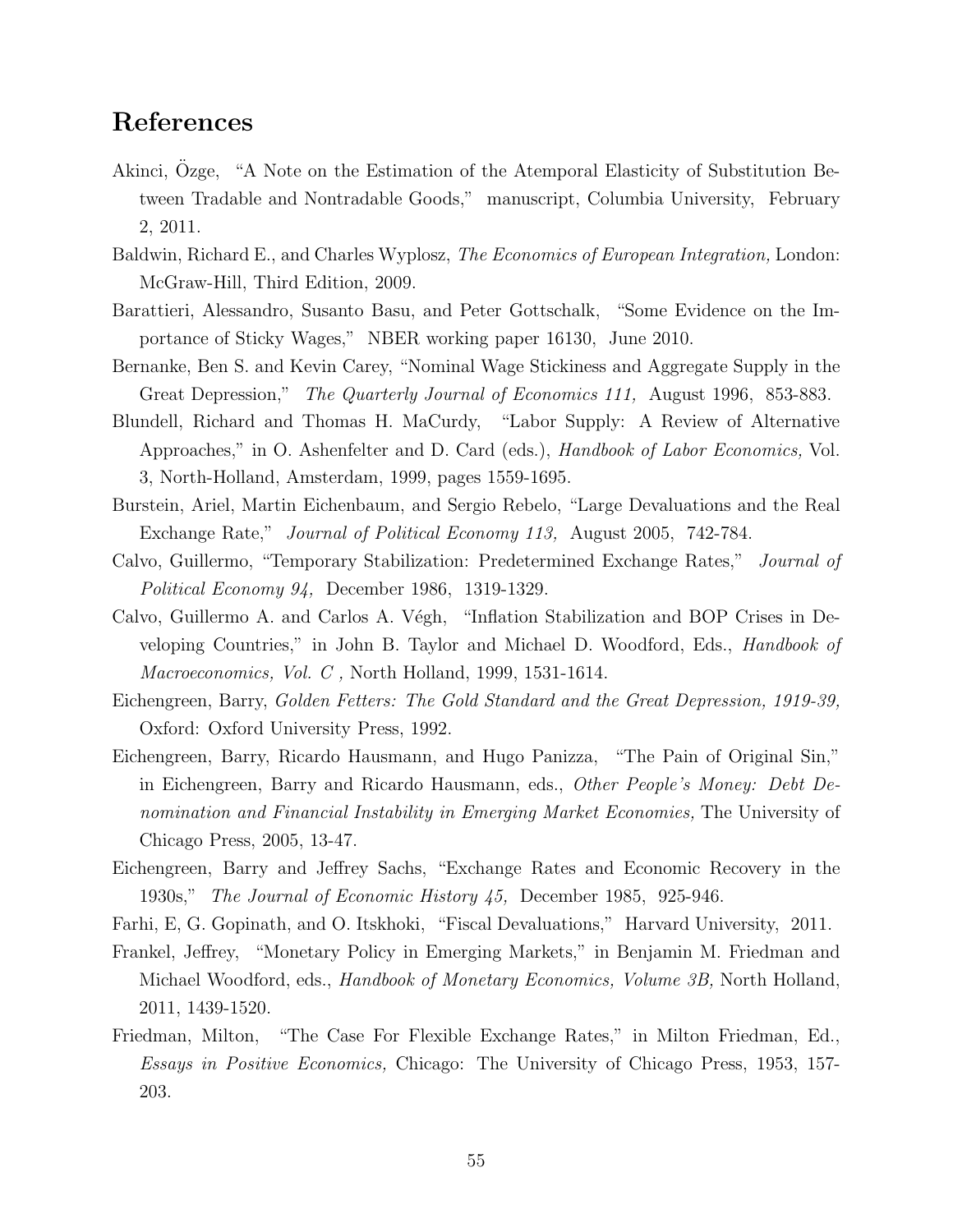## References

Akinci, Özge, "A Note on the Estimation of the Atemporal Elasticity of Substitution Between Tradable and Nontradable Goods," manuscript, Columbia University, February 2, 2011.

Baldwin, Richard E., and Charles Wyplosz, *The Economics of European Integration,* London: McGraw-Hill, Third Edition, 2009.

Barattieri, Alessandro, Susanto Basu, and Peter Gottschalk, "Some Evidence on the Importance of Sticky Wages," NBER working paper 16130, June 2010.

Bernanke, Ben S. and Kevin Carey, "Nominal Wage Stickiness and Aggregate Supply in the Great Depression," *The Quarterly Journal of Economics 111,* August 1996, 853-883.

Blundell, Richard and Thomas H. MaCurdy, "Labor Supply: A Review of Alternative Approaches," in O. Ashenfelter and D. Card (eds.), *Handbook of Labor Economics,* Vol. 3, North-Holland, Amsterdam, 1999, pages 1559-1695.

Burstein, Ariel, Martin Eichenbaum, and Sergio Rebelo, "Large Devaluations and the Real Exchange Rate," *Journal of Political Economy 113,* August 2005, 742-784.

Calvo, Guillermo, "Temporary Stabilization: Predetermined Exchange Rates," *Journal of Political Economy 94,* December 1986, 1319-1329.

Calvo, Guillermo A. and Carlos A. Végh, "Inflation Stabilization and BOP Crises in Developing Countries," in John B. Taylor and Michael D. Woodford, Eds., *Handbook of Macroeconomics, Vol. C ,* North Holland, 1999, 1531-1614.

Eichengreen, Barry, *Golden Fetters: The Gold Standard and the Great Depression, 1919-39,* Oxford: Oxford University Press, 1992.

Eichengreen, Barry, Ricardo Hausmann, and Hugo Panizza, "The Pain of Original Sin," in Eichengreen, Barry and Ricardo Hausmann, eds., *Other People's Money: Debt Denomination and Financial Instability in Emerging Market Economies,* The University of Chicago Press, 2005, 13-47.

Eichengreen, Barry and Jeffrey Sachs, "Exchange Rates and Economic Recovery in the 1930s," *The Journal of Economic History 45,* December 1985, 925-946.

Farhi, E, G. Gopinath, and O. Itskhoki, "Fiscal Devaluations," Harvard University, 2011.

Frankel, Jeffrey, "Monetary Policy in Emerging Markets," in Benjamin M. Friedman and Michael Woodford, eds., *Handbook of Monetary Economics, Volume 3B,* North Holland, 2011, 1439-1520.

Friedman, Milton, "The Case For Flexible Exchange Rates," in Milton Friedman, Ed., *Essays in Positive Economics,* Chicago: The University of Chicago Press, 1953, 157-203.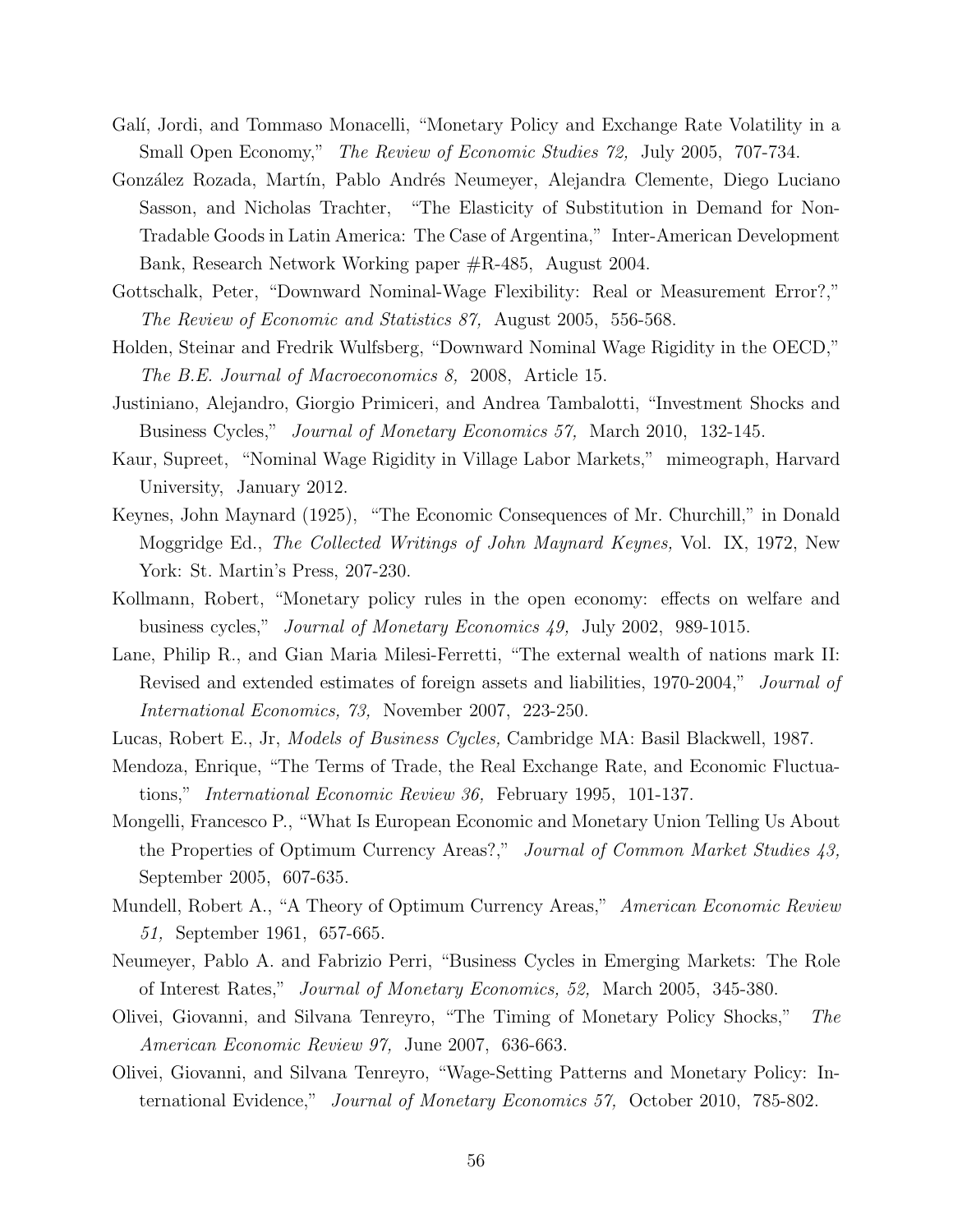Galí, Jordi, and Tommaso Monacelli, "Monetary Policy and Exchange Rate Volatility in a Small Open Economy," *The Review of Economic Studies 72,* July 2005, 707-734.

González Rozada, Martín, Pablo Andrés Neumeyer, Alejandra Clemente, Diego Luciano Sasson, and Nicholas Trachter, "The Elasticity of Substitution in Demand for Non-Tradable Goods in Latin America: The Case of Argentina," Inter-American Development Bank, Research Network Working paper #R-485, August 2004.

Gottschalk, Peter, "Downward Nominal-Wage Flexibility: Real or Measurement Error?," *The Review of Economic and Statistics 87,* August 2005, 556-568.

Holden, Steinar and Fredrik Wulfsberg, "Downward Nominal Wage Rigidity in the OECD," *The B.E. Journal of Macroeconomics 8,* 2008, Article 15.

Justiniano, Alejandro, Giorgio Primiceri, and Andrea Tambalotti, "Investment Shocks and Business Cycles," *Journal of Monetary Economics 57,* March 2010, 132-145.

Kaur, Supreet, "Nominal Wage Rigidity in Village Labor Markets," mimeograph, Harvard University, January 2012.

Keynes, John Maynard (1925), "The Economic Consequences of Mr. Churchill," in Donald Moggridge Ed., *The Collected Writings of John Maynard Keynes,* Vol. IX, 1972, New York: St. Martin's Press, 207-230.

Kollmann, Robert, "Monetary policy rules in the open economy: effects on welfare and business cycles," *Journal of Monetary Economics 49,* July 2002, 989-1015.

Lane, Philip R., and Gian Maria Milesi-Ferretti, "The external wealth of nations mark II: Revised and extended estimates of foreign assets and liabilities, 1970-2004," *Journal of International Economics, 73,* November 2007, 223-250.

Lucas, Robert E., Jr, *Models of Business Cycles,* Cambridge MA: Basil Blackwell, 1987.

Mendoza, Enrique, "The Terms of Trade, the Real Exchange Rate, and Economic Fluctuations," *International Economic Review 36,* February 1995, 101-137.

Mongelli, Francesco P., "What Is European Economic and Monetary Union Telling Us About the Properties of Optimum Currency Areas?," *Journal of Common Market Studies 43,* September 2005, 607-635.

Mundell, Robert A., "A Theory of Optimum Currency Areas," *American Economic Review 51,* September 1961, 657-665.

Neumeyer, Pablo A. and Fabrizio Perri, "Business Cycles in Emerging Markets: The Role of Interest Rates," *Journal of Monetary Economics, 52,* March 2005, 345-380.

Olivei, Giovanni, and Silvana Tenreyro, "The Timing of Monetary Policy Shocks," *The American Economic Review 97,* June 2007, 636-663.

Olivei, Giovanni, and Silvana Tenreyro, "Wage-Setting Patterns and Monetary Policy: International Evidence," *Journal of Monetary Economics 57,* October 2010, 785-802.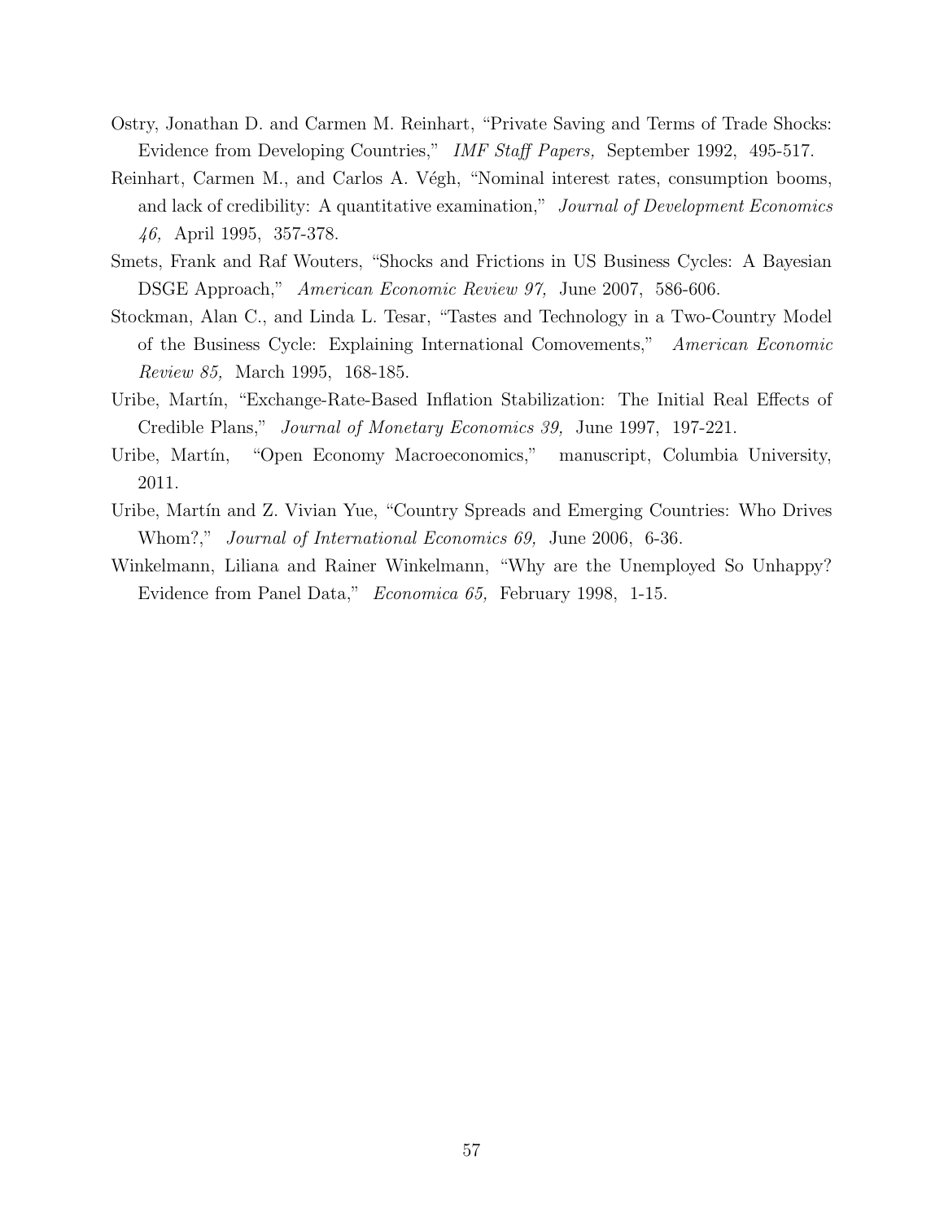Ostry, Jonathan D. and Carmen M. Reinhart, "Private Saving and Terms of Trade Shocks: Evidence from Developing Countries," *IMF Staff Papers,* September 1992, 495-517.

Reinhart, Carmen M., and Carlos A. Végh, "Nominal interest rates, consumption booms, and lack of credibility: A quantitative examination," *Journal of Development Economics 46,* April 1995, 357-378.

Smets, Frank and Raf Wouters, "Shocks and Frictions in US Business Cycles: A Bayesian DSGE Approach," *American Economic Review 97,* June 2007, 586-606.

Stockman, Alan C., and Linda L. Tesar, "Tastes and Technology in a Two-Country Model of the Business Cycle: Explaining International Comovements," *American Economic Review 85,* March 1995, 168-185.

Uribe, Martín, "Exchange-Rate-Based Inflation Stabilization: The Initial Real Effects of Credible Plans," *Journal of Monetary Economics 39,* June 1997, 197-221.

Uribe, Martín, "Open Economy Macroeconomics," manuscript, Columbia University, 2011.

Uribe, Martín and Z. Vivian Yue, "Country Spreads and Emerging Countries: Who Drives Whom?," *Journal of International Economics 69,* June 2006, 6-36.

Winkelmann, Liliana and Rainer Winkelmann, "Why are the Unemployed So Unhappy? Evidence from Panel Data," *Economica 65,* February 1998, 1-15.